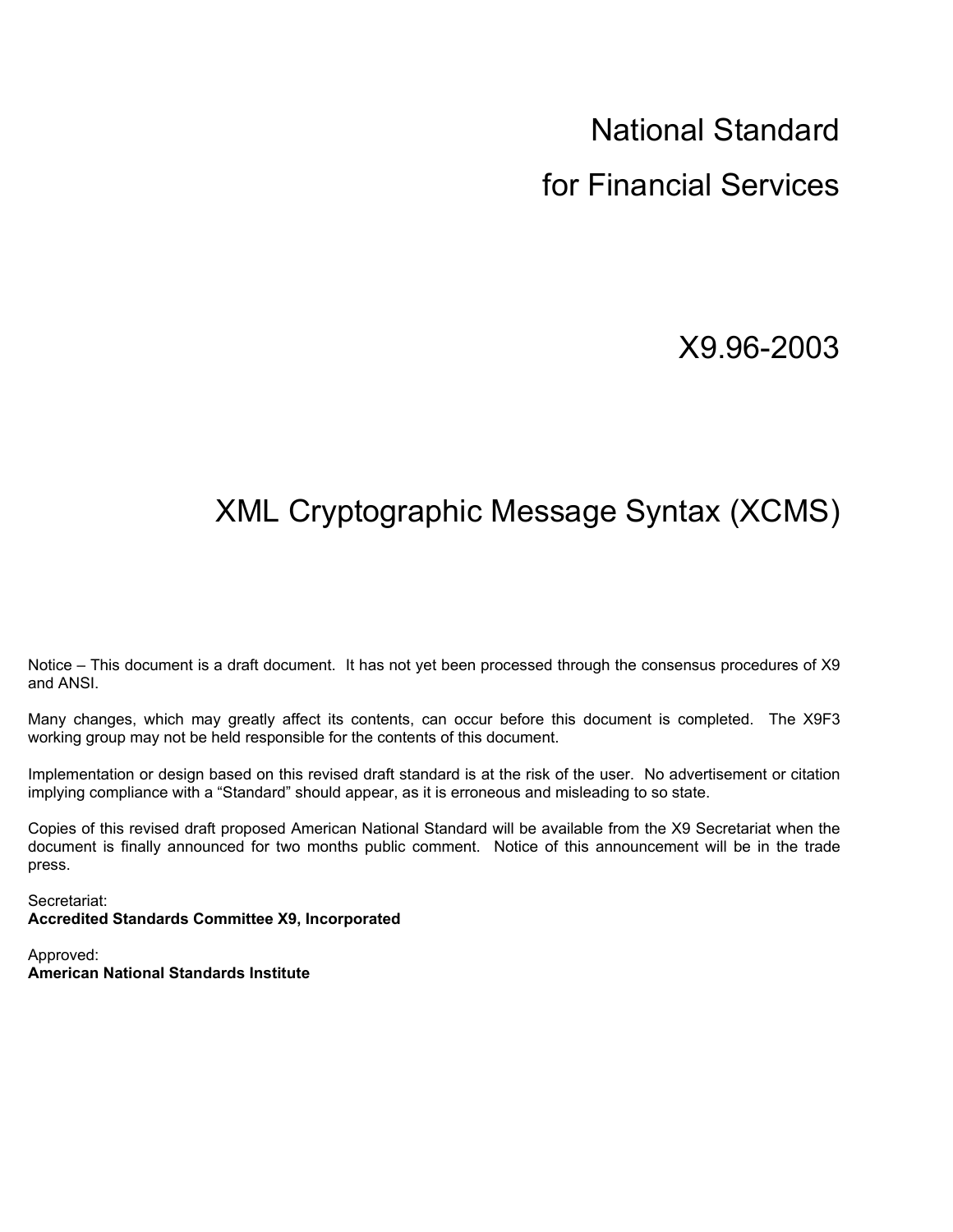# National Standard for Financial Services

# X9.96-2003

# XML Cryptographic Message Syntax (XCMS)

Notice – This document is a draft document. It has not yet been processed through the consensus procedures of X9 and ANSI.

Many changes, which may greatly affect its contents, can occur before this document is completed. The X9F3 working group may not be held responsible for the contents of this document.

Implementation or design based on this revised draft standard is at the risk of the user. No advertisement or citation implying compliance with a "Standard" should appear, as it is erroneous and misleading to so state.

Copies of this revised draft proposed American National Standard will be available from the X9 Secretariat when the document is finally announced for two months public comment. Notice of this announcement will be in the trade press.

Secretariat:
**Accredited Standards Committee X9, Incorporated**

Approved:
**American National Standards Institute**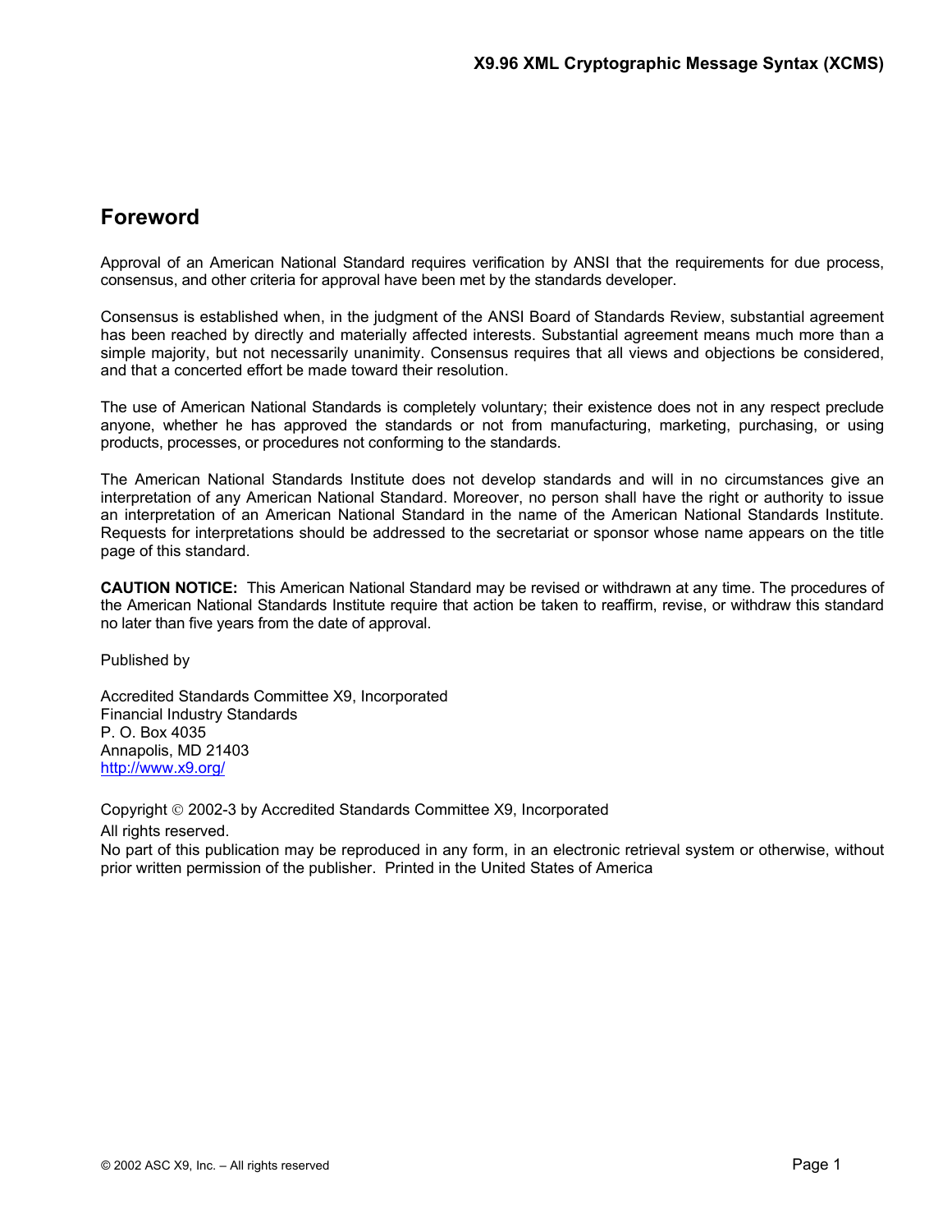# Foreword

Approval of an American National Standard requires verification by ANSI that the requirements for due process, consensus, and other criteria for approval have been met by the standards developer.

Consensus is established when, in the judgment of the ANSI Board of Standards Review, substantial agreement has been reached by directly and materially affected interests. Substantial agreement means much more than a simple majority, but not necessarily unanimity. Consensus requires that all views and objections be considered, and that a concerted effort be made toward their resolution.

The use of American National Standards is completely voluntary; their existence does not in any respect preclude anyone, whether he has approved the standards or not from manufacturing, marketing, purchasing, or using products, processes, or procedures not conforming to the standards.

The American National Standards Institute does not develop standards and will in no circumstances give an interpretation of any American National Standard. Moreover, no person shall have the right or authority to issue an interpretation of an American National Standard in the name of the American National Standards Institute. Requests for interpretations should be addressed to the secretariat or sponsor whose name appears on the title page of this standard.

**CAUTION NOTICE:** This American National Standard may be revised or withdrawn at any time. The procedures of the American National Standards Institute require that action be taken to reaffirm, revise, or withdraw this standard no later than five years from the date of approval.

Published by

Accredited Standards Committee X9, Incorporated
Financial Industry Standards
P. O. Box 4035
Annapolis, MD 21403
http://www.x9.org/

Copyright © 2002-3 by Accredited Standards Committee X9, Incorporated
All rights reserved.
No part of this publication may be reproduced in any form, in an electronic retrieval system or otherwise, without prior written permission of the publisher. Printed in the United States of America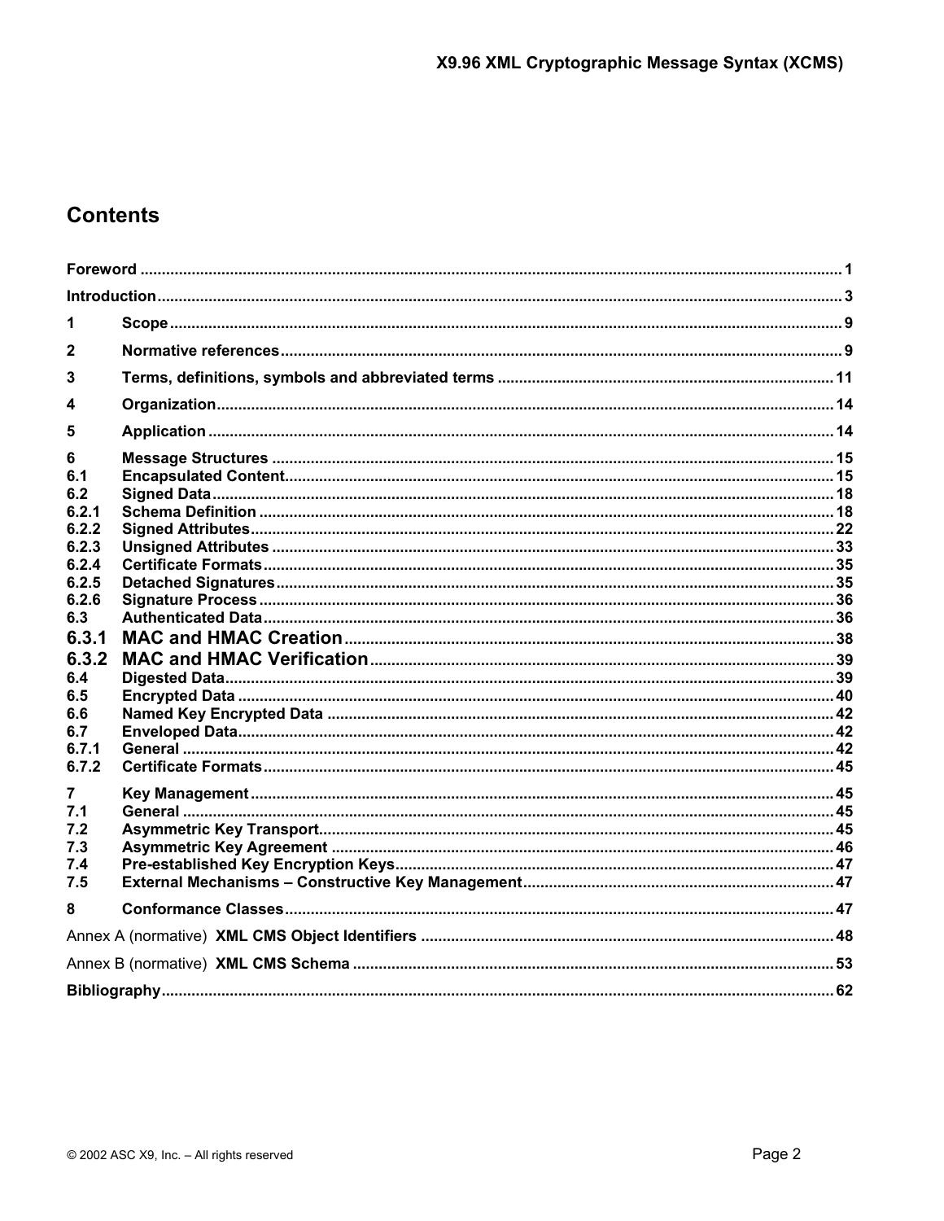# Contents

- **Foreword** 1
- **Introduction** 3
- **1 Scope** 9
- **2 Normative references** 9
- **3 Terms, definitions, symbols and abbreviated terms** 11
- **4 Organization** 14
- **5 Application** 14
- **6 Message Structures** 15
  - **6.1 Encapsulated Content** 15
  - **6.2 Signed Data** 18
    - **6.2.1 Schema Definition** 18
    - **6.2.2 Signed Attributes** 22
    - **6.2.3 Unsigned Attributes** 33
    - **6.2.4 Certificate Formats** 35
    - **6.2.5 Detached Signatures** 35
    - **6.2.6 Signature Process** 36
  - **6.3 Authenticated Data** 36
    - **6.3.1 MAC and HMAC Creation** 38
    - **6.3.2 MAC and HMAC Verification** 39
  - **6.4 Digested Data** 39
  - **6.5 Encrypted Data** 40
  - **6.6 Named Key Encrypted Data** 42
  - **6.7 Enveloped Data** 42
    - **6.7.1 General** 42
    - **6.7.2 Certificate Formats** 45
- **7 Key Management** 45
  - **7.1 General** 45
  - **7.2 Asymmetric Key Transport** 45
  - **7.3 Asymmetric Key Agreement** 46
  - **7.4 Pre-established Key Encryption Keys** 47
  - **7.5 External Mechanisms – Constructive Key Management** 47
- **8 Conformance Classes** 47
- Annex A (normative) **XML CMS Object Identifiers** 48
- Annex B (normative) **XML CMS Schema** 53
- **Bibliography** 62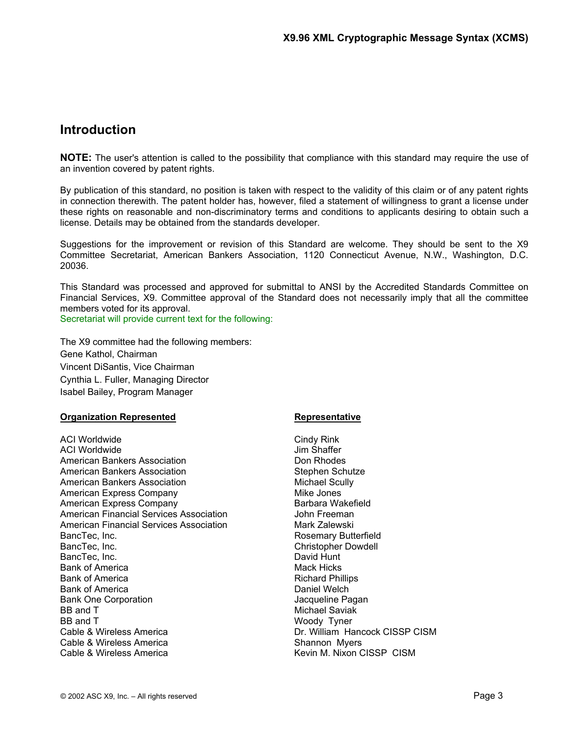# Introduction

**NOTE:** The user's attention is called to the possibility that compliance with this standard may require the use of an invention covered by patent rights.

By publication of this standard, no position is taken with respect to the validity of this claim or of any patent rights in connection therewith. The patent holder has, however, filed a statement of willingness to grant a license under these rights on reasonable and non-discriminatory terms and conditions to applicants desiring to obtain such a license. Details may be obtained from the standards developer.

Suggestions for the improvement or revision of this Standard are welcome. They should be sent to the X9 Committee Secretariat, American Bankers Association, 1120 Connecticut Avenue, N.W., Washington, D.C. 20036.

This Standard was processed and approved for submittal to ANSI by the Accredited Standards Committee on Financial Services, X9. Committee approval of the Standard does not necessarily imply that all the committee members voted for its approval.
Secretariat will provide current text for the following:

The X9 committee had the following members:
Gene Kathol, Chairman
Vincent DiSantis, Vice Chairman
Cynthia L. Fuller, Managing Director
Isabel Bailey, Program Manager

| **Organization Represented** | **Representative** |
|---|---|
| ACI Worldwide | Cindy Rink |
| ACI Worldwide | Jim Shaffer |
| American Bankers Association | Don Rhodes |
| American Bankers Association | Stephen Schutze |
| American Bankers Association | Michael Scully |
| American Express Company | Mike Jones |
| American Express Company | Barbara Wakefield |
| American Financial Services Association | John Freeman |
| American Financial Services Association | Mark Zalewski |
| BancTec, Inc. | Rosemary Butterfield |
| BancTec, Inc. | Christopher Dowdell |
| BancTec, Inc. | David Hunt |
| Bank of America | Mack Hicks |
| Bank of America | Richard Phillips |
| Bank of America | Daniel Welch |
| Bank One Corporation | Jacqueline Pagan |
| BB and T | Michael Saviak |
| BB and T | Woody Tyner |
| Cable & Wireless America | Dr. William Hancock CISSP CISM |
| Cable & Wireless America | Shannon Myers |
| Cable & Wireless America | Kevin M. Nixon CISSP CISM |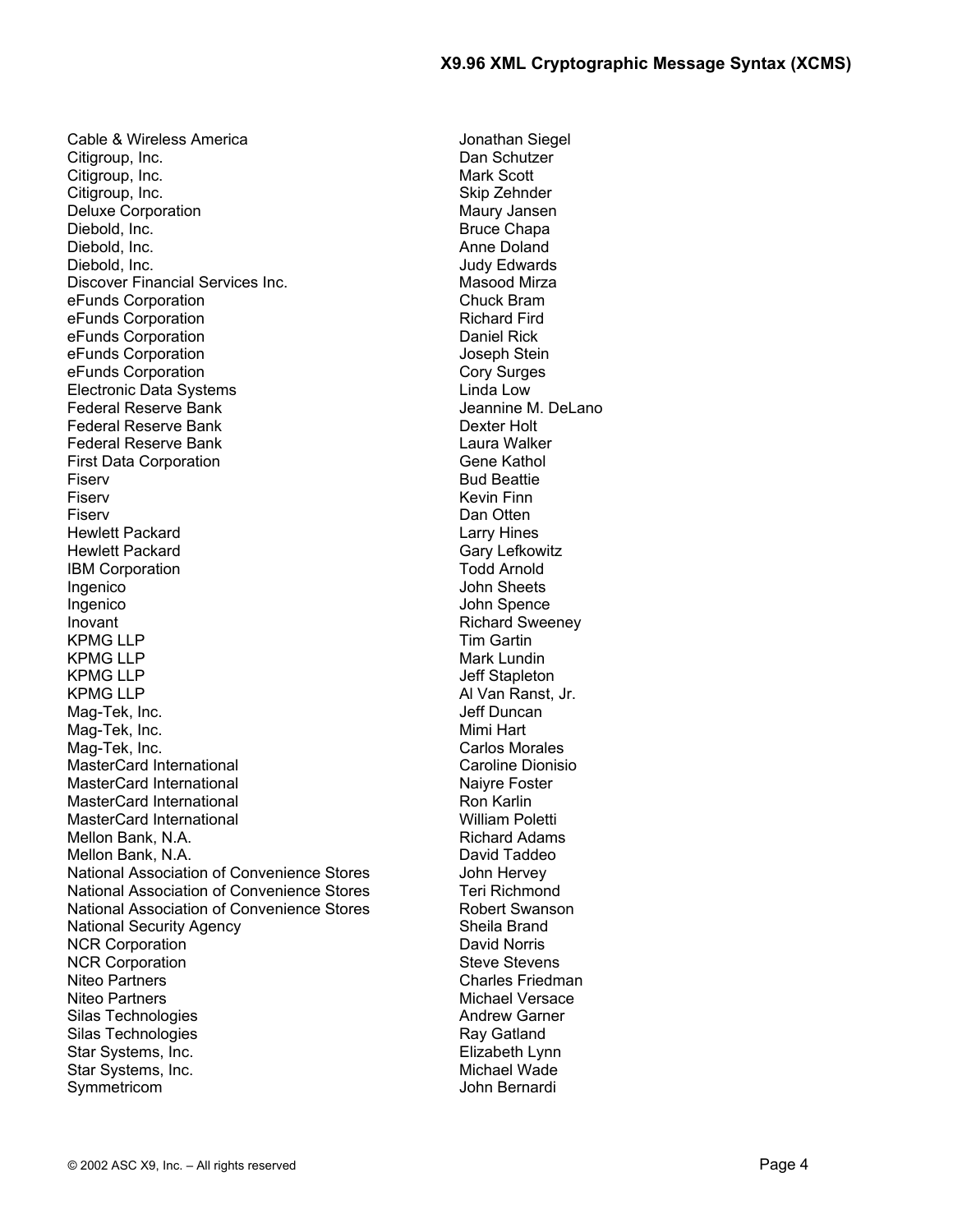| | |
|---|---|
| Cable & Wireless America | Jonathan Siegel |
| Citigroup, Inc. | Dan Schutzer |
| Citigroup, Inc. | Mark Scott |
| Citigroup, Inc. | Skip Zehnder |
| Deluxe Corporation | Maury Jansen |
| Diebold, Inc. | Bruce Chapa |
| Diebold, Inc. | Anne Doland |
| Diebold, Inc. | Judy Edwards |
| Discover Financial Services Inc. | Masood Mirza |
| eFunds Corporation | Chuck Bram |
| eFunds Corporation | Richard Fird |
| eFunds Corporation | Daniel Rick |
| eFunds Corporation | Joseph Stein |
| eFunds Corporation | Cory Surges |
| Electronic Data Systems | Linda Low |
| Federal Reserve Bank | Jeannine M. DeLano |
| Federal Reserve Bank | Dexter Holt |
| Federal Reserve Bank | Laura Walker |
| First Data Corporation | Gene Kathol |
| Fiserv | Bud Beattie |
| Fiserv | Kevin Finn |
| Fiserv | Dan Otten |
| Hewlett Packard | Larry Hines |
| Hewlett Packard | Gary Lefkowitz |
| IBM Corporation | Todd Arnold |
| Ingenico | John Sheets |
| Ingenico | John Spence |
| Inovant | Richard Sweeney |
| KPMG LLP | Tim Gartin |
| KPMG LLP | Mark Lundin |
| KPMG LLP | Jeff Stapleton |
| KPMG LLP | Al Van Ranst, Jr. |
| Mag-Tek, Inc. | Jeff Duncan |
| Mag-Tek, Inc. | Mimi Hart |
| Mag-Tek, Inc. | Carlos Morales |
| MasterCard International | Caroline Dionisio |
| MasterCard International | Naiyre Foster |
| MasterCard International | Ron Karlin |
| MasterCard International | William Poletti |
| Mellon Bank, N.A. | Richard Adams |
| Mellon Bank, N.A. | David Taddeo |
| National Association of Convenience Stores | John Hervey |
| National Association of Convenience Stores | Teri Richmond |
| National Association of Convenience Stores | Robert Swanson |
| National Security Agency | Sheila Brand |
| NCR Corporation | David Norris |
| NCR Corporation | Steve Stevens |
| Niteo Partners | Charles Friedman |
| Niteo Partners | Michael Versace |
| Silas Technologies | Andrew Garner |
| Silas Technologies | Ray Gatland |
| Star Systems, Inc. | Elizabeth Lynn |
| Star Systems, Inc. | Michael Wade |
| Symmetricom | John Bernardi |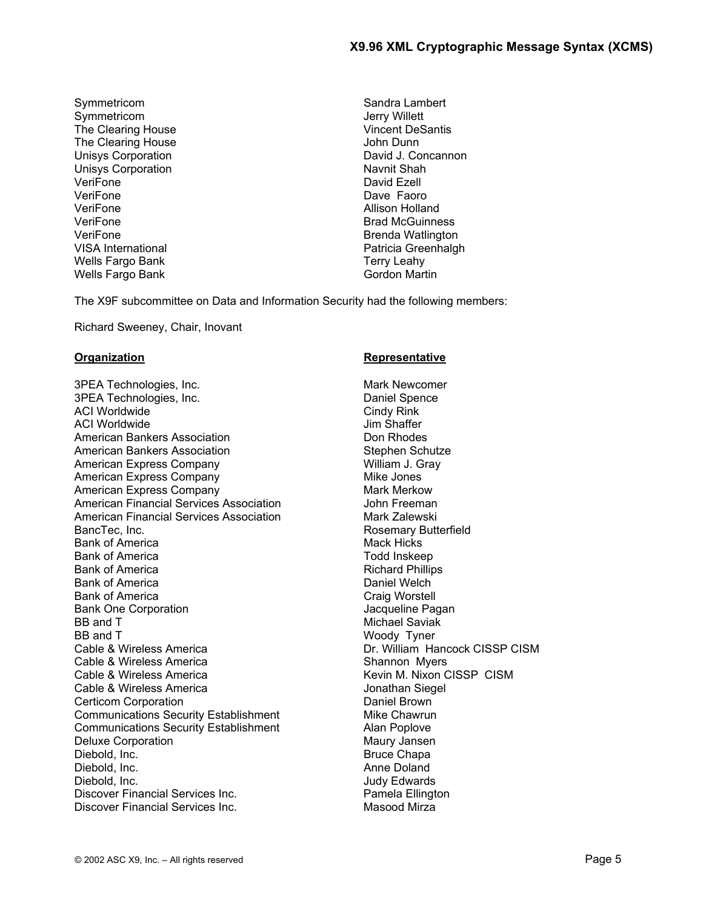| | |
|---|---|
| Symmetricom | Sandra Lambert |
| Symmetricom | Jerry Willett |
| The Clearing House | Vincent DeSantis |
| The Clearing House | John Dunn |
| Unisys Corporation | David J. Concannon |
| Unisys Corporation | Navnit Shah |
| VeriFone | David Ezell |
| VeriFone | Dave Faoro |
| VeriFone | Allison Holland |
| VeriFone | Brad McGuinness |
| VeriFone | Brenda Watlington |
| VISA International | Patricia Greenhalgh |
| Wells Fargo Bank | Terry Leahy |
| Wells Fargo Bank | Gordon Martin |

The X9F subcommittee on Data and Information Security had the following members:

Richard Sweeney, Chair, Inovant

| **Organization** | **Representative** |
|---|---|
| 3PEA Technologies, Inc. | Mark Newcomer |
| 3PEA Technologies, Inc. | Daniel Spence |
| ACI Worldwide | Cindy Rink |
| ACI Worldwide | Jim Shaffer |
| American Bankers Association | Don Rhodes |
| American Bankers Association | Stephen Schutze |
| American Express Company | William J. Gray |
| American Express Company | Mike Jones |
| American Express Company | Mark Merkow |
| American Financial Services Association | John Freeman |
| American Financial Services Association | Mark Zalewski |
| BancTec, Inc. | Rosemary Butterfield |
| Bank of America | Mack Hicks |
| Bank of America | Todd Inskeep |
| Bank of America | Richard Phillips |
| Bank of America | Daniel Welch |
| Bank of America | Craig Worstell |
| Bank One Corporation | Jacqueline Pagan |
| BB and T | Michael Saviak |
| BB and T | Woody Tyner |
| Cable & Wireless America | Dr. William Hancock CISSP CISM |
| Cable & Wireless America | Shannon Myers |
| Cable & Wireless America | Kevin M. Nixon CISSP CISM |
| Cable & Wireless America | Jonathan Siegel |
| Certicom Corporation | Daniel Brown |
| Communications Security Establishment | Mike Chawrun |
| Communications Security Establishment | Alan Poplove |
| Deluxe Corporation | Maury Jansen |
| Diebold, Inc. | Bruce Chapa |
| Diebold, Inc. | Anne Doland |
| Diebold, Inc. | Judy Edwards |
| Discover Financial Services Inc. | Pamela Ellington |
| Discover Financial Services Inc. | Masood Mirza |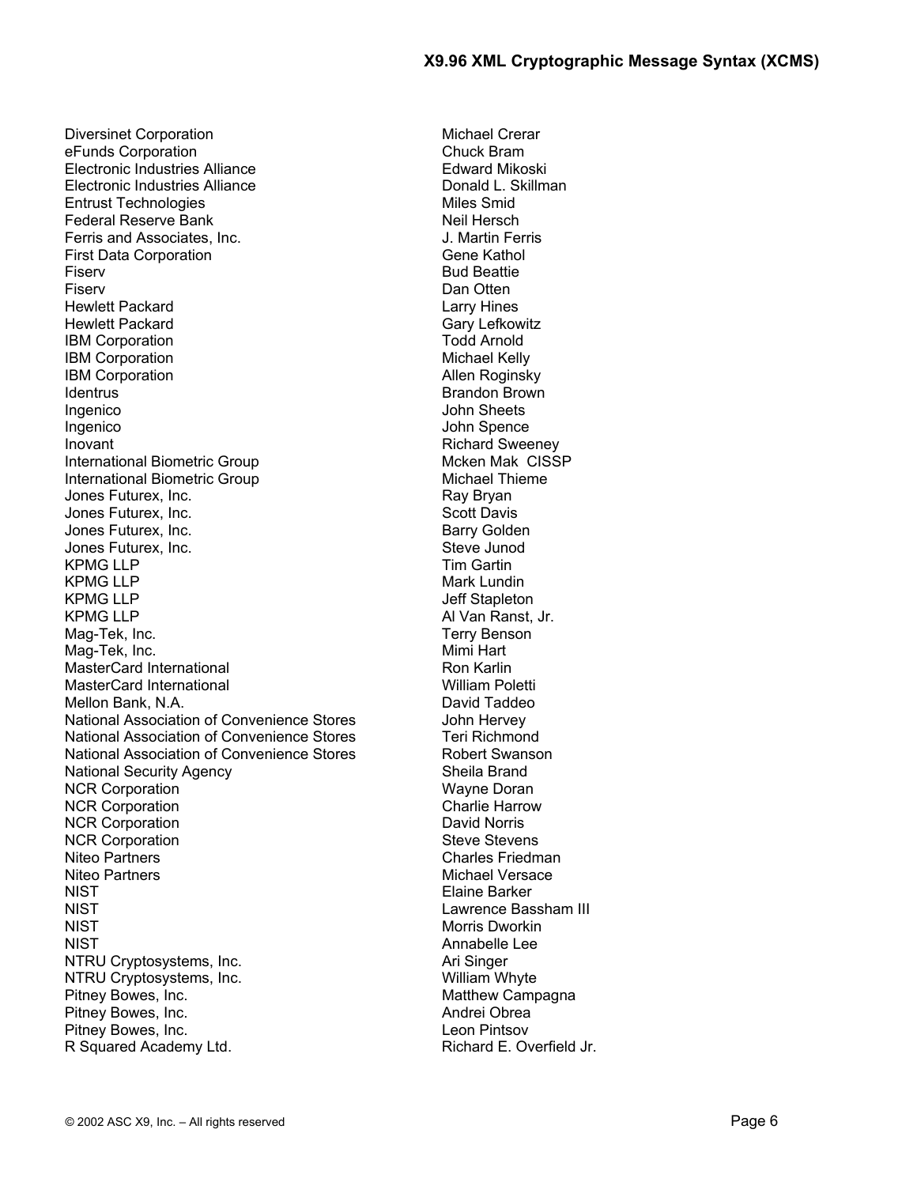| | |
|---|---|
| Diversinet Corporation | Michael Crerar |
| eFunds Corporation | Chuck Bram |
| Electronic Industries Alliance | Edward Mikoski |
| Electronic Industries Alliance | Donald L. Skillman |
| Entrust Technologies | Miles Smid |
| Federal Reserve Bank | Neil Hersch |
| Ferris and Associates, Inc. | J. Martin Ferris |
| First Data Corporation | Gene Kathol |
| Fiserv | Bud Beattie |
| Fiserv | Dan Otten |
| Hewlett Packard | Larry Hines |
| Hewlett Packard | Gary Lefkowitz |
| IBM Corporation | Todd Arnold |
| IBM Corporation | Michael Kelly |
| IBM Corporation | Allen Roginsky |
| Identrus | Brandon Brown |
| Ingenico | John Sheets |
| Ingenico | John Spence |
| Inovant | Richard Sweeney |
| International Biometric Group | Mcken Mak CISSP |
| International Biometric Group | Michael Thieme |
| Jones Futurex, Inc. | Ray Bryan |
| Jones Futurex, Inc. | Scott Davis |
| Jones Futurex, Inc. | Barry Golden |
| Jones Futurex, Inc. | Steve Junod |
| KPMG LLP | Tim Gartin |
| KPMG LLP | Mark Lundin |
| KPMG LLP | Jeff Stapleton |
| KPMG LLP | Al Van Ranst, Jr. |
| Mag-Tek, Inc. | Terry Benson |
| Mag-Tek, Inc. | Mimi Hart |
| MasterCard International | Ron Karlin |
| MasterCard International | William Poletti |
| Mellon Bank, N.A. | David Taddeo |
| National Association of Convenience Stores | John Hervey |
| National Association of Convenience Stores | Teri Richmond |
| National Association of Convenience Stores | Robert Swanson |
| National Security Agency | Sheila Brand |
| NCR Corporation | Wayne Doran |
| NCR Corporation | Charlie Harrow |
| NCR Corporation | David Norris |
| NCR Corporation | Steve Stevens |
| Niteo Partners | Charles Friedman |
| Niteo Partners | Michael Versace |
| NIST | Elaine Barker |
| NIST | Lawrence Bassham III |
| NIST | Morris Dworkin |
| NIST | Annabelle Lee |
| NTRU Cryptosystems, Inc. | Ari Singer |
| NTRU Cryptosystems, Inc. | William Whyte |
| Pitney Bowes, Inc. | Matthew Campagna |
| Pitney Bowes, Inc. | Andrei Obrea |
| Pitney Bowes, Inc. | Leon Pintsov |
| R Squared Academy Ltd. | Richard E. Overfield Jr. |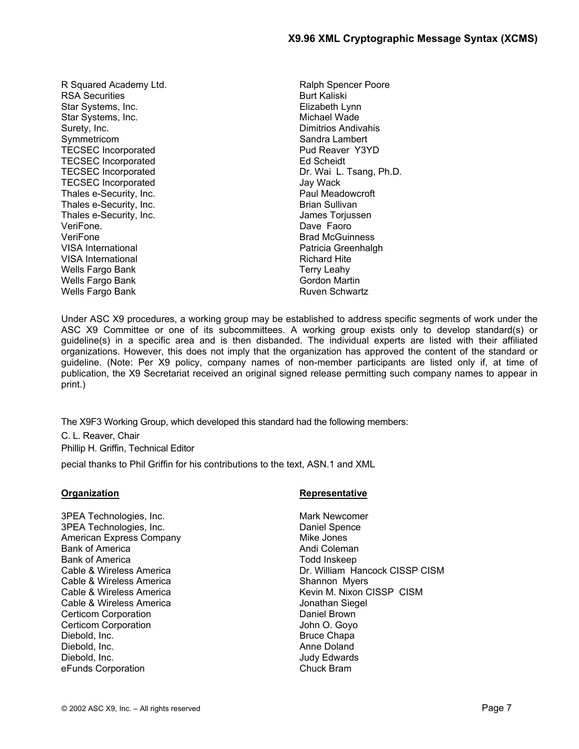| | |
|---|---|
| R Squared Academy Ltd. | Ralph Spencer Poore |
| RSA Securities | Burt Kaliski |
| Star Systems, Inc. | Elizabeth Lynn |
| Star Systems, Inc. | Michael Wade |
| Surety, Inc. | Dimitrios Andivahis |
| Symmetricom | Sandra Lambert |
| TECSEC Incorporated | Pud Reaver Y3YD |
| TECSEC Incorporated | Ed Scheidt |
| TECSEC Incorporated | Dr. Wai L. Tsang, Ph.D. |
| TECSEC Incorporated | Jay Wack |
| Thales e-Security, Inc. | Paul Meadowcroft |
| Thales e-Security, Inc. | Brian Sullivan |
| Thales e-Security, Inc. | James Torjussen |
| VeriFone. | Dave Faoro |
| VeriFone | Brad McGuinness |
| VISA International | Patricia Greenhalgh |
| VISA International | Richard Hite |
| Wells Fargo Bank | Terry Leahy |
| Wells Fargo Bank | Gordon Martin |
| Wells Fargo Bank | Ruven Schwartz |

Under ASC X9 procedures, a working group may be established to address specific segments of work under the ASC X9 Committee or one of its subcommittees. A working group exists only to develop standard(s) or guideline(s) in a specific area and is then disbanded. The individual experts are listed with their affiliated organizations. However, this does not imply that the organization has approved the content of the standard or guideline. (Note: Per X9 policy, company names of non-member participants are listed only if, at time of publication, the X9 Secretariat received an original signed release permitting such company names to appear in print.)

The X9F3 Working Group, which developed this standard had the following members:

C. L. Reaver, Chair

Phillip H. Griffin, Technical Editor

pecial thanks to Phil Griffin for his contributions to the text, ASN.1 and XML

| **Organization** | **Representative** |
|---|---|
| 3PEA Technologies, Inc. | Mark Newcomer |
| 3PEA Technologies, Inc. | Daniel Spence |
| American Express Company | Mike Jones |
| Bank of America | Andi Coleman |
| Bank of America | Todd Inskeep |
| Cable & Wireless America | Dr. William Hancock CISSP CISM |
| Cable & Wireless America | Shannon Myers |
| Cable & Wireless America | Kevin M. Nixon CISSP CISM |
| Cable & Wireless America | Jonathan Siegel |
| Certicom Corporation | Daniel Brown |
| Certicom Corporation | John O. Goyo |
| Diebold, Inc. | Bruce Chapa |
| Diebold, Inc. | Anne Doland |
| Diebold, Inc. | Judy Edwards |
| eFunds Corporation | Chuck Bram |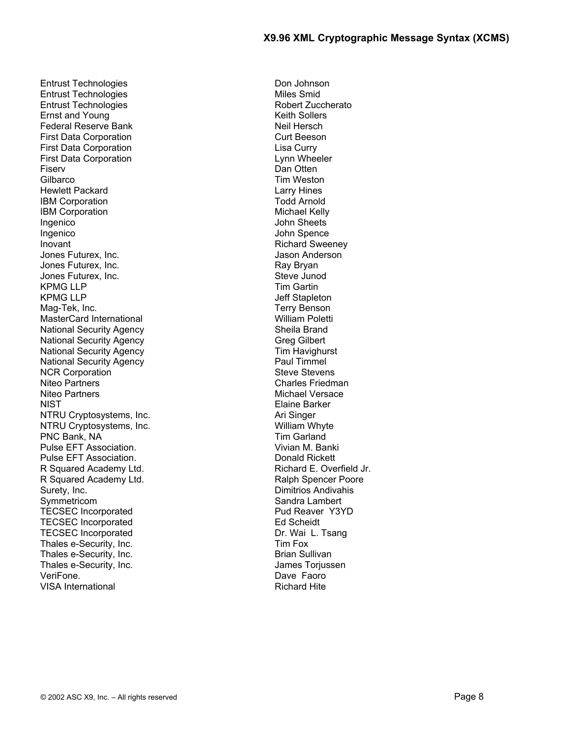| | |
|---|---|
| Entrust Technologies | Don Johnson |
| Entrust Technologies | Miles Smid |
| Entrust Technologies | Robert Zuccherato |
| Ernst and Young | Keith Sollers |
| Federal Reserve Bank | Neil Hersch |
| First Data Corporation | Curt Beeson |
| First Data Corporation | Lisa Curry |
| First Data Corporation | Lynn Wheeler |
| Fiserv | Dan Otten |
| Gilbarco | Tim Weston |
| Hewlett Packard | Larry Hines |
| IBM Corporation | Todd Arnold |
| IBM Corporation | Michael Kelly |
| Ingenico | John Sheets |
| Ingenico | John Spence |
| Inovant | Richard Sweeney |
| Jones Futurex, Inc. | Jason Anderson |
| Jones Futurex, Inc. | Ray Bryan |
| Jones Futurex, Inc. | Steve Junod |
| KPMG LLP | Tim Gartin |
| KPMG LLP | Jeff Stapleton |
| Mag-Tek, Inc. | Terry Benson |
| MasterCard International | William Poletti |
| National Security Agency | Sheila Brand |
| National Security Agency | Greg Gilbert |
| National Security Agency | Tim Havighurst |
| National Security Agency | Paul Timmel |
| NCR Corporation | Steve Stevens |
| Niteo Partners | Charles Friedman |
| Niteo Partners | Michael Versace |
| NIST | Elaine Barker |
| NTRU Cryptosystems, Inc. | Ari Singer |
| NTRU Cryptosystems, Inc. | William Whyte |
| PNC Bank, NA | Tim Garland |
| Pulse EFT Association. | Vivian M. Banki |
| Pulse EFT Association. | Donald Rickett |
| R Squared Academy Ltd. | Richard E. Overfield Jr. |
| R Squared Academy Ltd. | Ralph Spencer Poore |
| Surety, Inc. | Dimitrios Andivahis |
| Symmetricom | Sandra Lambert |
| TECSEC Incorporated | Pud Reaver Y3YD |
| TECSEC Incorporated | Ed Scheidt |
| TECSEC Incorporated | Dr. Wai L. Tsang |
| Thales e-Security, Inc. | Tim Fox |
| Thales e-Security, Inc. | Brian Sullivan |
| Thales e-Security, Inc. | James Torjussen |
| VeriFone. | Dave Faoro |
| VISA International | Richard Hite |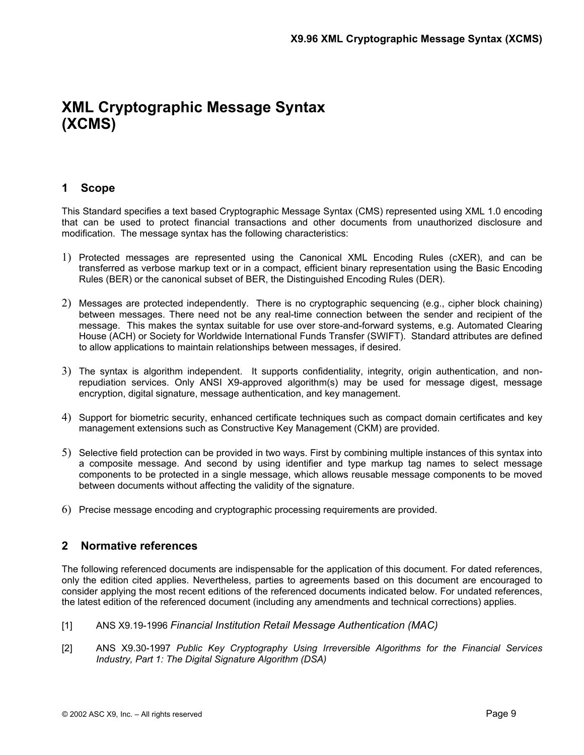# XML Cryptographic Message Syntax (XCMS)

## 1 Scope

This Standard specifies a text based Cryptographic Message Syntax (CMS) represented using XML 1.0 encoding that can be used to protect financial transactions and other documents from unauthorized disclosure and modification. The message syntax has the following characteristics:

1) Protected messages are represented using the Canonical XML Encoding Rules (cXER), and can be transferred as verbose markup text or in a compact, efficient binary representation using the Basic Encoding Rules (BER) or the canonical subset of BER, the Distinguished Encoding Rules (DER).

2) Messages are protected independently. There is no cryptographic sequencing (e.g., cipher block chaining) between messages. There need not be any real-time connection between the sender and recipient of the message. This makes the syntax suitable for use over store-and-forward systems, e.g. Automated Clearing House (ACH) or Society for Worldwide International Funds Transfer (SWIFT). Standard attributes are defined to allow applications to maintain relationships between messages, if desired.

3) The syntax is algorithm independent. It supports confidentiality, integrity, origin authentication, and non-repudiation services. Only ANSI X9-approved algorithm(s) may be used for message digest, message encryption, digital signature, message authentication, and key management.

4) Support for biometric security, enhanced certificate techniques such as compact domain certificates and key management extensions such as Constructive Key Management (CKM) are provided.

5) Selective field protection can be provided in two ways. First by combining multiple instances of this syntax into a composite message. And second by using identifier and type markup tag names to select message components to be protected in a single message, which allows reusable message components to be moved between documents without affecting the validity of the signature.

6) Precise message encoding and cryptographic processing requirements are provided.

## 2 Normative references

The following referenced documents are indispensable for the application of this document. For dated references, only the edition cited applies. Nevertheless, parties to agreements based on this document are encouraged to consider applying the most recent editions of the referenced documents indicated below. For undated references, the latest edition of the referenced document (including any amendments and technical corrections) applies.

[1] ANS X9.19-1996 *Financial Institution Retail Message Authentication (MAC)*

[2] ANS X9.30-1997 *Public Key Cryptography Using Irreversible Algorithms for the Financial Services Industry, Part 1: The Digital Signature Algorithm (DSA)*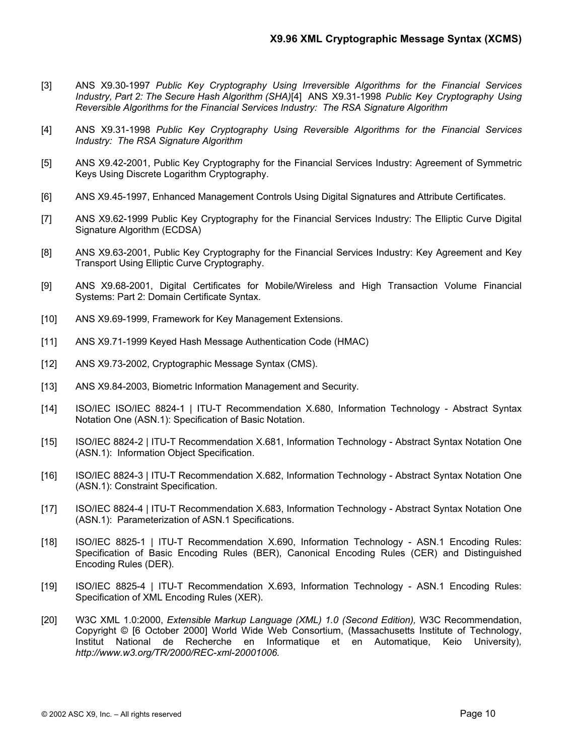[3] ANS X9.30-1997 *Public Key Cryptography Using Irreversible Algorithms for the Financial Services Industry, Part 2: The Secure Hash Algorithm (SHA)*[4] ANS X9.31-1998 *Public Key Cryptography Using Reversible Algorithms for the Financial Services Industry: The RSA Signature Algorithm*

[4] ANS X9.31-1998 *Public Key Cryptography Using Reversible Algorithms for the Financial Services Industry: The RSA Signature Algorithm*

[5] ANS X9.42-2001, Public Key Cryptography for the Financial Services Industry: Agreement of Symmetric Keys Using Discrete Logarithm Cryptography.

[6] ANS X9.45-1997, Enhanced Management Controls Using Digital Signatures and Attribute Certificates.

[7] ANS X9.62-1999 Public Key Cryptography for the Financial Services Industry: The Elliptic Curve Digital Signature Algorithm (ECDSA)

[8] ANS X9.63-2001, Public Key Cryptography for the Financial Services Industry: Key Agreement and Key Transport Using Elliptic Curve Cryptography.

[9] ANS X9.68-2001, Digital Certificates for Mobile/Wireless and High Transaction Volume Financial Systems: Part 2: Domain Certificate Syntax.

[10] ANS X9.69-1999, Framework for Key Management Extensions.

[11] ANS X9.71-1999 Keyed Hash Message Authentication Code (HMAC)

[12] ANS X9.73-2002, Cryptographic Message Syntax (CMS).

[13] ANS X9.84-2003, Biometric Information Management and Security.

[14] ISO/IEC ISO/IEC 8824-1 | ITU-T Recommendation X.680, Information Technology - Abstract Syntax Notation One (ASN.1): Specification of Basic Notation.

[15] ISO/IEC 8824-2 | ITU-T Recommendation X.681, Information Technology - Abstract Syntax Notation One (ASN.1): Information Object Specification.

[16] ISO/IEC 8824-3 | ITU-T Recommendation X.682, Information Technology - Abstract Syntax Notation One (ASN.1): Constraint Specification.

[17] ISO/IEC 8824-4 | ITU-T Recommendation X.683, Information Technology - Abstract Syntax Notation One (ASN.1): Parameterization of ASN.1 Specifications.

[18] ISO/IEC 8825-1 | ITU-T Recommendation X.690, Information Technology - ASN.1 Encoding Rules: Specification of Basic Encoding Rules (BER), Canonical Encoding Rules (CER) and Distinguished Encoding Rules (DER).

[19] ISO/IEC 8825-4 | ITU-T Recommendation X.693, Information Technology - ASN.1 Encoding Rules: Specification of XML Encoding Rules (XER).

[20] W3C XML 1.0:2000, *Extensible Markup Language (XML) 1.0 (Second Edition),* W3C Recommendation, Copyright © [6 October 2000] World Wide Web Consortium, (Massachusetts Institute of Technology, Institut National de Recherche en Informatique et en Automatique, Keio University)*, http://www.w3.org/TR/2000/REC-xml-20001006.*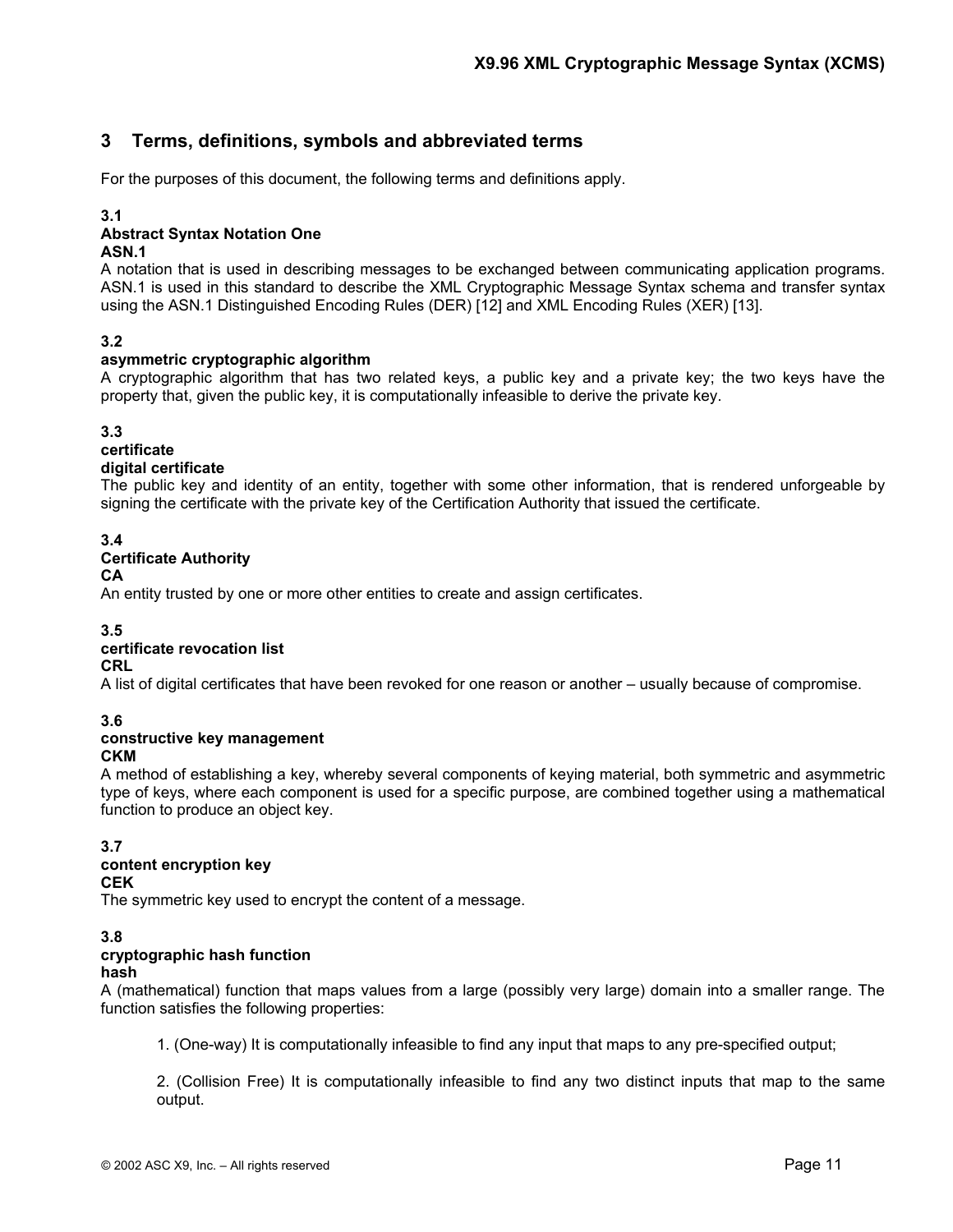## 3 Terms, definitions, symbols and abbreviated terms

For the purposes of this document, the following terms and definitions apply.

**3.1**
**Abstract Syntax Notation One**
**ASN.1**
A notation that is used in describing messages to be exchanged between communicating application programs. ASN.1 is used in this standard to describe the XML Cryptographic Message Syntax schema and transfer syntax using the ASN.1 Distinguished Encoding Rules (DER) [12] and XML Encoding Rules (XER) [13].

**3.2**
**asymmetric cryptographic algorithm**
A cryptographic algorithm that has two related keys, a public key and a private key; the two keys have the property that, given the public key, it is computationally infeasible to derive the private key.

**3.3**
**certificate**
**digital certificate**
The public key and identity of an entity, together with some other information, that is rendered unforgeable by signing the certificate with the private key of the Certification Authority that issued the certificate.

**3.4**
**Certificate Authority**
**CA**
An entity trusted by one or more other entities to create and assign certificates.

**3.5**
**certificate revocation list**
**CRL**
A list of digital certificates that have been revoked for one reason or another – usually because of compromise.

**3.6**
**constructive key management**
**CKM**
A method of establishing a key, whereby several components of keying material, both symmetric and asymmetric type of keys, where each component is used for a specific purpose, are combined together using a mathematical function to produce an object key.

**3.7**
**content encryption key**
**CEK**
The symmetric key used to encrypt the content of a message.

**3.8**
**cryptographic hash function**
**hash**
A (mathematical) function that maps values from a large (possibly very large) domain into a smaller range. The function satisfies the following properties:

1. (One-way) It is computationally infeasible to find any input that maps to any pre-specified output;

2. (Collision Free) It is computationally infeasible to find any two distinct inputs that map to the same output.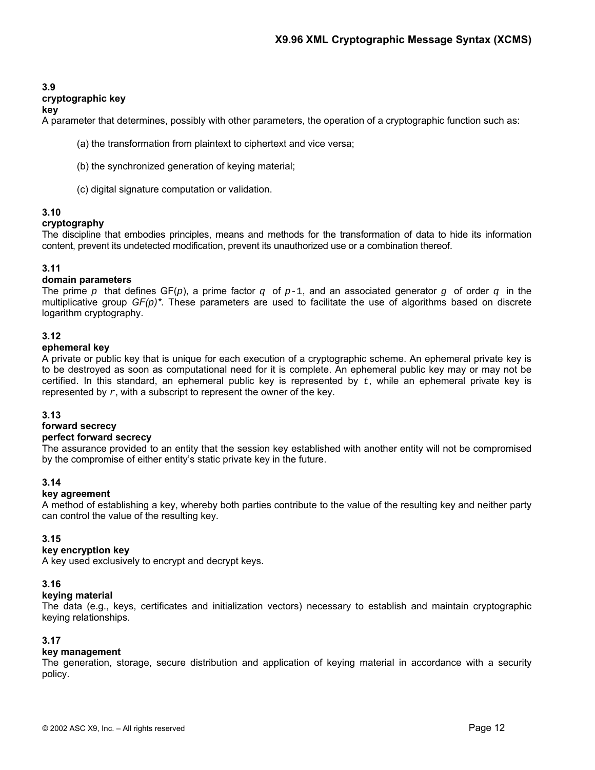**3.9**
**cryptographic key**
**key**

A parameter that determines, possibly with other parameters, the operation of a cryptographic function such as:

(a) the transformation from plaintext to ciphertext and vice versa;

(b) the synchronized generation of keying material;

(c) digital signature computation or validation.

**3.10**
**cryptography**

The discipline that embodies principles, means and methods for the transformation of data to hide its information content, prevent its undetected modification, prevent its unauthorized use or a combination thereof.

**3.11**
**domain parameters**

The prime $p$ that defines GF($p$), a prime factor $q$ of $p-1$, and an associated generator $g$ of order $q$ in the multiplicative group $GF(p)^*$. These parameters are used to facilitate the use of algorithms based on discrete logarithm cryptography.

**3.12**
**ephemeral key**

A private or public key that is unique for each execution of a cryptographic scheme. An ephemeral private key is to be destroyed as soon as computational need for it is complete. An ephemeral public key may or may not be certified. In this standard, an ephemeral public key is represented by $t$, while an ephemeral private key is represented by $r$, with a subscript to represent the owner of the key.

**3.13**
**forward secrecy**
**perfect forward secrecy**

The assurance provided to an entity that the session key established with another entity will not be compromised by the compromise of either entity's static private key in the future.

**3.14**
**key agreement**

A method of establishing a key, whereby both parties contribute to the value of the resulting key and neither party can control the value of the resulting key.

**3.15**
**key encryption key**

A key used exclusively to encrypt and decrypt keys.

**3.16**
**keying material**

The data (e.g., keys, certificates and initialization vectors) necessary to establish and maintain cryptographic keying relationships.

**3.17**
**key management**

The generation, storage, secure distribution and application of keying material in accordance with a security policy.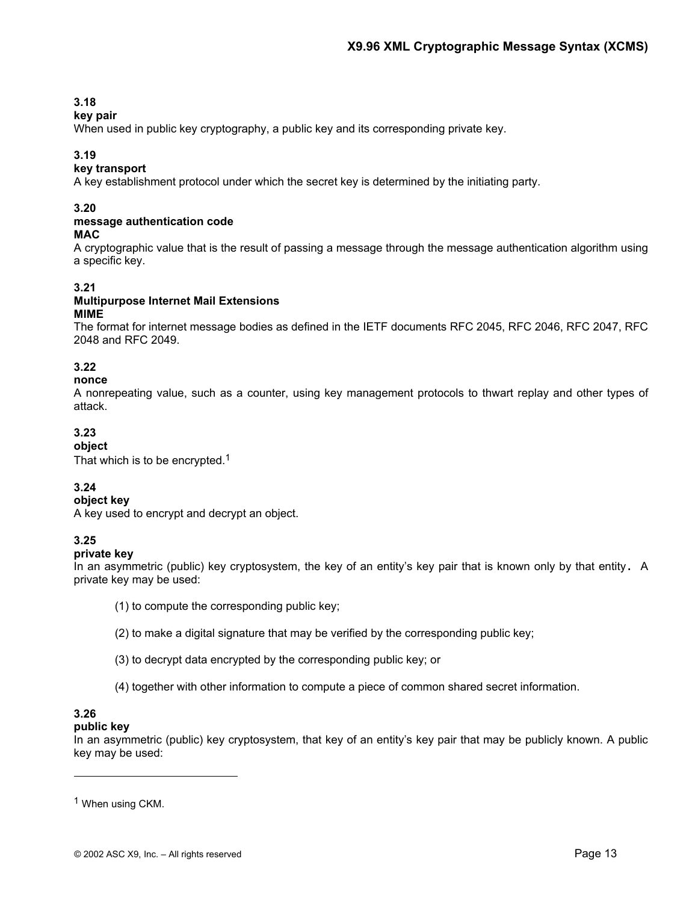**3.18**
**key pair**
When used in public key cryptography, a public key and its corresponding private key.

**3.19**
**key transport**
A key establishment protocol under which the secret key is determined by the initiating party.

**3.20**
**message authentication code**
**MAC**
A cryptographic value that is the result of passing a message through the message authentication algorithm using a specific key.

**3.21**
**Multipurpose Internet Mail Extensions**
**MIME**
The format for internet message bodies as defined in the IETF documents RFC 2045, RFC 2046, RFC 2047, RFC 2048 and RFC 2049.

**3.22**
**nonce**
A nonrepeating value, such as a counter, using key management protocols to thwart replay and other types of attack.

**3.23**
**object**
That which is to be encrypted.[1]

**3.24**
**object key**
A key used to encrypt and decrypt an object.

**3.25**
**private key**
In an asymmetric (public) key cryptosystem, the key of an entity's key pair that is known only by that entity. A private key may be used:

(1) to compute the corresponding public key;

(2) to make a digital signature that may be verified by the corresponding public key;

(3) to decrypt data encrypted by the corresponding public key; or

(4) together with other information to compute a piece of common shared secret information.

**3.26**
**public key**
In an asymmetric (public) key cryptosystem, that key of an entity's key pair that may be publicly known. A public key may be used:

---

[1] When using CKM.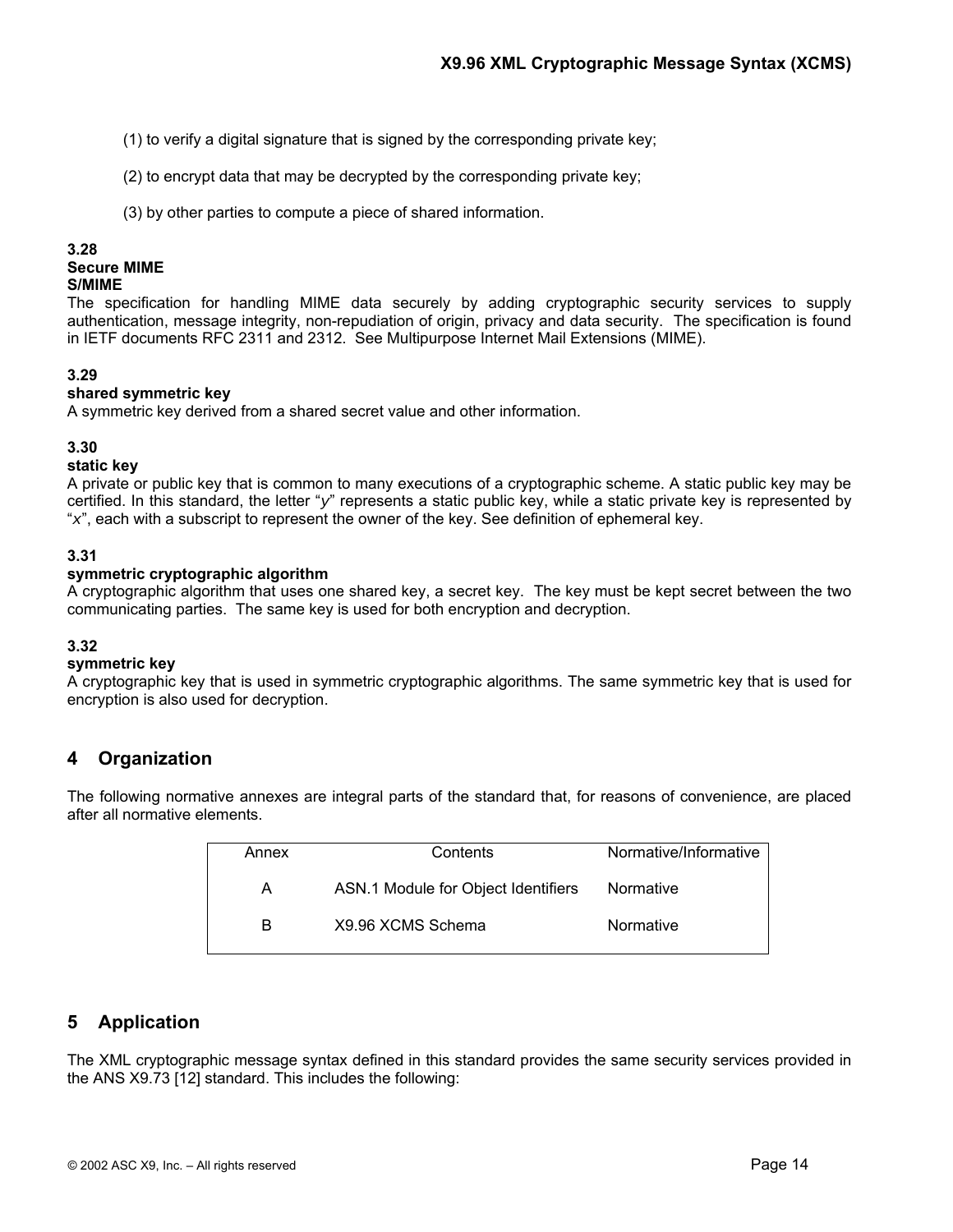(1) to verify a digital signature that is signed by the corresponding private key;

(2) to encrypt data that may be decrypted by the corresponding private key;

(3) by other parties to compute a piece of shared information.

**3.28**
**Secure MIME**
**S/MIME**
The specification for handling MIME data securely by adding cryptographic security services to supply authentication, message integrity, non-repudiation of origin, privacy and data security. The specification is found in IETF documents RFC 2311 and 2312. See Multipurpose Internet Mail Extensions (MIME).

**3.29**
**shared symmetric key**
A symmetric key derived from a shared secret value and other information.

**3.30**
**static key**
A private or public key that is common to many executions of a cryptographic scheme. A static public key may be certified. In this standard, the letter "*y*" represents a static public key, while a static private key is represented by "*x*", each with a subscript to represent the owner of the key. See definition of ephemeral key.

**3.31**
**symmetric cryptographic algorithm**
A cryptographic algorithm that uses one shared key, a secret key. The key must be kept secret between the two communicating parties. The same key is used for both encryption and decryption.

**3.32**
**symmetric key**
A cryptographic key that is used in symmetric cryptographic algorithms. The same symmetric key that is used for encryption is also used for decryption.

## 4 Organization

The following normative annexes are integral parts of the standard that, for reasons of convenience, are placed after all normative elements.

| Annex | Contents | Normative/Informative |
|---|---|---|
| A | ASN.1 Module for Object Identifiers | Normative |
| B | X9.96 XCMS Schema | Normative |

## 5 Application

The XML cryptographic message syntax defined in this standard provides the same security services provided in the ANS X9.73 [12] standard. This includes the following: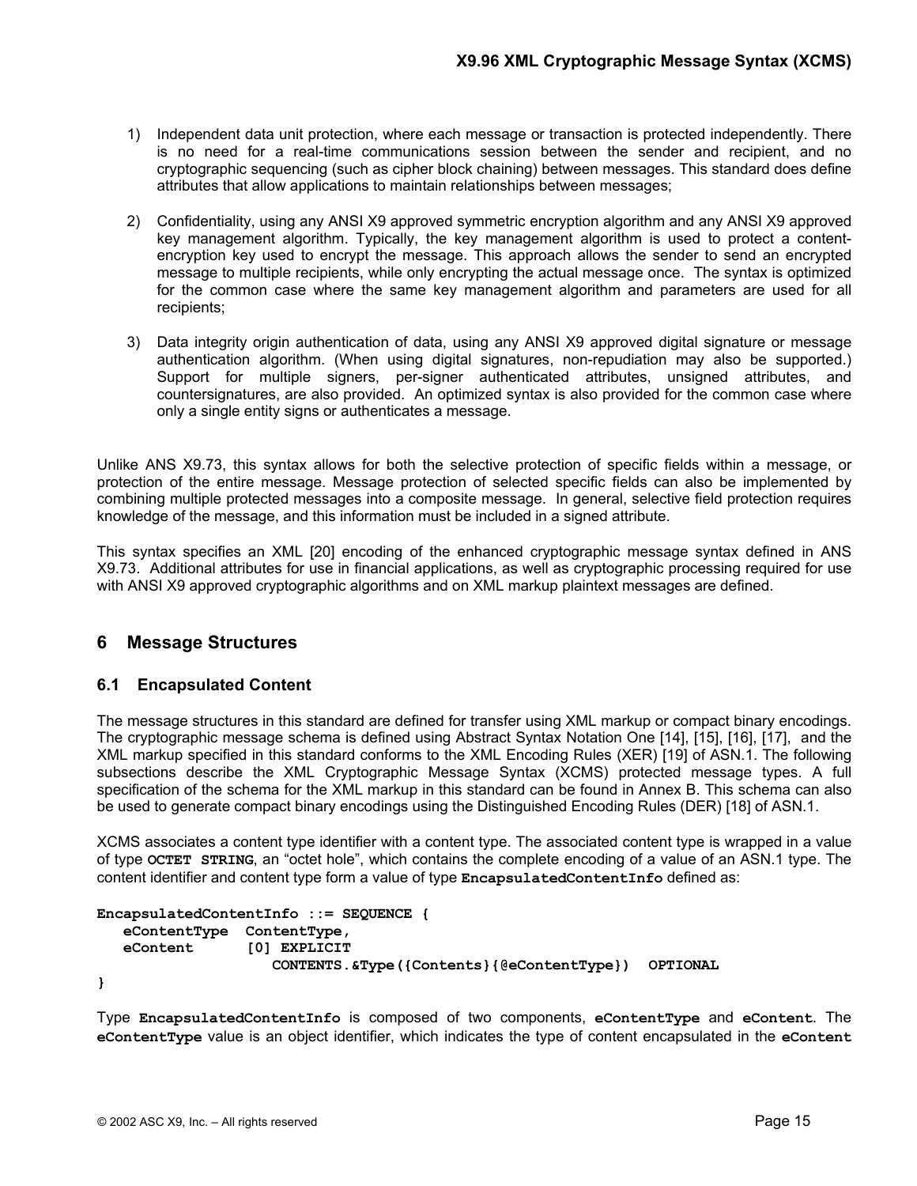1) Independent data unit protection, where each message or transaction is protected independently. There is no need for a real-time communications session between the sender and recipient, and no cryptographic sequencing (such as cipher block chaining) between messages. This standard does define attributes that allow applications to maintain relationships between messages;

2) Confidentiality, using any ANSI X9 approved symmetric encryption algorithm and any ANSI X9 approved key management algorithm. Typically, the key management algorithm is used to protect a content-encryption key used to encrypt the message. This approach allows the sender to send an encrypted message to multiple recipients, while only encrypting the actual message once. The syntax is optimized for the common case where the same key management algorithm and parameters are used for all recipients;

3) Data integrity origin authentication of data, using any ANSI X9 approved digital signature or message authentication algorithm. (When using digital signatures, non-repudiation may also be supported.) Support for multiple signers, per-signer authenticated attributes, unsigned attributes, and countersignatures, are also provided. An optimized syntax is also provided for the common case where only a single entity signs or authenticates a message.

Unlike ANS X9.73, this syntax allows for both the selective protection of specific fields within a message, or protection of the entire message. Message protection of selected specific fields can also be implemented by combining multiple protected messages into a composite message. In general, selective field protection requires knowledge of the message, and this information must be included in a signed attribute.

This syntax specifies an XML [20] encoding of the enhanced cryptographic message syntax defined in ANS X9.73. Additional attributes for use in financial applications, as well as cryptographic processing required for use with ANSI X9 approved cryptographic algorithms and on XML markup plaintext messages are defined.

# 6 Message Structures

## 6.1 Encapsulated Content

The message structures in this standard are defined for transfer using XML markup or compact binary encodings. The cryptographic message schema is defined using Abstract Syntax Notation One [14], [15], [16], [17], and the XML markup specified in this standard conforms to the XML Encoding Rules (XER) [19] of ASN.1. The following subsections describe the XML Cryptographic Message Syntax (XCMS) protected message types. A full specification of the schema for the XML markup in this standard can be found in Annex B. This schema can also be used to generate compact binary encodings using the Distinguished Encoding Rules (DER) [18] of ASN.1.

XCMS associates a content type identifier with a content type. The associated content type is wrapped in a value of type **OCTET STRING**, an "octet hole", which contains the complete encoding of a value of an ASN.1 type. The content identifier and content type form a value of type **EncapsulatedContentInfo** defined as:

```
EncapsulatedContentInfo ::= SEQUENCE {
   eContentType  ContentType,
   eContent      [0] EXPLICIT
                    CONTENTS.&Type({Contents}{@eContentType})  OPTIONAL
}
```

Type **EncapsulatedContentInfo** is composed of two components, **eContentType** and **eContent**. The **eContentType** value is an object identifier, which indicates the type of content encapsulated in the **eContent**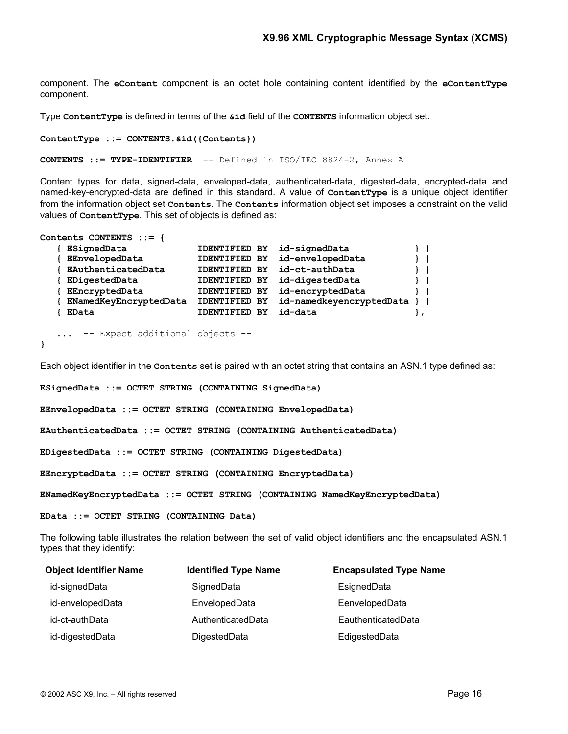component. The **eContent** component is an octet hole containing content identified by the **eContentType** component.

Type **ContentType** is defined in terms of the **&id** field of the **CONTENTS** information object set:

```
ContentType ::= CONTENTS.&id({Contents})

CONTENTS ::= TYPE-IDENTIFIER  -- Defined in ISO/IEC 8824-2, Annex A
```

Content types for data, signed-data, enveloped-data, authenticated-data, digested-data, encrypted-data and named-key-encrypted-data are defined in this standard. A value of **ContentType** is a unique object identifier from the information object set **Contents**. The **Contents** information object set imposes a constraint on the valid values of **ContentType**. This set of objects is defined as:

```
Contents CONTENTS ::= {
   { ESignedData             IDENTIFIED BY  id-signedData           } |
   { EEnvelopedData          IDENTIFIED BY  id-envelopedData        } |
   { EAuthenticatedData      IDENTIFIED BY  id-ct-authData          } |
   { EDigestedData           IDENTIFIED BY  id-digestedData         } |
   { EEncryptedData          IDENTIFIED BY  id-encryptedData        } |
   { ENamedKeyEncryptedData  IDENTIFIED BY  id-namedkeyencryptedData } |
   { EData                   IDENTIFIED BY  id-data                 },

   ...  -- Expect additional objects --
}
```

Each object identifier in the **Contents** set is paired with an octet string that contains an ASN.1 type defined as:

```
ESignedData ::= OCTET STRING (CONTAINING SignedData)

EEnvelopedData ::= OCTET STRING (CONTAINING EnvelopedData)

EAuthenticatedData ::= OCTET STRING (CONTAINING AuthenticatedData)

EDigestedData ::= OCTET STRING (CONTAINING DigestedData)

EEncryptedData ::= OCTET STRING (CONTAINING EncryptedData)

ENamedKeyEncryptedData ::= OCTET STRING (CONTAINING NamedKeyEncryptedData)

EData ::= OCTET STRING (CONTAINING Data)
```

The following table illustrates the relation between the set of valid object identifiers and the encapsulated ASN.1 types that they identify:

| Object Identifier Name | Identified Type Name | Encapsulated Type Name |
| --- | --- | --- |
| id-signedData | SignedData | EsignedData |
| id-envelopedData | EnvelopedData | EenvelopedData |
| id-ct-authData | AuthenticatedData | EauthenticatedData |
| id-digestedData | DigestedData | EdigestedData |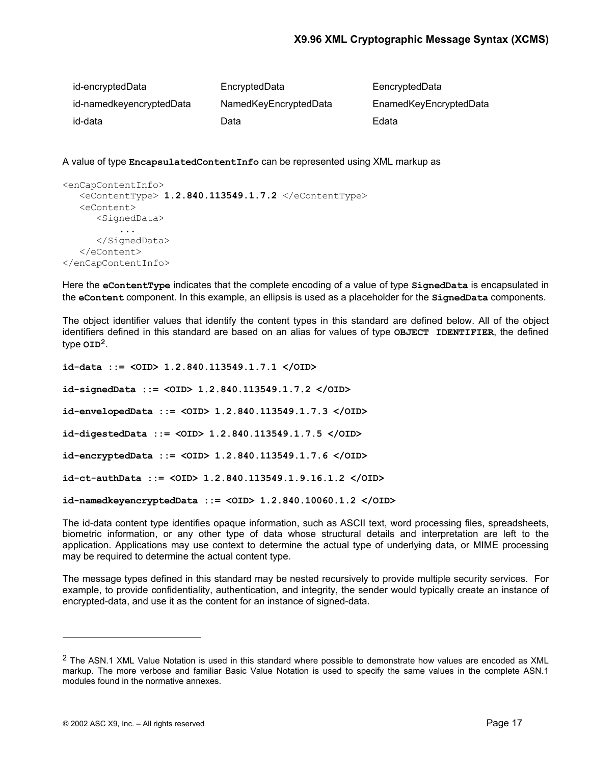| | | |
|---|---|---|
| id-encryptedData | EncryptedData | EencryptedData |
| id-namedkeyencryptedData | NamedKeyEncryptedData | EnamedKeyEncryptedData |
| id-data | Data | Edata |

A value of type **EncapsulatedContentInfo** can be represented using XML markup as

```
<enCapContentInfo>
   <eContentType> 1.2.840.113549.1.7.2 </eContentType>
   <eContent>
      <SignedData>
          ...
      </SignedData>
   </eContent>
</enCapContentInfo>
```

Here the **eContentType** indicates that the complete encoding of a value of type **SignedData** is encapsulated in the **eContent** component. In this example, an ellipsis is used as a placeholder for the **SignedData** components.

The object identifier values that identify the content types in this standard are defined below. All of the object identifiers defined in this standard are based on an alias for values of type **OBJECT IDENTIFIER**, the defined type **OID**[2].

**id-data ::= <OID> 1.2.840.113549.1.7.1 </OID>**

**id-signedData ::= <OID> 1.2.840.113549.1.7.2 </OID>**

**id-envelopedData ::= <OID> 1.2.840.113549.1.7.3 </OID>**

**id-digestedData ::= <OID> 1.2.840.113549.1.7.5 </OID>**

**id-encryptedData ::= <OID> 1.2.840.113549.1.7.6 </OID>**

**id-ct-authData ::= <OID> 1.2.840.113549.1.9.16.1.2 </OID>**

**id-namedkeyencryptedData ::= <OID> 1.2.840.10060.1.2 </OID>**

The id-data content type identifies opaque information, such as ASCII text, word processing files, spreadsheets, biometric information, or any other type of data whose structural details and interpretation are left to the application. Applications may use context to determine the actual type of underlying data, or MIME processing may be required to determine the actual content type.

The message types defined in this standard may be nested recursively to provide multiple security services. For example, to provide confidentiality, authentication, and integrity, the sender would typically create an instance of encrypted-data, and use it as the content for an instance of signed-data.

---

[2] The ASN.1 XML Value Notation is used in this standard where possible to demonstrate how values are encoded as XML markup. The more verbose and familiar Basic Value Notation is used to specify the same values in the complete ASN.1 modules found in the normative annexes.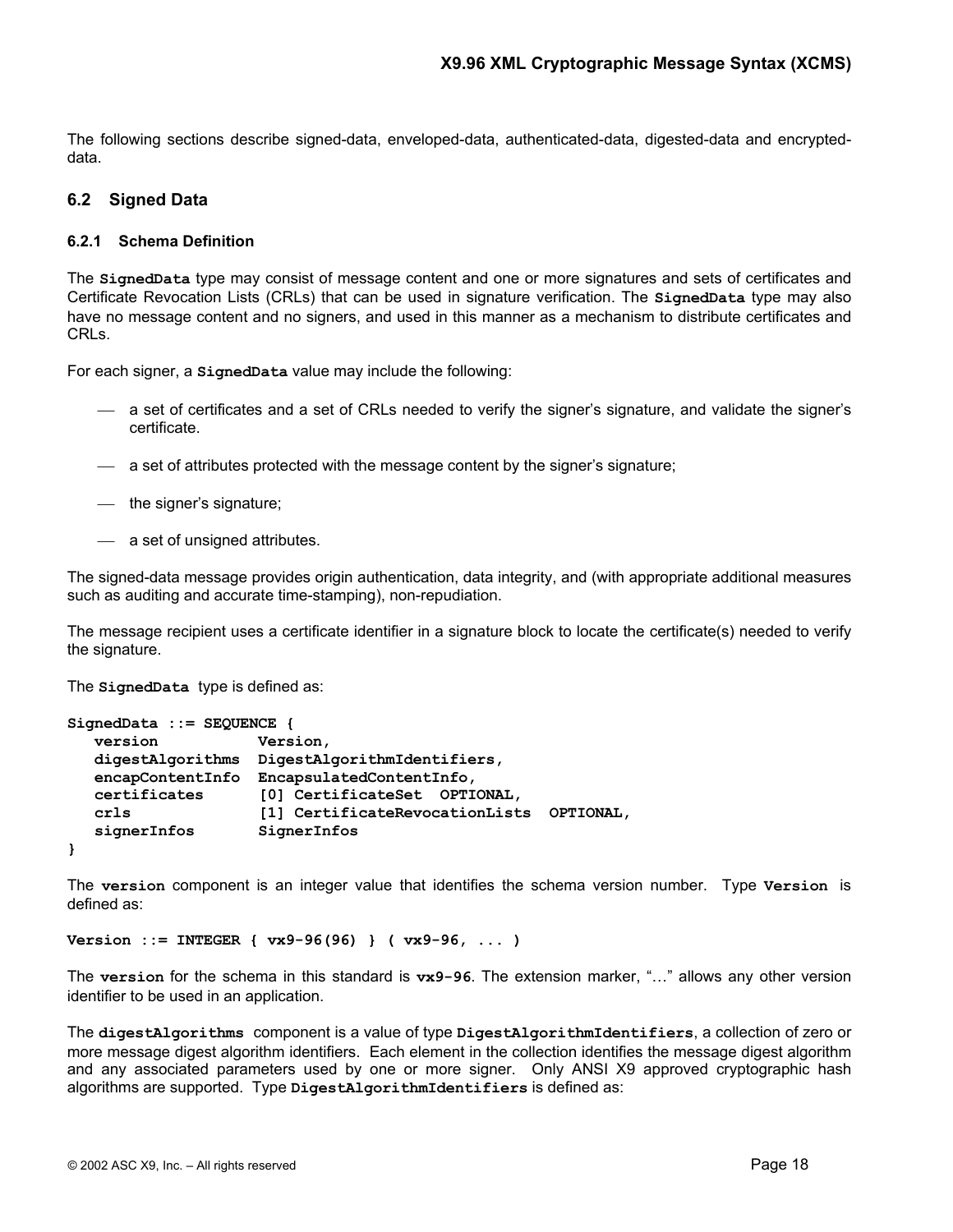The following sections describe signed-data, enveloped-data, authenticated-data, digested-data and encrypted-data.

## 6.2 Signed Data

### 6.2.1 Schema Definition

The **SignedData** type may consist of message content and one or more signatures and sets of certificates and Certificate Revocation Lists (CRLs) that can be used in signature verification. The **SignedData** type may also have no message content and no signers, and used in this manner as a mechanism to distribute certificates and CRLs.

For each signer, a **SignedData** value may include the following:

- a set of certificates and a set of CRLs needed to verify the signer's signature, and validate the signer's certificate.
- a set of attributes protected with the message content by the signer's signature;
- the signer's signature;
- a set of unsigned attributes.

The signed-data message provides origin authentication, data integrity, and (with appropriate additional measures such as auditing and accurate time-stamping), non-repudiation.

The message recipient uses a certificate identifier in a signature block to locate the certificate(s) needed to verify the signature.

The **SignedData** type is defined as:

```
SignedData ::= SEQUENCE {
   version           Version,
   digestAlgorithms  DigestAlgorithmIdentifiers,
   encapContentInfo  EncapsulatedContentInfo,
   certificates      [0] CertificateSet  OPTIONAL,
   crls              [1] CertificateRevocationLists  OPTIONAL,
   signerInfos       SignerInfos
}
```

The **version** component is an integer value that identifies the schema version number. Type **Version** is defined as:

```
Version ::= INTEGER { vx9-96(96) } ( vx9-96, ... )
```

The **version** for the schema in this standard is **vx9-96**. The extension marker, "…" allows any other version identifier to be used in an application.

The **digestAlgorithms** component is a value of type **DigestAlgorithmIdentifiers**, a collection of zero or more message digest algorithm identifiers. Each element in the collection identifies the message digest algorithm and any associated parameters used by one or more signer. Only ANSI X9 approved cryptographic hash algorithms are supported. Type **DigestAlgorithmIdentifiers** is defined as: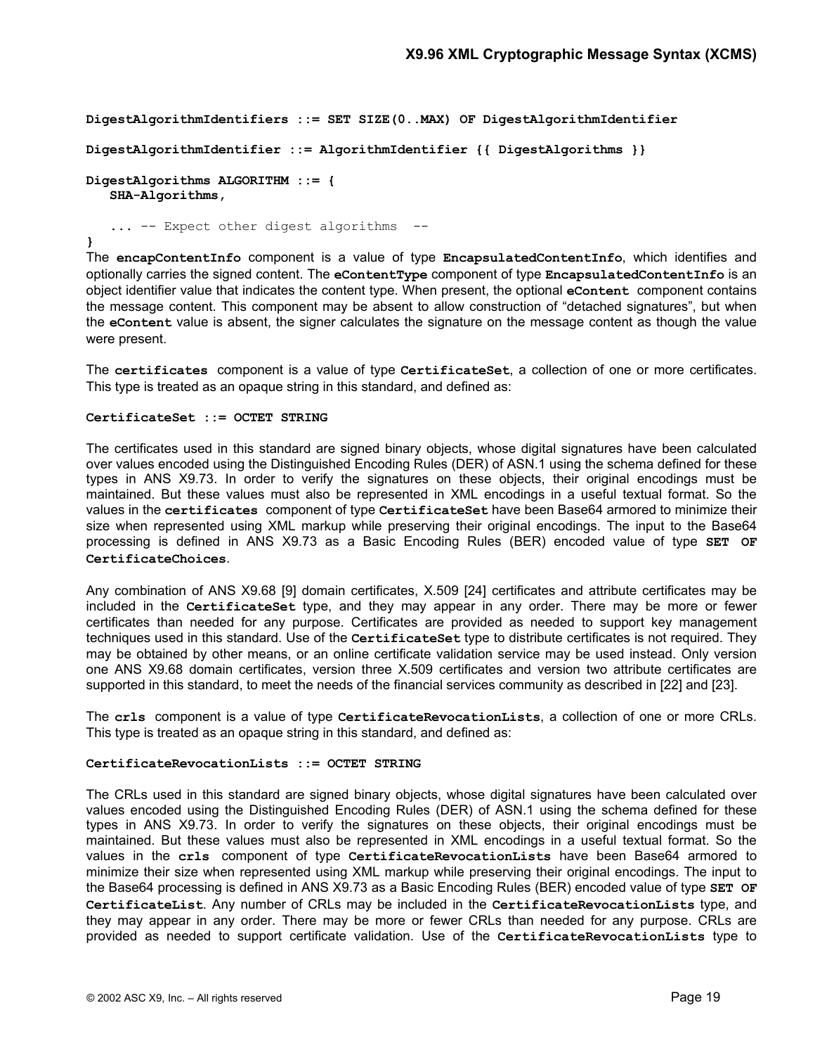```
DigestAlgorithmIdentifiers ::= SET SIZE(0..MAX) OF DigestAlgorithmIdentifier

DigestAlgorithmIdentifier ::= AlgorithmIdentifier {{ DigestAlgorithms }}

DigestAlgorithms ALGORITHM ::= {
   SHA-Algorithms,

   ... -- Expect other digest algorithms  --
}
```

The **encapContentInfo** component is a value of type **EncapsulatedContentInfo**, which identifies and optionally carries the signed content. The **eContentType** component of type **EncapsulatedContentInfo** is an object identifier value that indicates the content type. When present, the optional **eContent** component contains the message content. This component may be absent to allow construction of "detached signatures", but when the **eContent** value is absent, the signer calculates the signature on the message content as though the value were present.

The **certificates** component is a value of type **CertificateSet**, a collection of one or more certificates. This type is treated as an opaque string in this standard, and defined as:

```
CertificateSet ::= OCTET STRING
```

The certificates used in this standard are signed binary objects, whose digital signatures have been calculated over values encoded using the Distinguished Encoding Rules (DER) of ASN.1 using the schema defined for these types in ANS X9.73. In order to verify the signatures on these objects, their original encodings must be maintained. But these values must also be represented in XML encodings in a useful textual format. So the values in the **certificates** component of type **CertificateSet** have been Base64 armored to minimize their size when represented using XML markup while preserving their original encodings. The input to the Base64 processing is defined in ANS X9.73 as a Basic Encoding Rules (BER) encoded value of type **SET OF CertificateChoices**.

Any combination of ANS X9.68 [9] domain certificates, X.509 [24] certificates and attribute certificates may be included in the **CertificateSet** type, and they may appear in any order. There may be more or fewer certificates than needed for any purpose. Certificates are provided as needed to support key management techniques used in this standard. Use of the **CertificateSet** type to distribute certificates is not required. They may be obtained by other means, or an online certificate validation service may be used instead. Only version one ANS X9.68 domain certificates, version three X.509 certificates and version two attribute certificates are supported in this standard, to meet the needs of the financial services community as described in [22] and [23].

The **crls** component is a value of type **CertificateRevocationLists**, a collection of one or more CRLs. This type is treated as an opaque string in this standard, and defined as:

```
CertificateRevocationLists ::= OCTET STRING
```

The CRLs used in this standard are signed binary objects, whose digital signatures have been calculated over values encoded using the Distinguished Encoding Rules (DER) of ASN.1 using the schema defined for these types in ANS X9.73. In order to verify the signatures on these objects, their original encodings must be maintained. But these values must also be represented in XML encodings in a useful textual format. So the values in the **crls** component of type **CertificateRevocationLists** have been Base64 armored to minimize their size when represented using XML markup while preserving their original encodings. The input to the Base64 processing is defined in ANS X9.73 as a Basic Encoding Rules (BER) encoded value of type **SET OF CertificateList**. Any number of CRLs may be included in the **CertificateRevocationLists** type, and they may appear in any order. There may be more or fewer CRLs than needed for any purpose. CRLs are provided as needed to support certificate validation. Use of the **CertificateRevocationLists** type to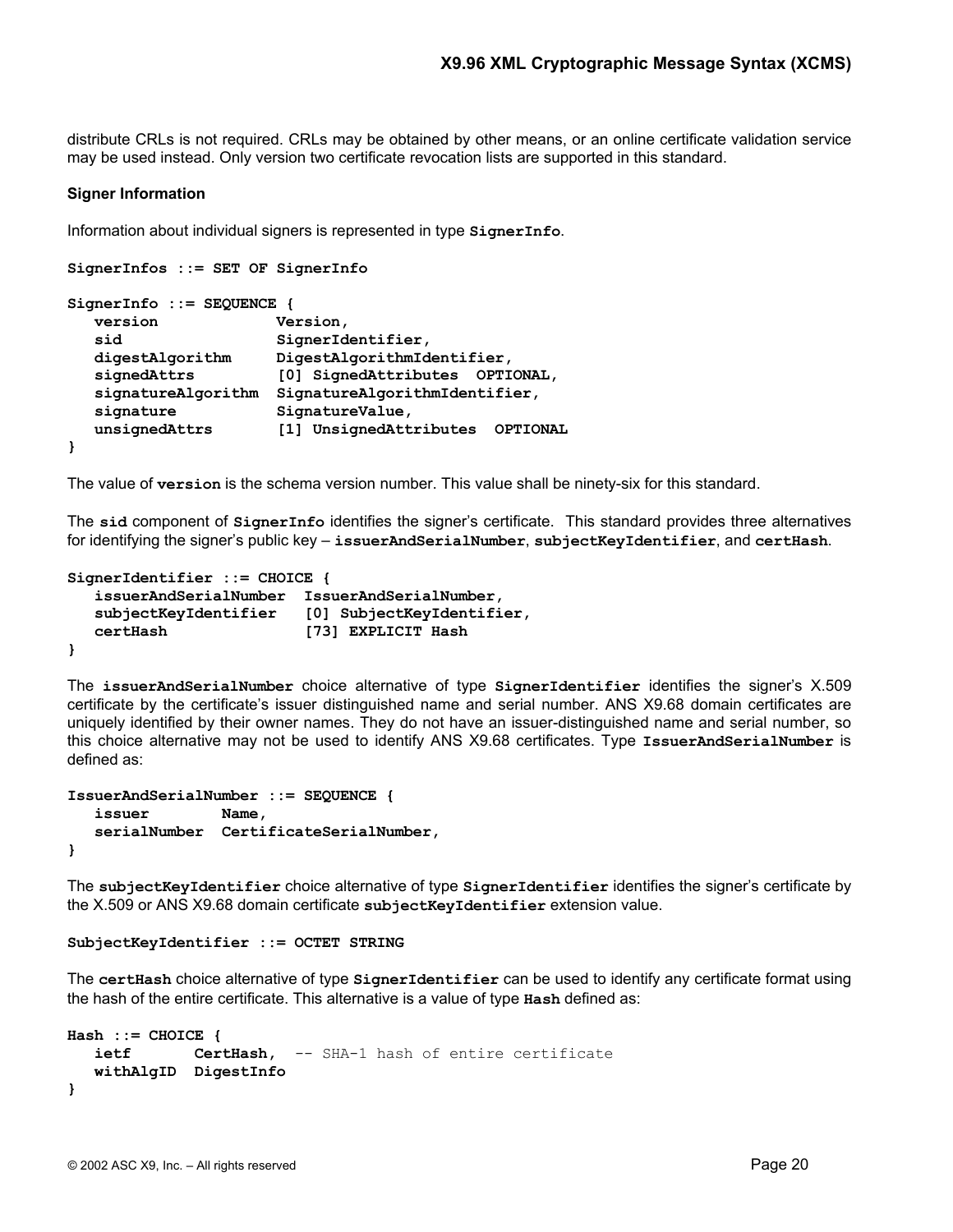distribute CRLs is not required. CRLs may be obtained by other means, or an online certificate validation service may be used instead. Only version two certificate revocation lists are supported in this standard.

**Signer Information**

Information about individual signers is represented in type **SignerInfo**.

```
SignerInfos ::= SET OF SignerInfo

SignerInfo ::= SEQUENCE {
   version             Version,
   sid                 SignerIdentifier,
   digestAlgorithm     DigestAlgorithmIdentifier,
   signedAttrs         [0] SignedAttributes  OPTIONAL,
   signatureAlgorithm  SignatureAlgorithmIdentifier,
   signature           SignatureValue,
   unsignedAttrs       [1] UnsignedAttributes  OPTIONAL
}
```

The value of **version** is the schema version number. This value shall be ninety-six for this standard.

The **sid** component of **SignerInfo** identifies the signer's certificate. This standard provides three alternatives for identifying the signer's public key – **issuerAndSerialNumber**, **subjectKeyIdentifier**, and **certHash**.

```
SignerIdentifier ::= CHOICE {
   issuerAndSerialNumber  IssuerAndSerialNumber,
   subjectKeyIdentifier   [0] SubjectKeyIdentifier,
   certHash               [73] EXPLICIT Hash
}
```

The **issuerAndSerialNumber** choice alternative of type **SignerIdentifier** identifies the signer's X.509 certificate by the certificate's issuer distinguished name and serial number. ANS X9.68 domain certificates are uniquely identified by their owner names. They do not have an issuer-distinguished name and serial number, so this choice alternative may not be used to identify ANS X9.68 certificates. Type **IssuerAndSerialNumber** is defined as:

```
IssuerAndSerialNumber ::= SEQUENCE {
   issuer        Name,
   serialNumber  CertificateSerialNumber,
}
```

The **subjectKeyIdentifier** choice alternative of type **SignerIdentifier** identifies the signer's certificate by the X.509 or ANS X9.68 domain certificate **subjectKeyIdentifier** extension value.

```
SubjectKeyIdentifier ::= OCTET STRING
```

The **certHash** choice alternative of type **SignerIdentifier** can be used to identify any certificate format using the hash of the entire certificate. This alternative is a value of type **Hash** defined as:

```
Hash ::= CHOICE {
   ietf       CertHash,  -- SHA-1 hash of entire certificate
   withAlgID  DigestInfo
}
```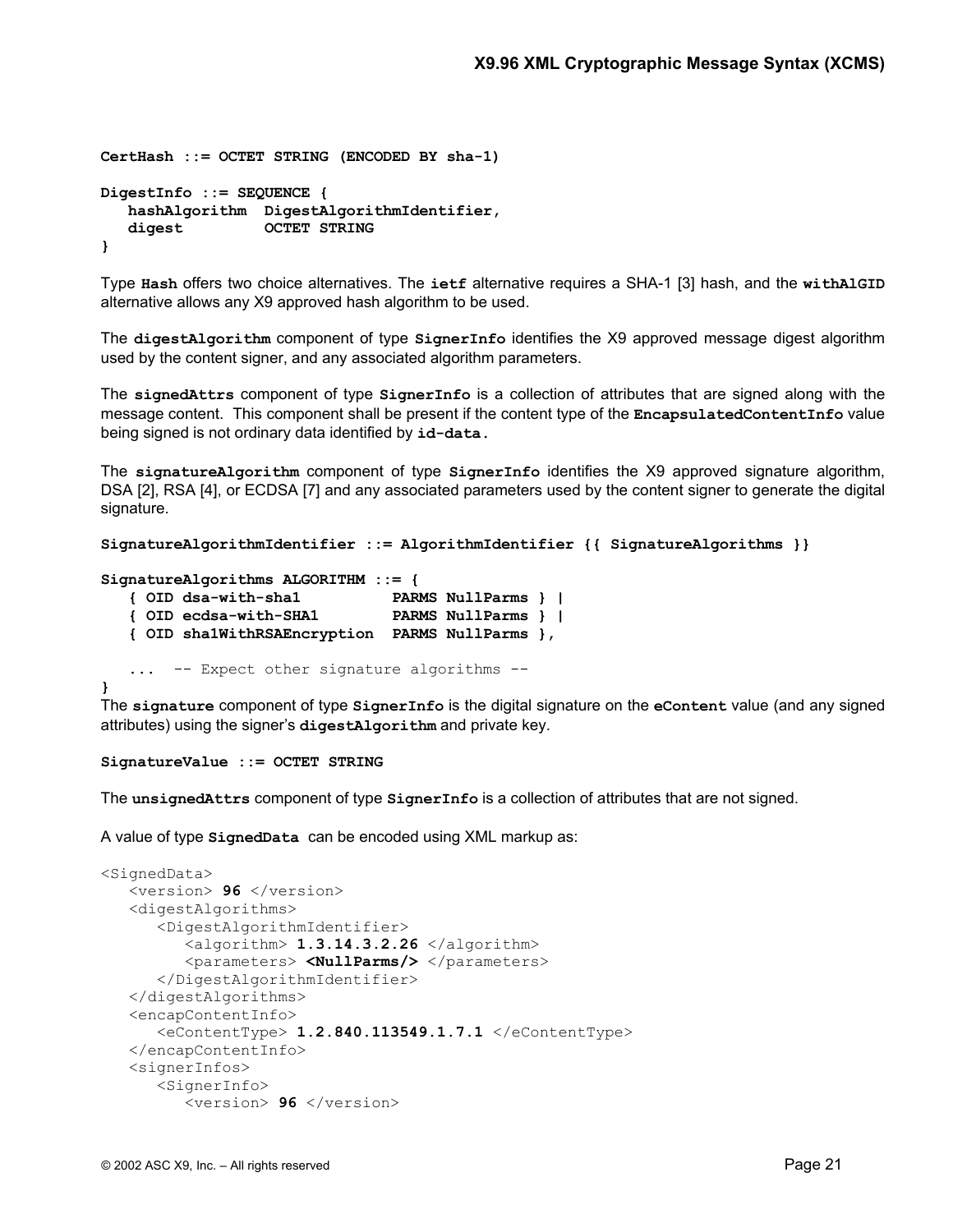```
CertHash ::= OCTET STRING (ENCODED BY sha-1)

DigestInfo ::= SEQUENCE {
   hashAlgorithm  DigestAlgorithmIdentifier,
   digest         OCTET STRING
}
```

Type **Hash** offers two choice alternatives. The **ietf** alternative requires a SHA-1 [3] hash, and the **withAlGID** alternative allows any X9 approved hash algorithm to be used.

The **digestAlgorithm** component of type **SignerInfo** identifies the X9 approved message digest algorithm used by the content signer, and any associated algorithm parameters.

The **signedAttrs** component of type **SignerInfo** is a collection of attributes that are signed along with the message content. This component shall be present if the content type of the **EncapsulatedContentInfo** value being signed is not ordinary data identified by **id-data.**

The **signatureAlgorithm** component of type **SignerInfo** identifies the X9 approved signature algorithm, DSA [2], RSA [4], or ECDSA [7] and any associated parameters used by the content signer to generate the digital signature.

```
SignatureAlgorithmIdentifier ::= AlgorithmIdentifier {{ SignatureAlgorithms }}

SignatureAlgorithms ALGORITHM ::= {
   { OID dsa-with-sha1          PARMS NullParms } |
   { OID ecdsa-with-SHA1        PARMS NullParms } |
   { OID sha1WithRSAEncryption  PARMS NullParms },

   ...  -- Expect other signature algorithms --
}
```

The **signature** component of type **SignerInfo** is the digital signature on the **eContent** value (and any signed attributes) using the signer's **digestAlgorithm** and private key.

```
SignatureValue ::= OCTET STRING
```

The **unsignedAttrs** component of type **SignerInfo** is a collection of attributes that are not signed.

A value of type **SignedData** can be encoded using XML markup as:

```
<SignedData>
   <version> 96 </version>
   <digestAlgorithms>
      <DigestAlgorithmIdentifier>
         <algorithm> 1.3.14.3.2.26 </algorithm>
         <parameters> <NullParms/> </parameters>
      </DigestAlgorithmIdentifier>
   </digestAlgorithms>
   <encapContentInfo>
      <eContentType> 1.2.840.113549.1.7.1 </eContentType>
   </encapContentInfo>
   <signerInfos>
      <SignerInfo>
         <version> 96 </version>
```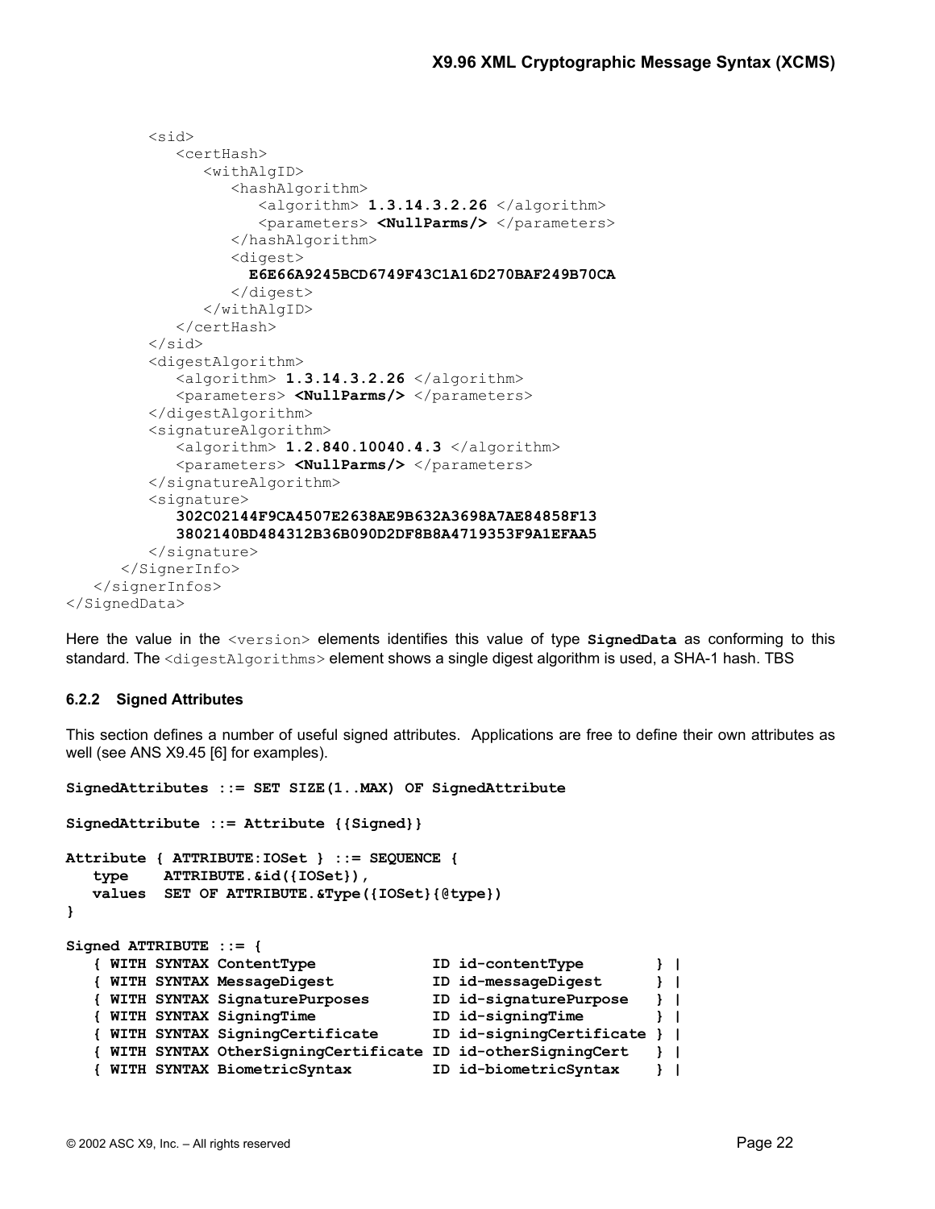```
         <sid>
            <certHash>
               <withAlgID>
                  <hashAlgorithm>
                     <algorithm> 1.3.14.3.2.26 </algorithm>
                     <parameters> <NullParms/> </parameters>
                  </hashAlgorithm>
                  <digest>
                    E6E66A9245BCD6749F43C1A16D270BAF249B70CA
                  </digest>
               </withAlgID>
            </certHash>
         </sid>
         <digestAlgorithm>
            <algorithm> 1.3.14.3.2.26 </algorithm>
            <parameters> <NullParms/> </parameters>
         </digestAlgorithm>
         <signatureAlgorithm>
            <algorithm> 1.2.840.10040.4.3 </algorithm>
            <parameters> <NullParms/> </parameters>
         </signatureAlgorithm>
         <signature>
            302C02144F9CA4507E2638AE9B632A3698A7AE84858F13
            3802140BD484312B36B090D2DF8B8A4719353F9A1EFAA5
         </signature>
      </SignerInfo>
   </signerInfos>
</SignedData>
```

Here the value in the `<version>` elements identifies this value of type **SignedData** as conforming to this standard. The `<digestAlgorithms>` element shows a single digest algorithm is used, a SHA-1 hash. TBS

### 6.2.2 Signed Attributes

This section defines a number of useful signed attributes. Applications are free to define their own attributes as well (see ANS X9.45 [6] for examples).

```
SignedAttributes ::= SET SIZE(1..MAX) OF SignedAttribute

SignedAttribute ::= Attribute {{Signed}}

Attribute { ATTRIBUTE:IOSet } ::= SEQUENCE {
   type    ATTRIBUTE.&id({IOSet}),
   values  SET OF ATTRIBUTE.&Type({IOSet}{@type})
}

Signed ATTRIBUTE ::= {
   { WITH SYNTAX ContentType             ID id-contentType        } |
   { WITH SYNTAX MessageDigest           ID id-messageDigest      } |
   { WITH SYNTAX SignaturePurposes       ID id-signaturePurpose   } |
   { WITH SYNTAX SigningTime             ID id-signingTime        } |
   { WITH SYNTAX SigningCertificate      ID id-signingCertificate } |
   { WITH SYNTAX OtherSigningCertificate ID id-otherSigningCert   } |
   { WITH SYNTAX BiometricSyntax         ID id-biometricSyntax    } |
```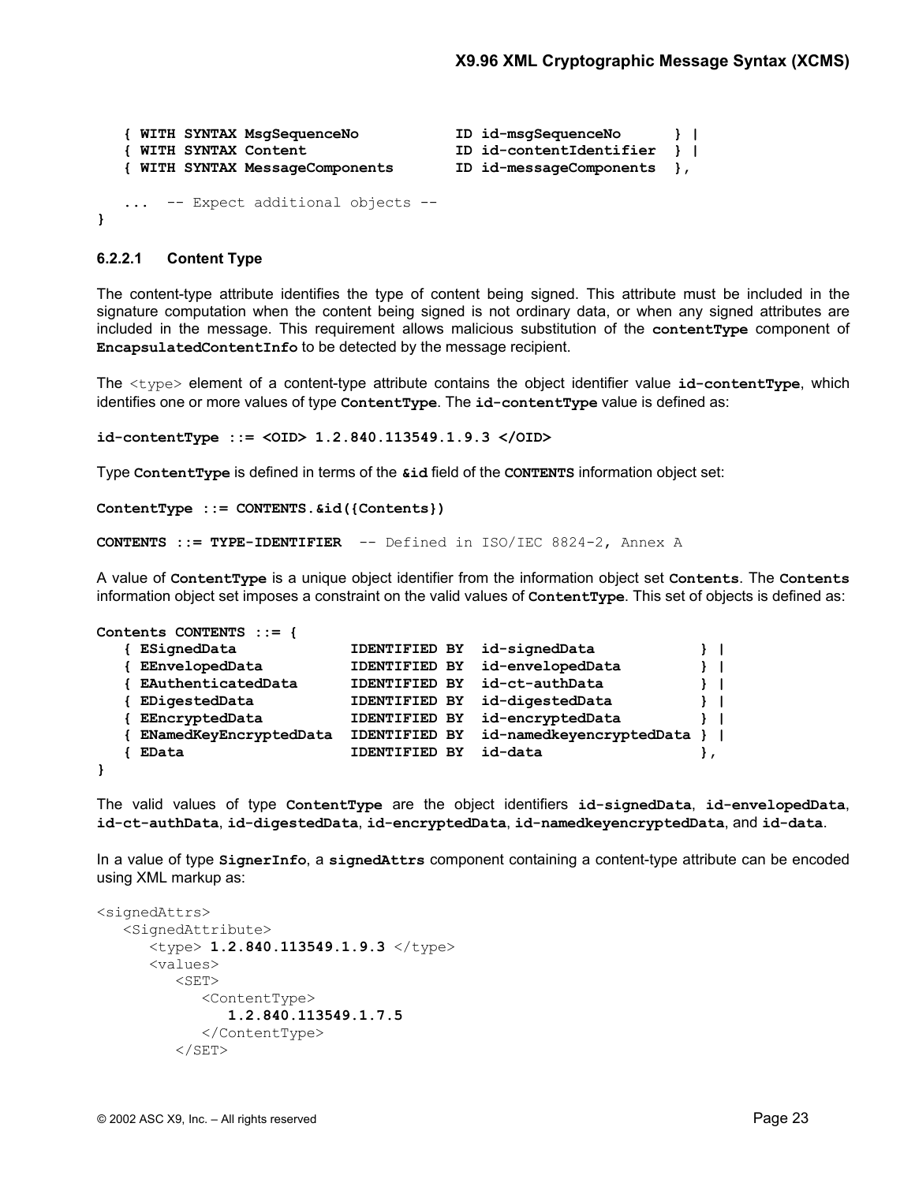```
   { WITH SYNTAX MsgSequenceNo           ID id-msgSequenceNo      } |
   { WITH SYNTAX Content                 ID id-contentIdentifier  } |
   { WITH SYNTAX MessageComponents       ID id-messageComponents  },

   ...  -- Expect additional objects --
}
```

#### 6.2.2.1 Content Type

The content-type attribute identifies the type of content being signed. This attribute must be included in the signature computation when the content being signed is not ordinary data, or when any signed attributes are included in the message. This requirement allows malicious substitution of the **contentType** component of **EncapsulatedContentInfo** to be detected by the message recipient.

The `<type>` element of a content-type attribute contains the object identifier value **id-contentType**, which identifies one or more values of type **ContentType**. The **id-contentType** value is defined as:

```
id-contentType ::= <OID> 1.2.840.113549.1.9.3 </OID>
```

Type **ContentType** is defined in terms of the **&id** field of the **CONTENTS** information object set:

```
ContentType ::= CONTENTS.&id({Contents})

CONTENTS ::= TYPE-IDENTIFIER  -- Defined in ISO/IEC 8824-2, Annex A
```

A value of **ContentType** is a unique object identifier from the information object set **Contents**. The **Contents** information object set imposes a constraint on the valid values of **ContentType**. This set of objects is defined as:

```
Contents CONTENTS ::= {
   { ESignedData             IDENTIFIED BY  id-signedData           } |
   { EEnvelopedData          IDENTIFIED BY  id-envelopedData        } |
   { EAuthenticatedData      IDENTIFIED BY  id-ct-authData          } |
   { EDigestedData           IDENTIFIED BY  id-digestedData         } |
   { EEncryptedData          IDENTIFIED BY  id-encryptedData        } |
   { ENamedKeyEncryptedData  IDENTIFIED BY  id-namedkeyencryptedData } |
   { EData                   IDENTIFIED BY  id-data                 },
}
```

The valid values of type **ContentType** are the object identifiers **id-signedData**, **id-envelopedData**, **id-ct-authData**, **id-digestedData**, **id-encryptedData**, **id-namedkeyencryptedData**, and **id-data**.

In a value of type **SignerInfo**, a **signedAttrs** component containing a content-type attribute can be encoded using XML markup as:

```
<signedAttrs>
   <SignedAttribute>
      <type> 1.2.840.113549.1.9.3 </type>
      <values>
         <SET>
            <ContentType>
               1.2.840.113549.1.7.5
            </ContentType>
         </SET>
```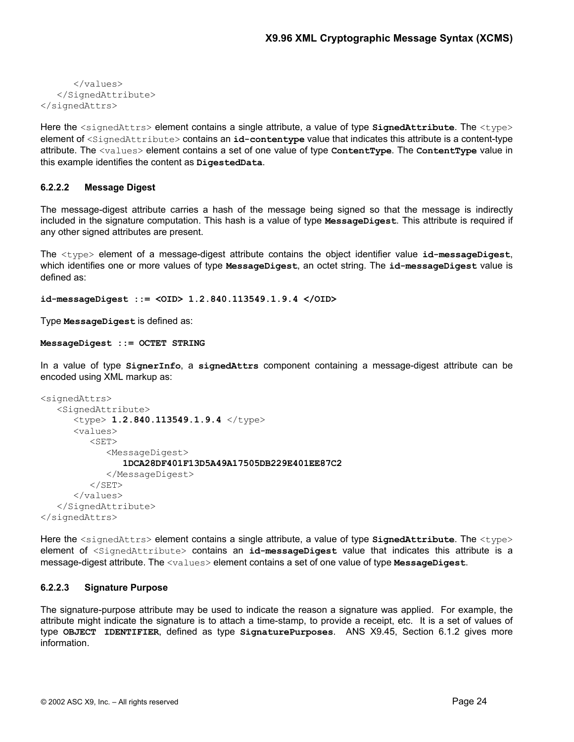```
      </values>
   </SignedAttribute>
</signedAttrs>
```

Here the `<signedAttrs>` element contains a single attribute, a value of type **`SignedAttribute`**. The `<type>` element of `<SignedAttribute>` contains an **`id-contentype`** value that indicates this attribute is a content-type attribute. The `<values>` element contains a set of one value of type **`ContentType`**. The **`ContentType`** value in this example identifies the content as **`DigestedData`**.

#### 6.2.2.2 Message Digest

The message-digest attribute carries a hash of the message being signed so that the message is indirectly included in the signature computation. This hash is a value of type **`MessageDigest`**. This attribute is required if any other signed attributes are present.

The `<type>` element of a message-digest attribute contains the object identifier value **`id-messageDigest`**, which identifies one or more values of type **`MessageDigest`**, an octet string. The **`id-messageDigest`** value is defined as:

```
id-messageDigest ::= <OID> 1.2.840.113549.1.9.4 </OID>
```

Type **`MessageDigest`** is defined as:

```
MessageDigest ::= OCTET STRING
```

In a value of type **`SignerInfo`**, a **`signedAttrs`** component containing a message-digest attribute can be encoded using XML markup as:

```
<signedAttrs>
   <SignedAttribute>
      <type> 1.2.840.113549.1.9.4 </type>
      <values>
         <SET>
            <MessageDigest>
               1DCA28DF401F13D5A49A17505DB229E401EE87C2
            </MessageDigest>
         </SET>
      </values>
   </SignedAttribute>
</signedAttrs>
```

Here the `<signedAttrs>` element contains a single attribute, a value of type **`SignedAttribute`**. The `<type>` element of `<SignedAttribute>` contains an **`id-messageDigest`** value that indicates this attribute is a message-digest attribute. The `<values>` element contains a set of one value of type **`MessageDigest`**.

#### 6.2.2.3 Signature Purpose

The signature-purpose attribute may be used to indicate the reason a signature was applied. For example, the attribute might indicate the signature is to attach a time-stamp, to provide a receipt, etc. It is a set of values of type **`OBJECT IDENTIFIER`**, defined as type **`SignaturePurposes`**. ANS X9.45, Section 6.1.2 gives more information.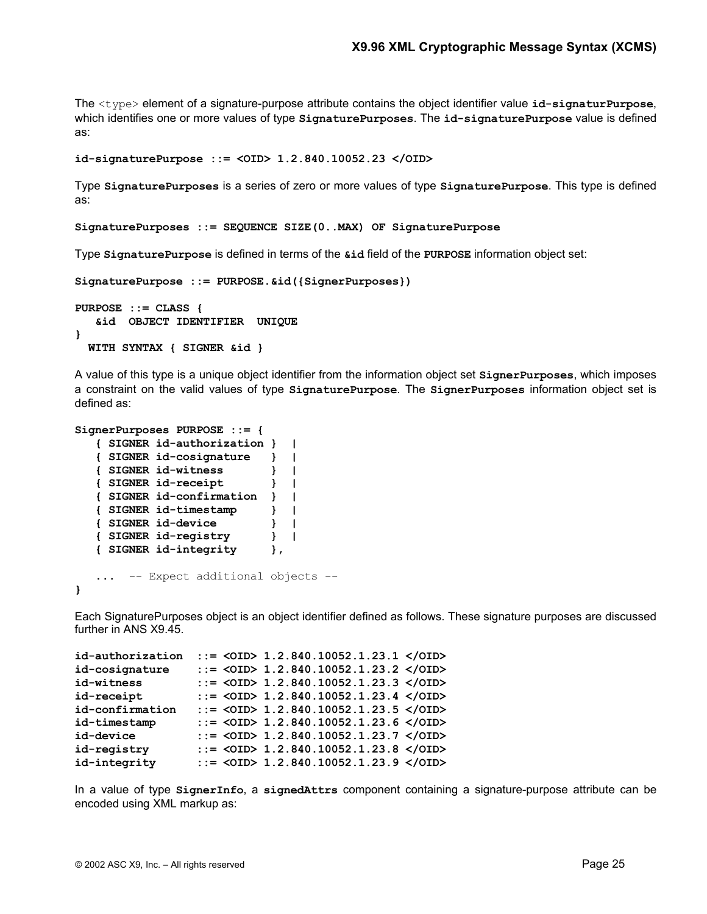The `<type>` element of a signature-purpose attribute contains the object identifier value **id-signaturPurpose**, which identifies one or more values of type **SignaturePurposes**. The **id-signaturePurpose** value is defined as:

```
id-signaturePurpose ::= <OID> 1.2.840.10052.23 </OID>
```

Type **SignaturePurposes** is a series of zero or more values of type **SignaturePurpose**. This type is defined as:

```
SignaturePurposes ::= SEQUENCE SIZE(0..MAX) OF SignaturePurpose
```

Type **SignaturePurpose** is defined in terms of the **&id** field of the **PURPOSE** information object set:

```
SignaturePurpose ::= PURPOSE.&id({SignerPurposes})

PURPOSE ::= CLASS {
   &id  OBJECT IDENTIFIER  UNIQUE
}
  WITH SYNTAX { SIGNER &id }
```

A value of this type is a unique object identifier from the information object set **SignerPurposes**, which imposes a constraint on the valid values of type **SignaturePurpose**. The **SignerPurposes** information object set is defined as:

```
SignerPurposes PURPOSE ::= {
   { SIGNER id-authorization }  |
   { SIGNER id-cosignature   }  |
   { SIGNER id-witness       }  |
   { SIGNER id-receipt       }  |
   { SIGNER id-confirmation  }  |
   { SIGNER id-timestamp     }  |
   { SIGNER id-device        }  |
   { SIGNER id-registry      }  |
   { SIGNER id-integrity     },

   ...  -- Expect additional objects --
}
```

Each SignaturePurposes object is an object identifier defined as follows. These signature purposes are discussed further in ANS X9.45.

```
id-authorization  ::= <OID> 1.2.840.10052.1.23.1 </OID>
id-cosignature    ::= <OID> 1.2.840.10052.1.23.2 </OID>
id-witness        ::= <OID> 1.2.840.10052.1.23.3 </OID>
id-receipt        ::= <OID> 1.2.840.10052.1.23.4 </OID>
id-confirmation   ::= <OID> 1.2.840.10052.1.23.5 </OID>
id-timestamp      ::= <OID> 1.2.840.10052.1.23.6 </OID>
id-device         ::= <OID> 1.2.840.10052.1.23.7 </OID>
id-registry       ::= <OID> 1.2.840.10052.1.23.8 </OID>
id-integrity      ::= <OID> 1.2.840.10052.1.23.9 </OID>
```

In a value of type **SignerInfo**, a **signedAttrs** component containing a signature-purpose attribute can be encoded using XML markup as: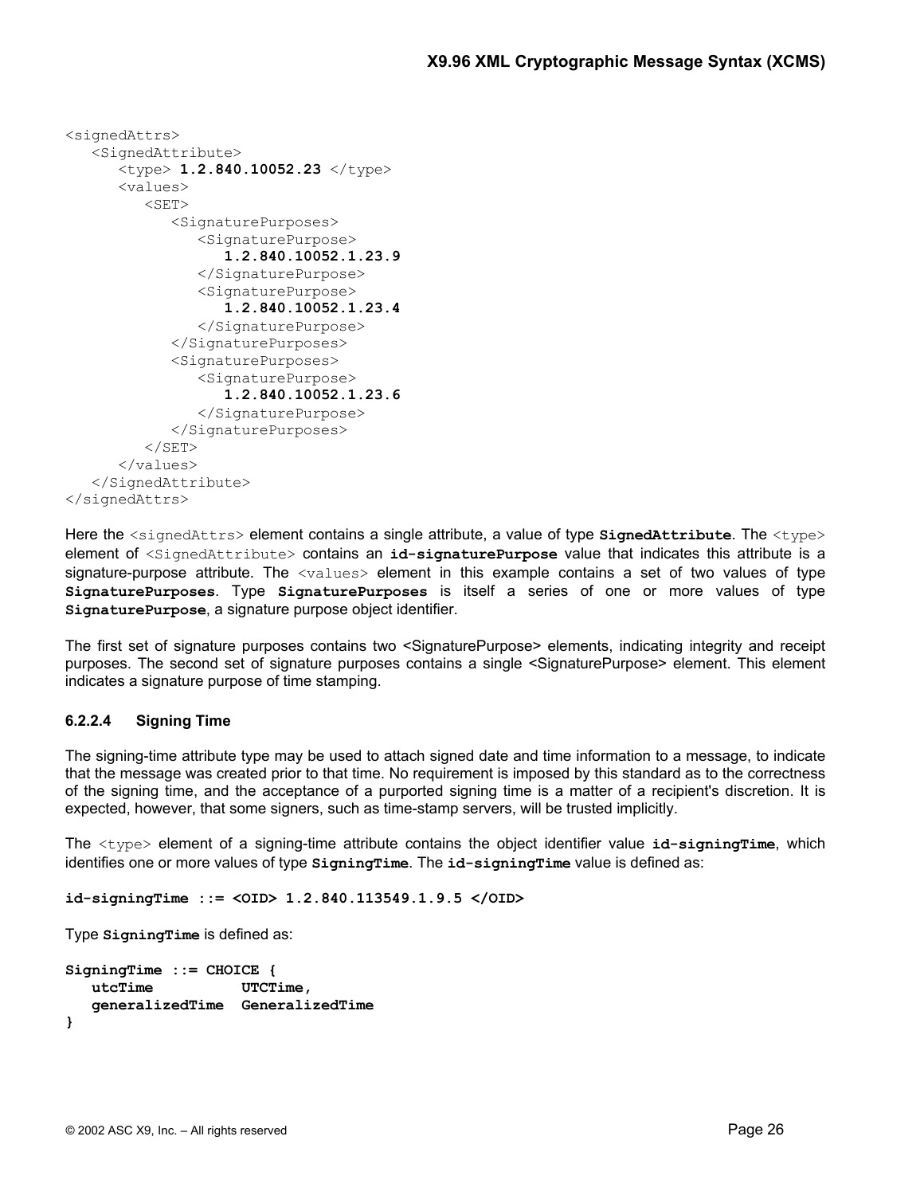```
<signedAttrs>
   <SignedAttribute>
      <type> 1.2.840.10052.23 </type>
      <values>
         <SET>
            <SignaturePurposes>
               <SignaturePurpose>
                  1.2.840.10052.1.23.9
               </SignaturePurpose>
               <SignaturePurpose>
                  1.2.840.10052.1.23.4
               </SignaturePurpose>
            </SignaturePurposes>
            <SignaturePurposes>
               <SignaturePurpose>
                  1.2.840.10052.1.23.6
               </SignaturePurpose>
            </SignaturePurposes>
         </SET>
      </values>
   </SignedAttribute>
</signedAttrs>
```

Here the `<signedAttrs>` element contains a single attribute, a value of type **`SignedAttribute`**. The `<type>` element of `<SignedAttribute>` contains an **`id-signaturePurpose`** value that indicates this attribute is a signature-purpose attribute. The `<values>` element in this example contains a set of two values of type **`SignaturePurposes`**. Type **`SignaturePurposes`** is itself a series of one or more values of type **`SignaturePurpose`**, a signature purpose object identifier.

The first set of signature purposes contains two <SignaturePurpose> elements, indicating integrity and receipt purposes. The second set of signature purposes contains a single <SignaturePurpose> element. This element indicates a signature purpose of time stamping.

#### 6.2.2.4 Signing Time

The signing-time attribute type may be used to attach signed date and time information to a message, to indicate that the message was created prior to that time. No requirement is imposed by this standard as to the correctness of the signing time, and the acceptance of a purported signing time is a matter of a recipient's discretion. It is expected, however, that some signers, such as time-stamp servers, will be trusted implicitly.

The `<type>` element of a signing-time attribute contains the object identifier value **`id-signingTime`**, which identifies one or more values of type **`SigningTime`**. The **`id-signingTime`** value is defined as:

```
id-signingTime ::= <OID> 1.2.840.113549.1.9.5 </OID>
```

Type **`SigningTime`** is defined as:

```
SigningTime ::= CHOICE {
   utcTime          UTCTime,
   generalizedTime  GeneralizedTime
}
```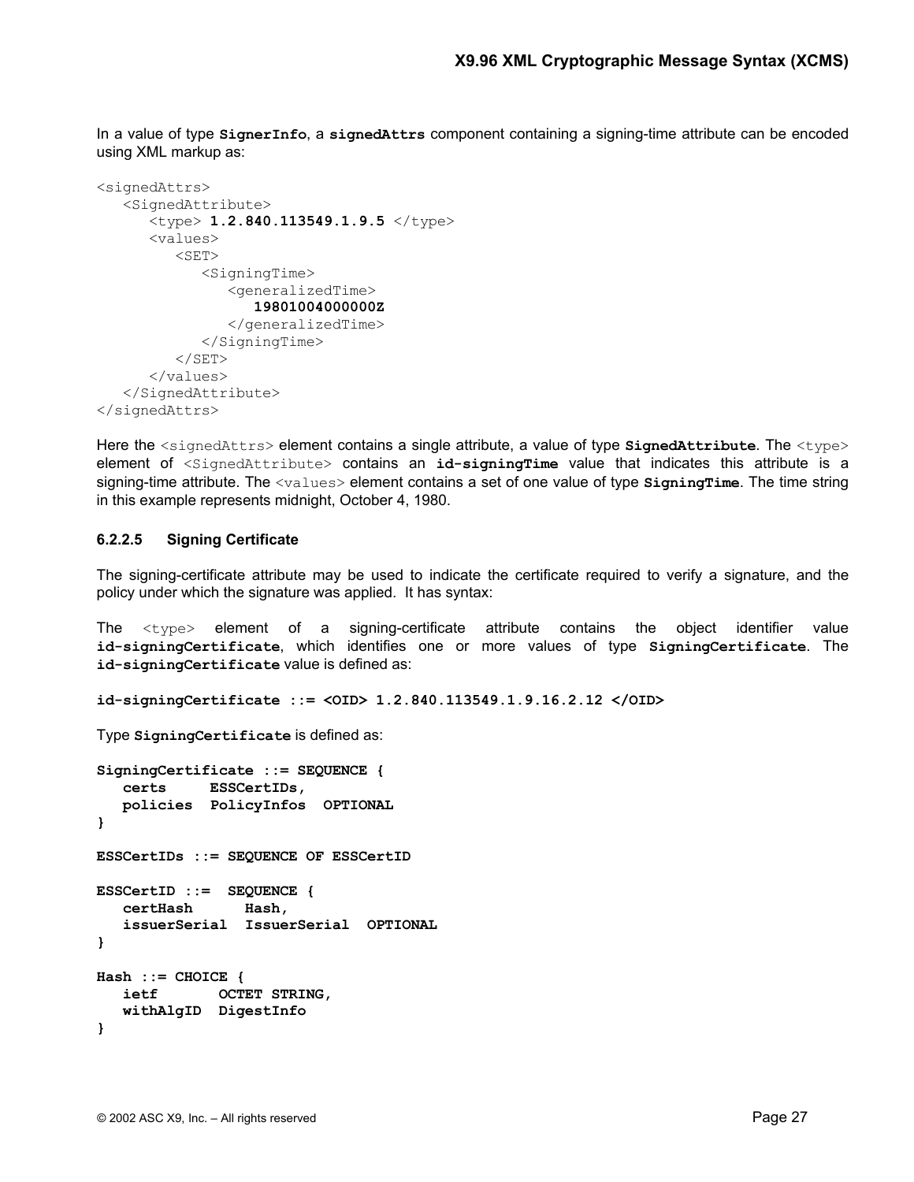In a value of type **SignerInfo**, a **signedAttrs** component containing a signing-time attribute can be encoded using XML markup as:

```
<signedAttrs>
   <SignedAttribute>
      <type> 1.2.840.113549.1.9.5 </type>
      <values>
         <SET>
            <SigningTime>
               <generalizedTime>
                  19801004000000Z
               </generalizedTime>
            </SigningTime>
         </SET>
      </values>
   </SignedAttribute>
</signedAttrs>
```

Here the `<signedAttrs>` element contains a single attribute, a value of type **SignedAttribute**. The `<type>` element of `<SignedAttribute>` contains an **id-signingTime** value that indicates this attribute is a signing-time attribute. The `<values>` element contains a set of one value of type **SigningTime**. The time string in this example represents midnight, October 4, 1980.

#### 6.2.2.5 Signing Certificate

The signing-certificate attribute may be used to indicate the certificate required to verify a signature, and the policy under which the signature was applied. It has syntax:

The `<type>` element of a signing-certificate attribute contains the object identifier value **id-signingCertificate**, which identifies one or more values of type **SigningCertificate**. The **id-signingCertificate** value is defined as:

```
id-signingCertificate ::= <OID> 1.2.840.113549.1.9.16.2.12 </OID>
```

Type **SigningCertificate** is defined as:

```
SigningCertificate ::= SEQUENCE {
   certs     ESSCertIDs,
   policies  PolicyInfos  OPTIONAL
}

ESSCertIDs ::= SEQUENCE OF ESSCertID

ESSCertID ::=  SEQUENCE {
   certHash      Hash,
   issuerSerial  IssuerSerial  OPTIONAL
}

Hash ::= CHOICE {
   ietf       OCTET STRING,
   withAlgID  DigestInfo
}
```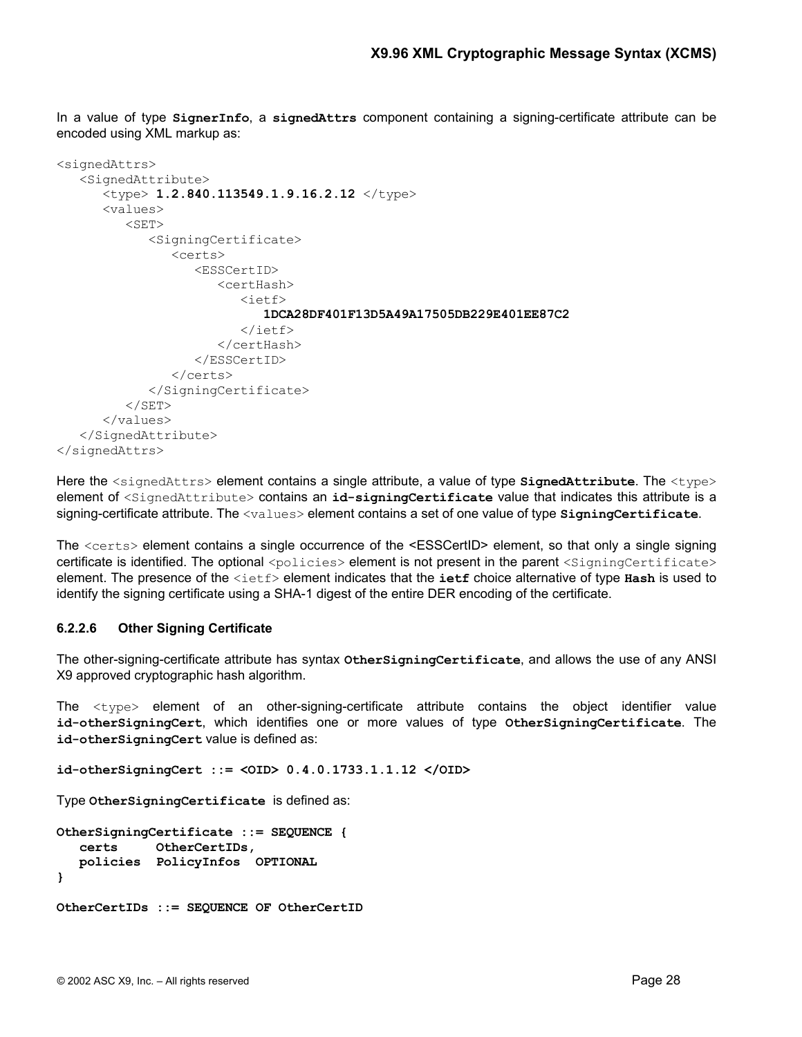In a value of type **SignerInfo**, a **signedAttrs** component containing a signing-certificate attribute can be encoded using XML markup as:

```
<signedAttrs>
   <SignedAttribute>
      <type> 1.2.840.113549.1.9.16.2.12 </type>
      <values>
         <SET>
            <SigningCertificate>
               <certs>
                  <ESSCertID>
                     <certHash>
                        <ietf>
                           1DCA28DF401F13D5A49A17505DB229E401EE87C2
                        </ietf>
                     </certHash>
                  </ESSCertID>
               </certs>
            </SigningCertificate>
         </SET>
      </values>
   </SignedAttribute>
</signedAttrs>
```

Here the `<signedAttrs>` element contains a single attribute, a value of type **SignedAttribute**. The `<type>` element of `<SignedAttribute>` contains an **id-signingCertificate** value that indicates this attribute is a signing-certificate attribute. The `<values>` element contains a set of one value of type **SigningCertificate**.

The `<certs>` element contains a single occurrence of the <ESSCertID> element, so that only a single signing certificate is identified. The optional `<policies>` element is not present in the parent `<SigningCertificate>` element. The presence of the `<ietf>` element indicates that the **ietf** choice alternative of type **Hash** is used to identify the signing certificate using a SHA-1 digest of the entire DER encoding of the certificate.

#### 6.2.2.6 Other Signing Certificate

The other-signing-certificate attribute has syntax **OtherSigningCertificate**, and allows the use of any ANSI X9 approved cryptographic hash algorithm.

The `<type>` element of an other-signing-certificate attribute contains the object identifier value **id-otherSigningCert**, which identifies one or more values of type **OtherSigningCertificate**. The **id-otherSigningCert** value is defined as:

```
id-otherSigningCert ::= <OID> 0.4.0.1733.1.1.12 </OID>
```

Type **OtherSigningCertificate** is defined as:

```
OtherSigningCertificate ::= SEQUENCE {
   certs     OtherCertIDs,
   policies  PolicyInfos  OPTIONAL
}

OtherCertIDs ::= SEQUENCE OF OtherCertID
```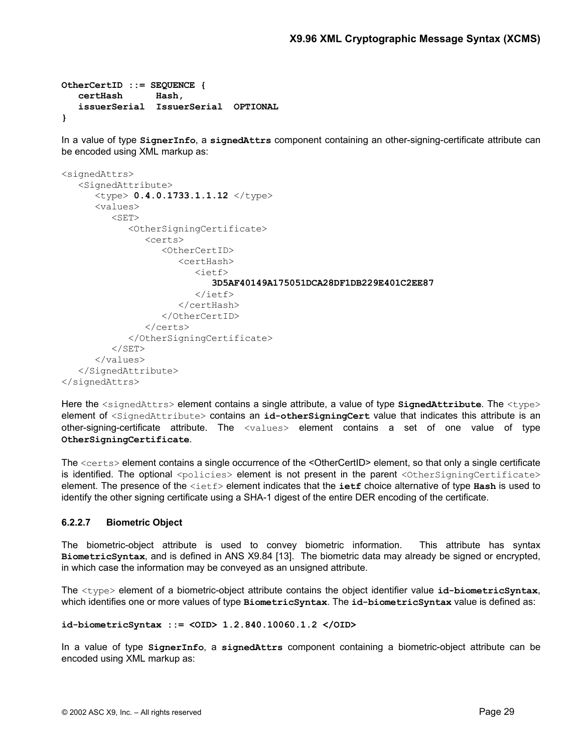```
OtherCertID ::= SEQUENCE {
   certHash      Hash,
   issuerSerial  IssuerSerial  OPTIONAL
}
```

In a value of type **SignerInfo**, a **signedAttrs** component containing an other-signing-certificate attribute can be encoded using XML markup as:

```
<signedAttrs>
   <SignedAttribute>
      <type> 0.4.0.1733.1.1.12 </type>
      <values>
         <SET>
            <OtherSigningCertificate>
               <certs>
                  <OtherCertID>
                     <certHash>
                        <ietf>
                           3D5AF40149A175051DCA28DF1DB229E401C2EE87
                        </ietf>
                     </certHash>
                  </OtherCertID>
               </certs>
            </OtherSigningCertificate>
         </SET>
      </values>
   </SignedAttribute>
</signedAttrs>
```

Here the `<signedAttrs>` element contains a single attribute, a value of type **SignedAttribute**. The `<type>` element of `<SignedAttribute>` contains an **id-otherSigningCert** value that indicates this attribute is an other-signing-certificate attribute. The `<values>` element contains a set of one value of type **OtherSigningCertificate**.

The `<certs>` element contains a single occurrence of the <OtherCertID> element, so that only a single certificate is identified. The optional `<policies>` element is not present in the parent `<OtherSigningCertificate>` element. The presence of the `<ietf>` element indicates that the **ietf** choice alternative of type **Hash** is used to identify the other signing certificate using a SHA-1 digest of the entire DER encoding of the certificate.

#### 6.2.2.7 Biometric Object

The biometric-object attribute is used to convey biometric information. This attribute has syntax **BiometricSyntax**, and is defined in ANS X9.84 [13]. The biometric data may already be signed or encrypted, in which case the information may be conveyed as an unsigned attribute.

The `<type>` element of a biometric-object attribute contains the object identifier value **id-biometricSyntax**, which identifies one or more values of type **BiometricSyntax**. The **id-biometricSyntax** value is defined as:

```
id-biometricSyntax ::= <OID> 1.2.840.10060.1.2 </OID>
```

In a value of type **SignerInfo**, a **signedAttrs** component containing a biometric-object attribute can be encoded using XML markup as: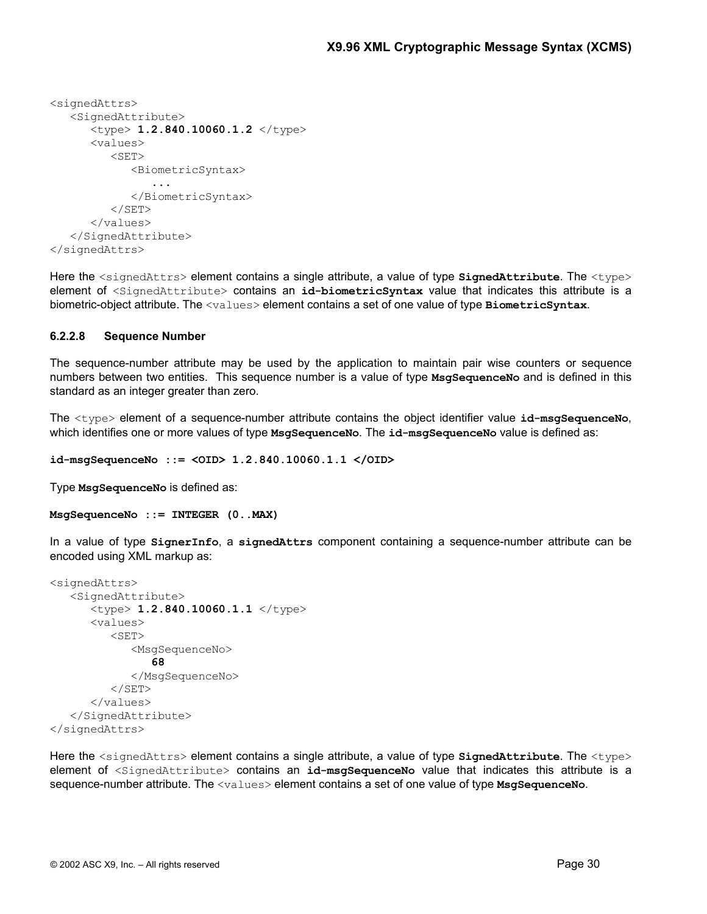```
<signedAttrs>
   <SignedAttribute>
      <type> 1.2.840.10060.1.2 </type>
      <values>
         <SET>
            <BiometricSyntax>
               ...
            </BiometricSyntax>
         </SET>
      </values>
   </SignedAttribute>
</signedAttrs>
```

Here the `<signedAttrs>` element contains a single attribute, a value of type **SignedAttribute**. The `<type>` element of `<SignedAttribute>` contains an **id-biometricSyntax** value that indicates this attribute is a biometric-object attribute. The `<values>` element contains a set of one value of type **BiometricSyntax**.

#### 6.2.2.8 Sequence Number

The sequence-number attribute may be used by the application to maintain pair wise counters or sequence numbers between two entities. This sequence number is a value of type **MsgSequenceNo** and is defined in this standard as an integer greater than zero.

The `<type>` element of a sequence-number attribute contains the object identifier value **id-msgSequenceNo**, which identifies one or more values of type **MsgSequenceNo**. The **id-msgSequenceNo** value is defined as:

```
id-msgSequenceNo ::= <OID> 1.2.840.10060.1.1 </OID>
```

Type **MsgSequenceNo** is defined as:

```
MsgSequenceNo ::= INTEGER (0..MAX)
```

In a value of type **SignerInfo**, a **signedAttrs** component containing a sequence-number attribute can be encoded using XML markup as:

```
<signedAttrs>
   <SignedAttribute>
      <type> 1.2.840.10060.1.1 </type>
      <values>
         <SET>
            <MsgSequenceNo>
               68
            </MsgSequenceNo>
         </SET>
      </values>
   </SignedAttribute>
</signedAttrs>
```

Here the `<signedAttrs>` element contains a single attribute, a value of type **SignedAttribute**. The `<type>` element of `<SignedAttribute>` contains an **id-msgSequenceNo** value that indicates this attribute is a sequence-number attribute. The `<values>` element contains a set of one value of type **MsgSequenceNo**.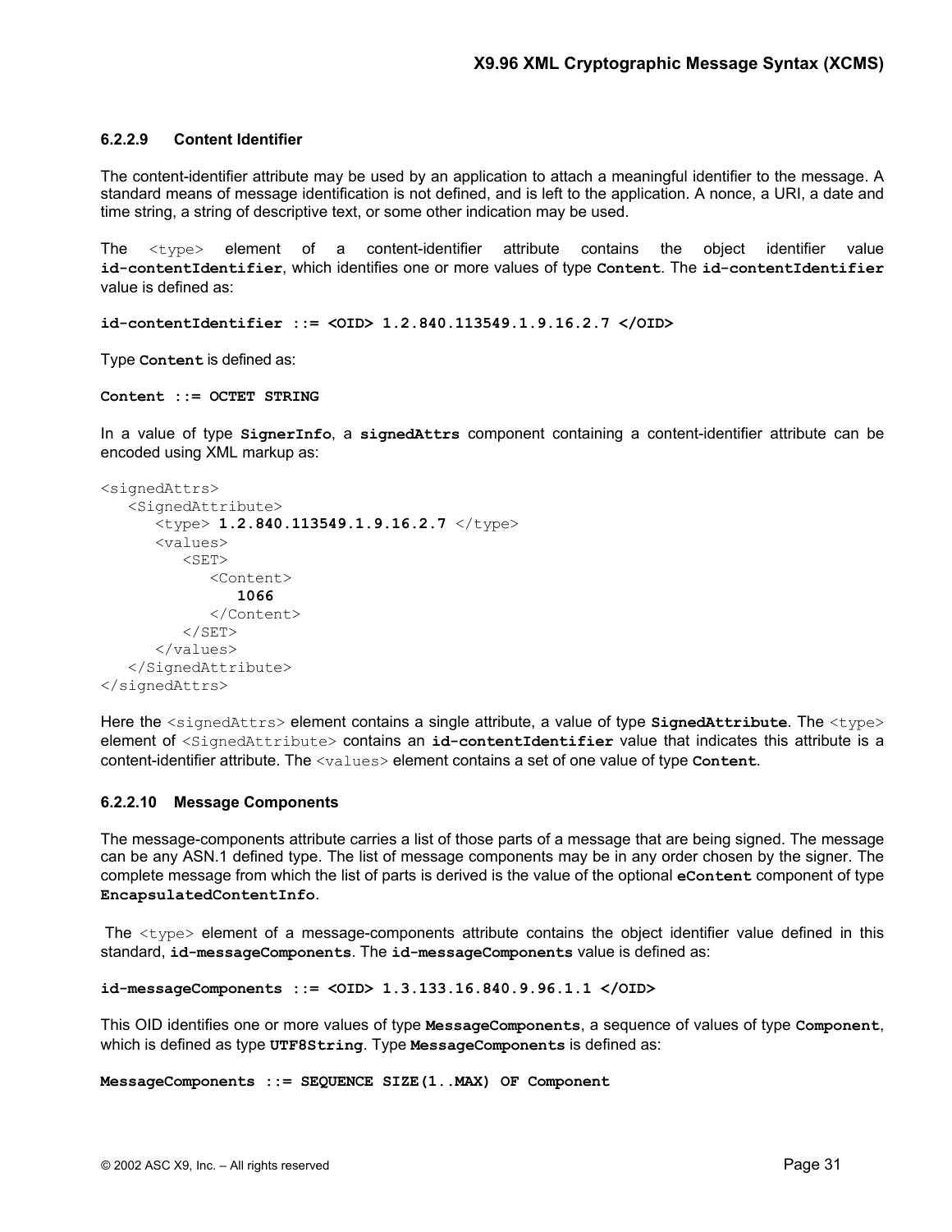#### 6.2.2.9 Content Identifier

The content-identifier attribute may be used by an application to attach a meaningful identifier to the message. A standard means of message identification is not defined, and is left to the application. A nonce, a URI, a date and time string, a string of descriptive text, or some other indication may be used.

The `<type>` element of a content-identifier attribute contains the object identifier value **id-contentIdentifier**, which identifies one or more values of type **Content**. The **id-contentIdentifier** value is defined as:

```
id-contentIdentifier ::= <OID> 1.2.840.113549.1.9.16.2.7 </OID>
```

Type **Content** is defined as:

```
Content ::= OCTET STRING
```

In a value of type **SignerInfo**, a **signedAttrs** component containing a content-identifier attribute can be encoded using XML markup as:

```
<signedAttrs>
   <SignedAttribute>
      <type> 1.2.840.113549.1.9.16.2.7 </type>
      <values>
         <SET>
            <Content>
               1066
            </Content>
         </SET>
      </values>
   </SignedAttribute>
</signedAttrs>
```

Here the `<signedAttrs>` element contains a single attribute, a value of type **SignedAttribute**. The `<type>` element of `<SignedAttribute>` contains an **id-contentIdentifier** value that indicates this attribute is a content-identifier attribute. The `<values>` element contains a set of one value of type **Content**.

#### 6.2.2.10 Message Components

The message-components attribute carries a list of those parts of a message that are being signed. The message can be any ASN.1 defined type. The list of message components may be in any order chosen by the signer. The complete message from which the list of parts is derived is the value of the optional **eContent** component of type **EncapsulatedContentInfo**.

The `<type>` element of a message-components attribute contains the object identifier value defined in this standard, **id-messageComponents**. The **id-messageComponents** value is defined as:

```
id-messageComponents ::= <OID> 1.3.133.16.840.9.96.1.1 </OID>
```

This OID identifies one or more values of type **MessageComponents**, a sequence of values of type **Component**, which is defined as type **UTF8String**. Type **MessageComponents** is defined as:

```
MessageComponents ::= SEQUENCE SIZE(1..MAX) OF Component
```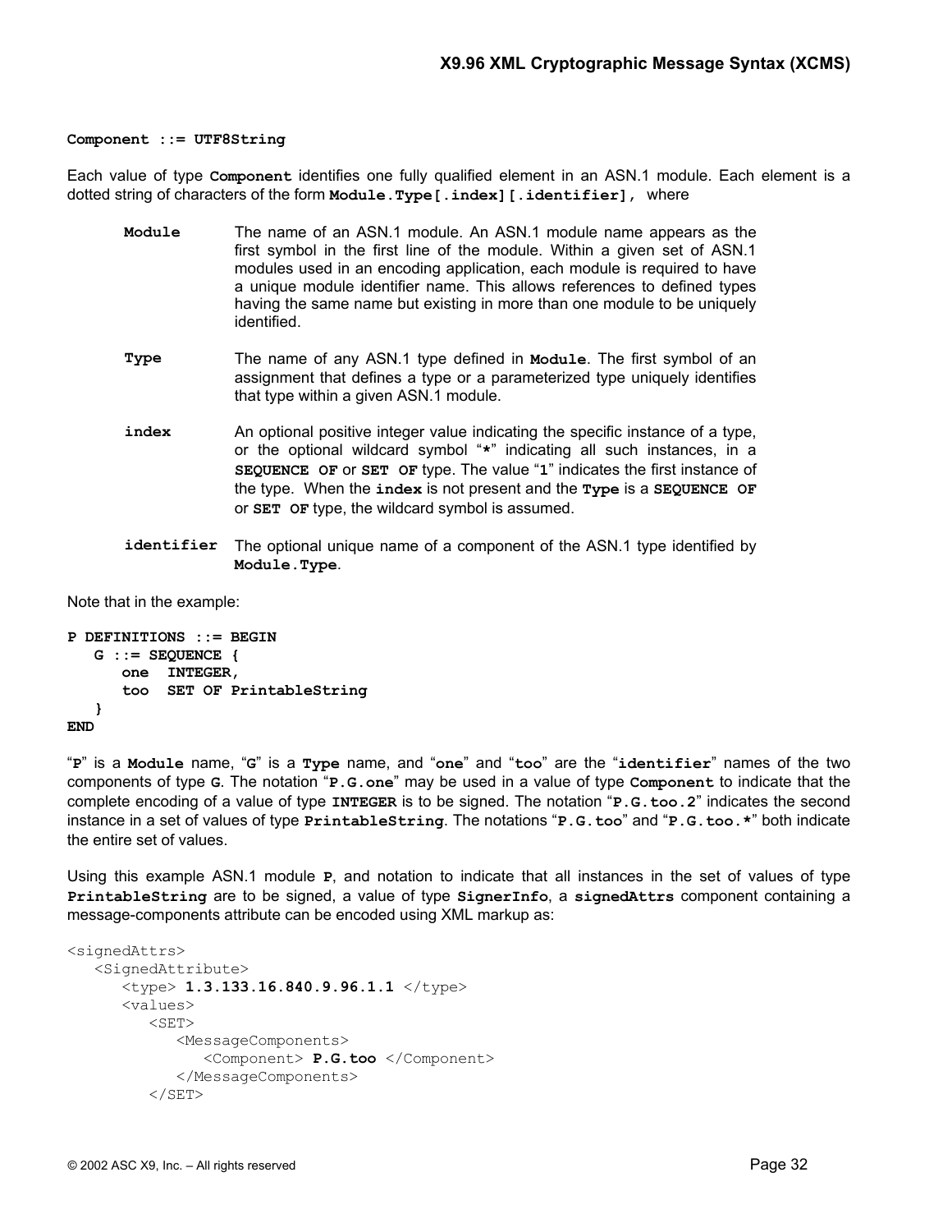**Component ::= UTF8String**

Each value of type **Component** identifies one fully qualified element in an ASN.1 module. Each element is a dotted string of characters of the form **Module.Type[.index][.identifier],** where

**Module** The name of an ASN.1 module. An ASN.1 module name appears as the first symbol in the first line of the module. Within a given set of ASN.1 modules used in an encoding application, each module is required to have a unique module identifier name. This allows references to defined types having the same name but existing in more than one module to be uniquely identified.

**Type** The name of any ASN.1 type defined in **Module**. The first symbol of an assignment that defines a type or a parameterized type uniquely identifies that type within a given ASN.1 module.

**index** An optional positive integer value indicating the specific instance of a type, or the optional wildcard symbol "**\***" indicating all such instances, in a **SEQUENCE OF** or **SET OF** type. The value "**1**" indicates the first instance of the type. When the **index** is not present and the **Type** is a **SEQUENCE OF** or **SET OF** type, the wildcard symbol is assumed.

**identifier** The optional unique name of a component of the ASN.1 type identified by **Module.Type**.

Note that in the example:

```
P DEFINITIONS ::= BEGIN
   G ::= SEQUENCE {
      one  INTEGER,
      too  SET OF PrintableString
   }
END
```

"**P**" is a **Module** name, "**G**" is a **Type** name, and "**one**" and "**too**" are the "**identifier**" names of the two components of type **G**. The notation "**P.G.one**" may be used in a value of type **Component** to indicate that the complete encoding of a value of type **INTEGER** is to be signed. The notation "**P.G.too.2**" indicates the second instance in a set of values of type **PrintableString**. The notations "**P.G.too**" and "**P.G.too.\***" both indicate the entire set of values.

Using this example ASN.1 module **P**, and notation to indicate that all instances in the set of values of type **PrintableString** are to be signed, a value of type **SignerInfo**, a **signedAttrs** component containing a message-components attribute can be encoded using XML markup as:

```
<signedAttrs>
   <SignedAttribute>
      <type> 1.3.133.16.840.9.96.1.1 </type>
      <values>
         <SET>
            <MessageComponents>
               <Component> P.G.too </Component>
            </MessageComponents>
         </SET>
```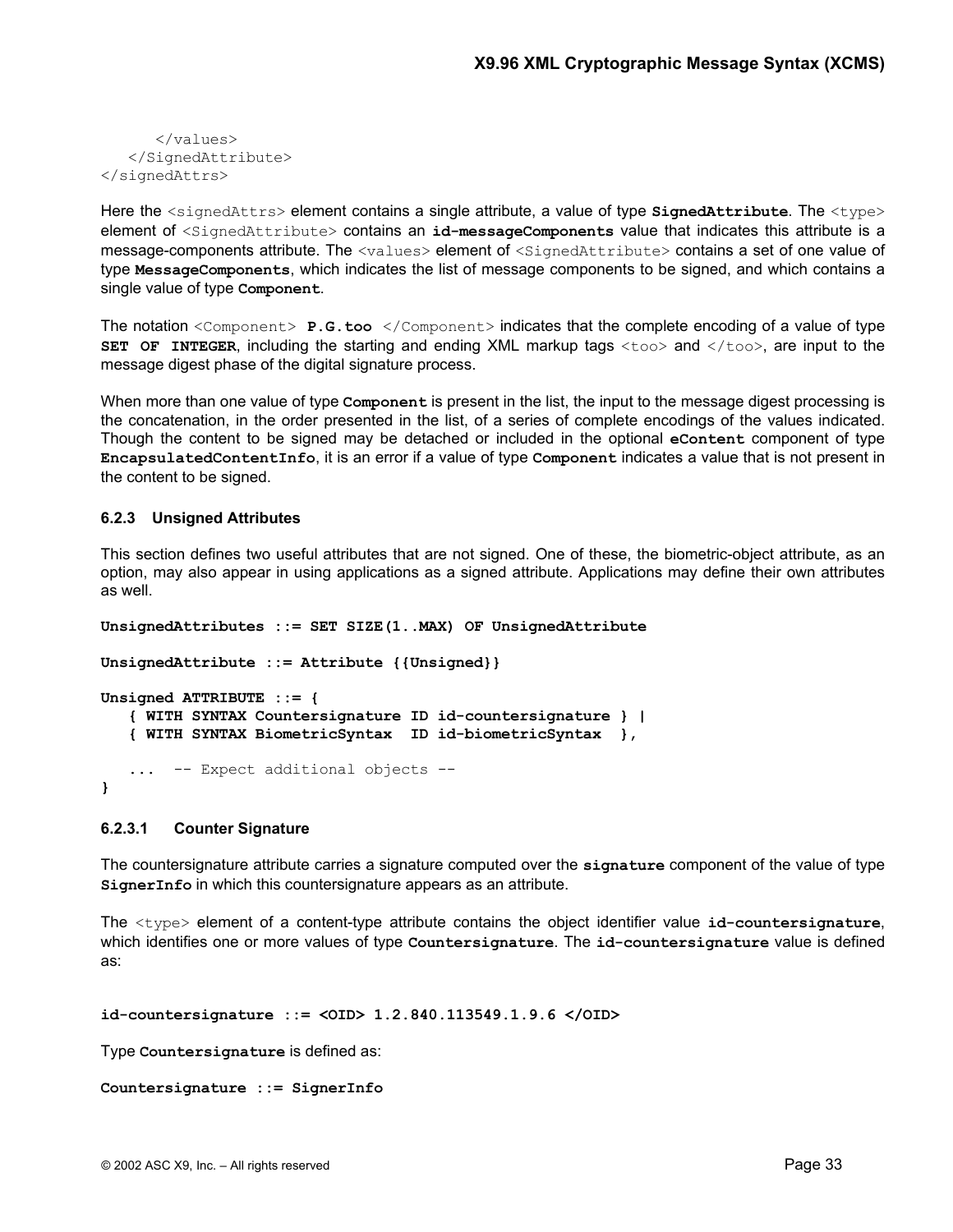```
      </values>
   </SignedAttribute>
</signedAttrs>
```

Here the `<signedAttrs>` element contains a single attribute, a value of type **`SignedAttribute`**. The `<type>` element of `<SignedAttribute>` contains an **`id-messageComponents`** value that indicates this attribute is a message-components attribute. The `<values>` element of `<SignedAttribute>` contains a set of one value of type **`MessageComponents`**, which indicates the list of message components to be signed, and which contains a single value of type **`Component`**.

The notation `<Component>` **`P.G.too`** `</Component>` indicates that the complete encoding of a value of type **`SET OF INTEGER`**, including the starting and ending XML markup tags `<too>` and `</too>`, are input to the message digest phase of the digital signature process.

When more than one value of type **`Component`** is present in the list, the input to the message digest processing is the concatenation, in the order presented in the list, of a series of complete encodings of the values indicated. Though the content to be signed may be detached or included in the optional **`eContent`** component of type **`EncapsulatedContentInfo`**, it is an error if a value of type **`Component`** indicates a value that is not present in the content to be signed.

### 6.2.3 Unsigned Attributes

This section defines two useful attributes that are not signed. One of these, the biometric-object attribute, as an option, may also appear in using applications as a signed attribute. Applications may define their own attributes as well.

```
UnsignedAttributes ::= SET SIZE(1..MAX) OF UnsignedAttribute

UnsignedAttribute ::= Attribute {{Unsigned}}

Unsigned ATTRIBUTE ::= {
   { WITH SYNTAX Countersignature ID id-countersignature } |
   { WITH SYNTAX BiometricSyntax  ID id-biometricSyntax  },

   ...  -- Expect additional objects --
}
```

#### 6.2.3.1 Counter Signature

The countersignature attribute carries a signature computed over the **`signature`** component of the value of type **`SignerInfo`** in which this countersignature appears as an attribute.

The `<type>` element of a content-type attribute contains the object identifier value **`id-countersignature`**, which identifies one or more values of type **`Countersignature`**. The **`id-countersignature`** value is defined as:

```
id-countersignature ::= <OID> 1.2.840.113549.1.9.6 </OID>
```

Type **`Countersignature`** is defined as:

```
Countersignature ::= SignerInfo
```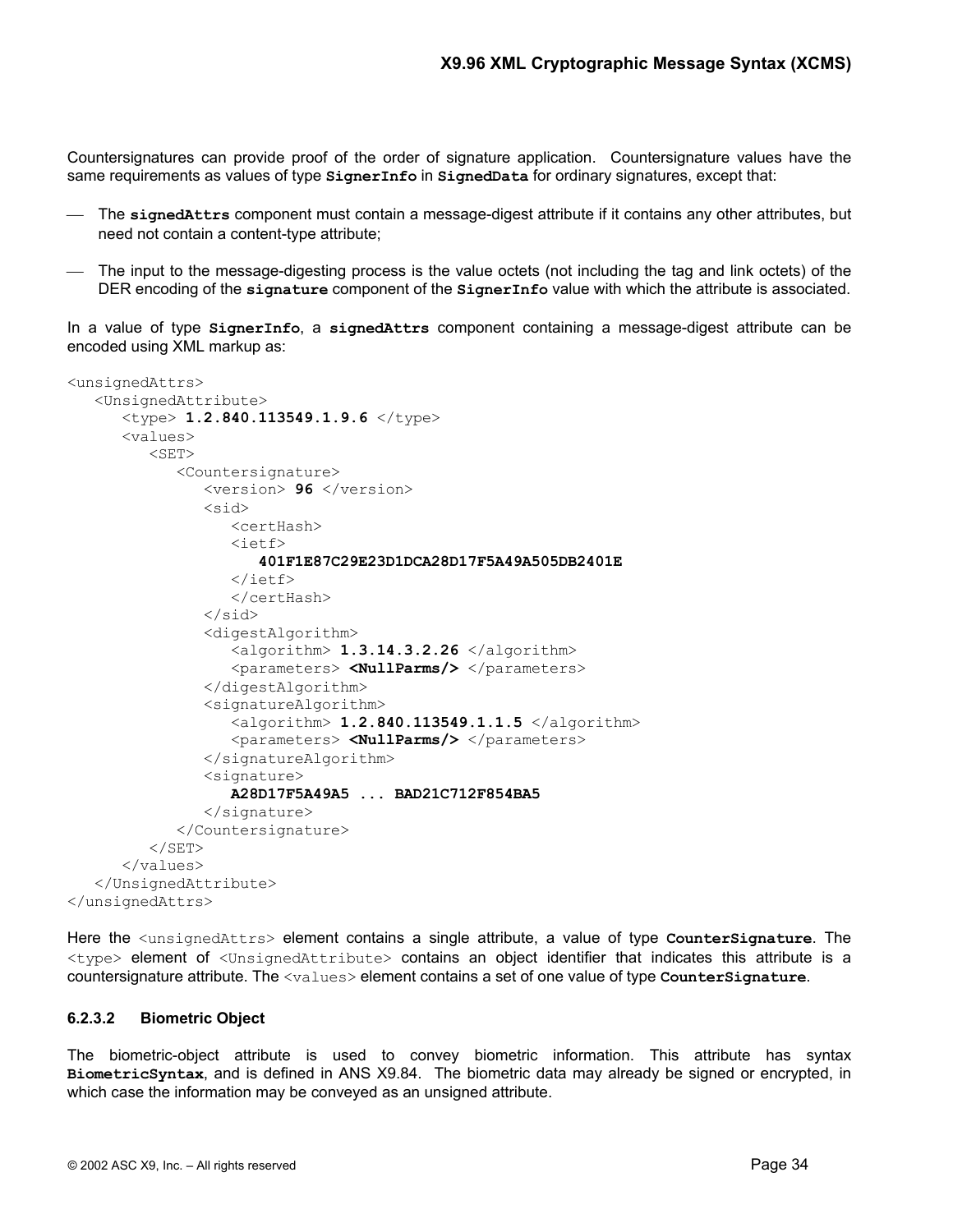Countersignatures can provide proof of the order of signature application. Countersignature values have the same requirements as values of type **SignerInfo** in **SignedData** for ordinary signatures, except that:

- The **signedAttrs** component must contain a message-digest attribute if it contains any other attributes, but need not contain a content-type attribute;

- The input to the message-digesting process is the value octets (not including the tag and link octets) of the DER encoding of the **signature** component of the **SignerInfo** value with which the attribute is associated.

In a value of type **SignerInfo**, a **signedAttrs** component containing a message-digest attribute can be encoded using XML markup as:

```
<unsignedAttrs>
   <UnsignedAttribute>
      <type> 1.2.840.113549.1.9.6 </type>
      <values>
         <SET>
            <Countersignature>
               <version> 96 </version>
               <sid>
                  <certHash>
                  <ietf>
                     401F1E87C29E23D1DCA28D17F5A49A505DB2401E
                  </ietf>
                  </certHash>
               </sid>
               <digestAlgorithm>
                  <algorithm> 1.3.14.3.2.26 </algorithm>
                  <parameters> <NullParms/> </parameters>
               </digestAlgorithm>
               <signatureAlgorithm>
                  <algorithm> 1.2.840.113549.1.1.5 </algorithm>
                  <parameters> <NullParms/> </parameters>
               </signatureAlgorithm>
               <signature>
                  A28D17F5A49A5 ... BAD21C712F854BA5
               </signature>
            </Countersignature>
         </SET>
      </values>
   </UnsignedAttribute>
</unsignedAttrs>
```

Here the `<unsignedAttrs>` element contains a single attribute, a value of type **CounterSignature**. The `<type>` element of `<UnsignedAttribute>` contains an object identifier that indicates this attribute is a countersignature attribute. The `<values>` element contains a set of one value of type **CounterSignature**.

#### 6.2.3.2 Biometric Object

The biometric-object attribute is used to convey biometric information. This attribute has syntax **BiometricSyntax**, and is defined in ANS X9.84. The biometric data may already be signed or encrypted, in which case the information may be conveyed as an unsigned attribute.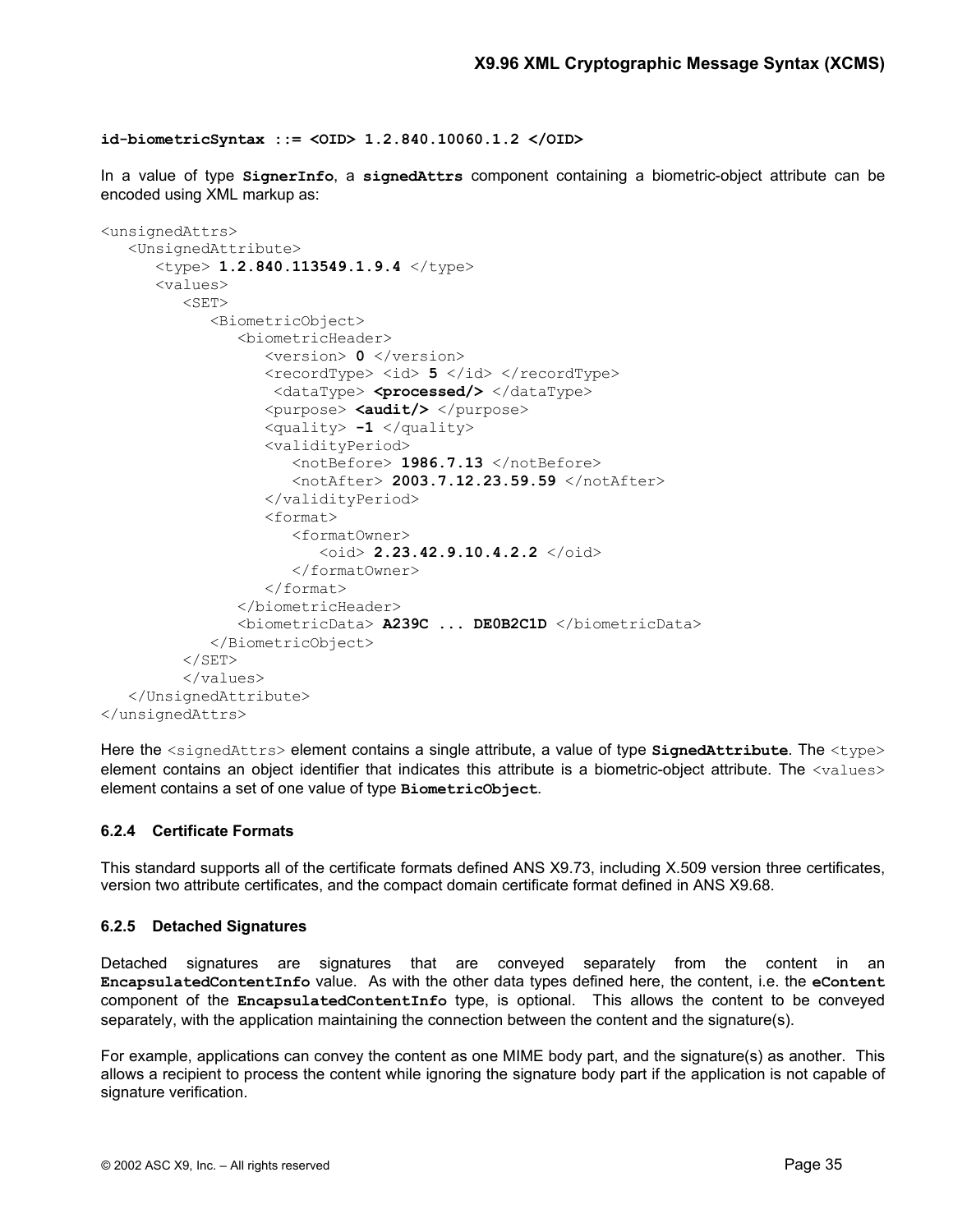**id-biometricSyntax ::= <OID> 1.2.840.10060.1.2 </OID>**

In a value of type **SignerInfo**, a **signedAttrs** component containing a biometric-object attribute can be encoded using XML markup as:

```
<unsignedAttrs>
   <UnsignedAttribute>
      <type> 1.2.840.113549.1.9.4 </type>
      <values>
         <SET>
            <BiometricObject>
               <biometricHeader>
                  <version> 0 </version>
                  <recordType> <id> 5 </id> </recordType>
                   <dataType> <processed/> </dataType>
                  <purpose> <audit/> </purpose>
                  <quality> -1 </quality>
                  <validityPeriod>
                     <notBefore> 1986.7.13 </notBefore>
                     <notAfter> 2003.7.12.23.59.59 </notAfter>
                  </validityPeriod>
                  <format>
                     <formatOwner>
                        <oid> 2.23.42.9.10.4.2.2 </oid>
                     </formatOwner>
                  </format>
               </biometricHeader>
               <biometricData> A239C ... DE0B2C1D </biometricData>
            </BiometricObject>
         </SET>
         </values>
   </UnsignedAttribute>
</unsignedAttrs>
```

Here the `<signedAttrs>` element contains a single attribute, a value of type **SignedAttribute**. The `<type>` element contains an object identifier that indicates this attribute is a biometric-object attribute. The `<values>` element contains a set of one value of type **BiometricObject**.

### 6.2.4 Certificate Formats

This standard supports all of the certificate formats defined ANS X9.73, including X.509 version three certificates, version two attribute certificates, and the compact domain certificate format defined in ANS X9.68.

### 6.2.5 Detached Signatures

Detached signatures are signatures that are conveyed separately from the content in an **EncapsulatedContentInfo** value. As with the other data types defined here, the content, i.e. the **eContent** component of the **EncapsulatedContentInfo** type, is optional. This allows the content to be conveyed separately, with the application maintaining the connection between the content and the signature(s).

For example, applications can convey the content as one MIME body part, and the signature(s) as another. This allows a recipient to process the content while ignoring the signature body part if the application is not capable of signature verification.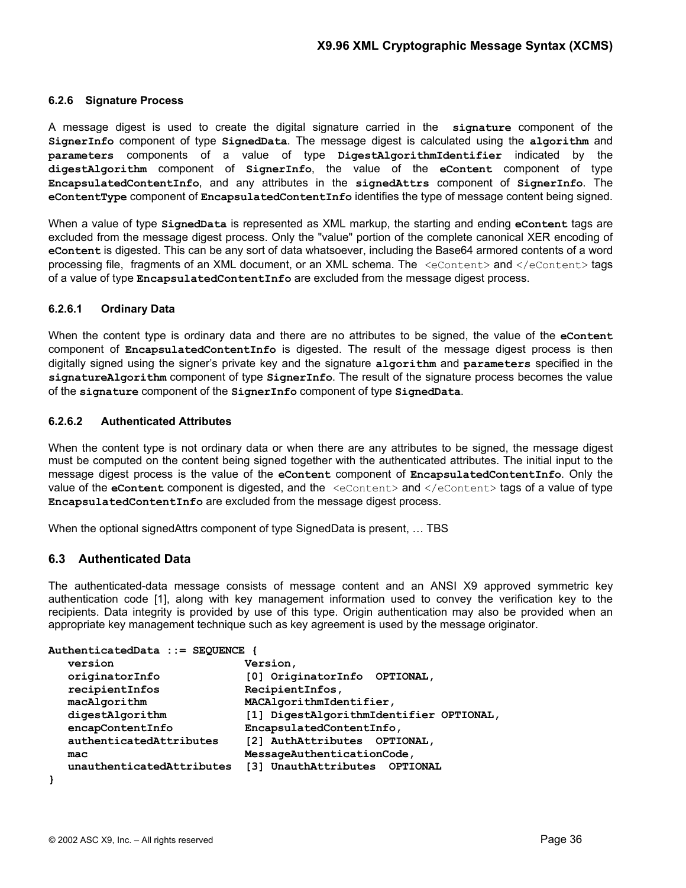#### 6.2.6 Signature Process

A message digest is used to create the digital signature carried in the **signature** component of the **SignerInfo** component of type **SignedData**. The message digest is calculated using the **algorithm** and **parameters** components of a value of type **DigestAlgorithmIdentifier** indicated by the **digestAlgorithm** component of **SignerInfo**, the value of the **eContent** component of type **EncapsulatedContentInfo**, and any attributes in the **signedAttrs** component of **SignerInfo**. The **eContentType** component of **EncapsulatedContentInfo** identifies the type of message content being signed.

When a value of type **SignedData** is represented as XML markup, the starting and ending **eContent** tags are excluded from the message digest process. Only the "value" portion of the complete canonical XER encoding of **eContent** is digested. This can be any sort of data whatsoever, including the Base64 armored contents of a word processing file, fragments of an XML document, or an XML schema. The `<eContent>` and `</eContent>` tags of a value of type **EncapsulatedContentInfo** are excluded from the message digest process.

##### 6.2.6.1 Ordinary Data

When the content type is ordinary data and there are no attributes to be signed, the value of the **eContent** component of **EncapsulatedContentInfo** is digested. The result of the message digest process is then digitally signed using the signer's private key and the signature **algorithm** and **parameters** specified in the **signatureAlgorithm** component of type **SignerInfo**. The result of the signature process becomes the value of the **signature** component of the **SignerInfo** component of type **SignedData**.

##### 6.2.6.2 Authenticated Attributes

When the content type is not ordinary data or when there are any attributes to be signed, the message digest must be computed on the content being signed together with the authenticated attributes. The initial input to the message digest process is the value of the **eContent** component of **EncapsulatedContentInfo**. Only the value of the **eContent** component is digested, and the `<eContent>` and `</eContent>` tags of a value of type **EncapsulatedContentInfo** are excluded from the message digest process.

When the optional signedAttrs component of type SignedData is present, … TBS

### 6.3 Authenticated Data

The authenticated-data message consists of message content and an ANSI X9 approved symmetric key authentication code [1], along with key management information used to convey the verification key to the recipients. Data integrity is provided by use of this type. Origin authentication may also be provided when an appropriate key management technique such as key agreement is used by the message originator.

```
AuthenticatedData ::= SEQUENCE {
   version                    Version,
   originatorInfo             [0] OriginatorInfo  OPTIONAL,
   recipientInfos             RecipientInfos,
   macAlgorithm               MACAlgorithmIdentifier,
   digestAlgorithm            [1] DigestAlgorithmIdentifier OPTIONAL,
   encapContentInfo           EncapsulatedContentInfo,
   authenticatedAttributes    [2] AuthAttributes  OPTIONAL,
   mac                        MessageAuthenticationCode,
   unauthenticatedAttributes  [3] UnauthAttributes  OPTIONAL
}
```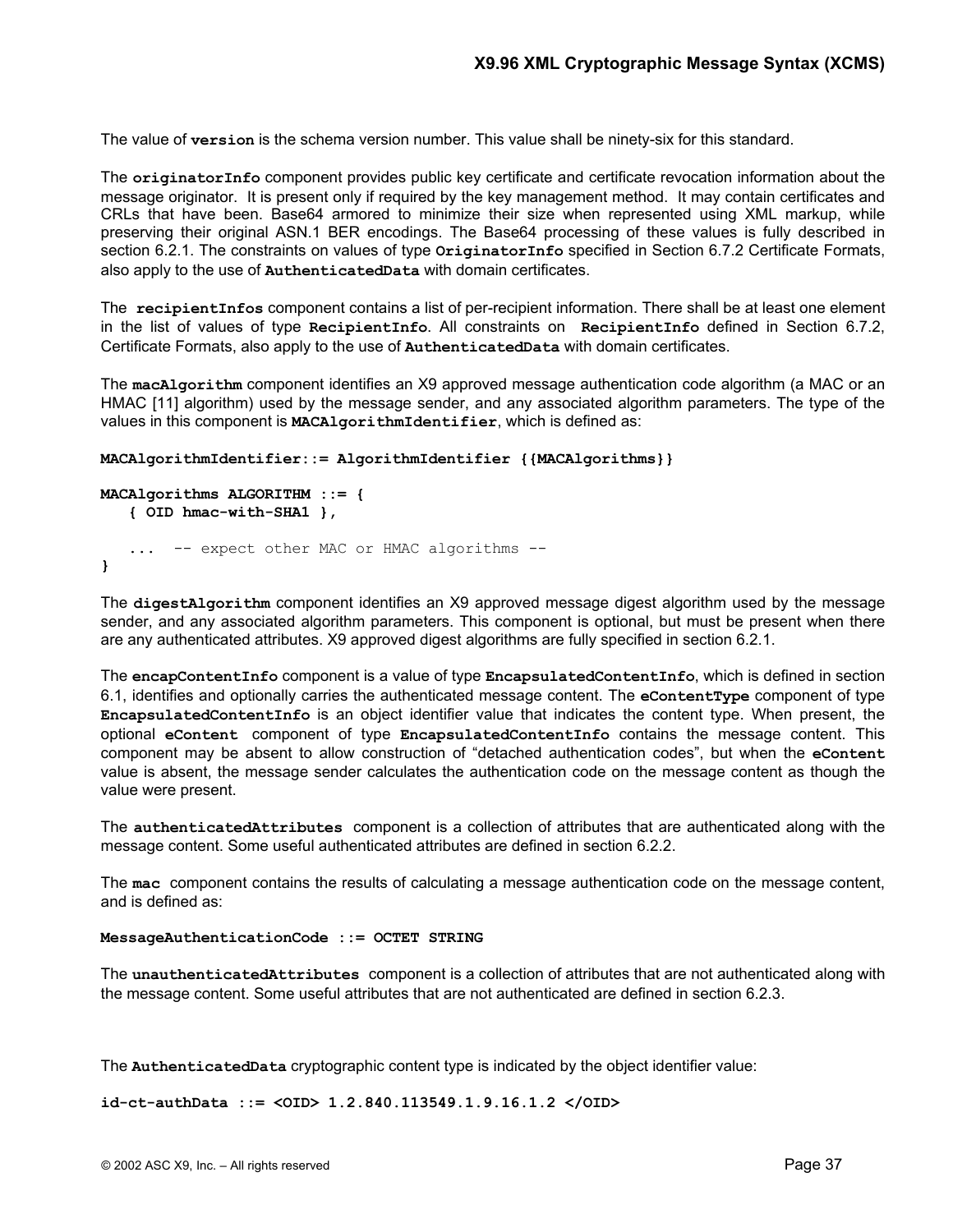The value of **version** is the schema version number. This value shall be ninety-six for this standard.

The **originatorInfo** component provides public key certificate and certificate revocation information about the message originator. It is present only if required by the key management method. It may contain certificates and CRLs that have been. Base64 armored to minimize their size when represented using XML markup, while preserving their original ASN.1 BER encodings. The Base64 processing of these values is fully described in section 6.2.1. The constraints on values of type **OriginatorInfo** specified in Section 6.7.2 Certificate Formats, also apply to the use of **AuthenticatedData** with domain certificates.

The **recipientInfos** component contains a list of per-recipient information. There shall be at least one element in the list of values of type **RecipientInfo**. All constraints on **RecipientInfo** defined in Section 6.7.2, Certificate Formats, also apply to the use of **AuthenticatedData** with domain certificates.

The **macAlgorithm** component identifies an X9 approved message authentication code algorithm (a MAC or an HMAC [11] algorithm) used by the message sender, and any associated algorithm parameters. The type of the values in this component is **MACAlgorithmIdentifier**, which is defined as:

```
MACAlgorithmIdentifier::= AlgorithmIdentifier {{MACAlgorithms}}

MACAlgorithms ALGORITHM ::= {
   { OID hmac-with-SHA1 },

   ...  -- expect other MAC or HMAC algorithms --
}
```

The **digestAlgorithm** component identifies an X9 approved message digest algorithm used by the message sender, and any associated algorithm parameters. This component is optional, but must be present when there are any authenticated attributes. X9 approved digest algorithms are fully specified in section 6.2.1.

The **encapContentInfo** component is a value of type **EncapsulatedContentInfo**, which is defined in section 6.1, identifies and optionally carries the authenticated message content. The **eContentType** component of type **EncapsulatedContentInfo** is an object identifier value that indicates the content type. When present, the optional **eContent** component of type **EncapsulatedContentInfo** contains the message content. This component may be absent to allow construction of "detached authentication codes", but when the **eContent** value is absent, the message sender calculates the authentication code on the message content as though the value were present.

The **authenticatedAttributes** component is a collection of attributes that are authenticated along with the message content. Some useful authenticated attributes are defined in section 6.2.2.

The **mac** component contains the results of calculating a message authentication code on the message content, and is defined as:

```
MessageAuthenticationCode ::= OCTET STRING
```

The **unauthenticatedAttributes** component is a collection of attributes that are not authenticated along with the message content. Some useful attributes that are not authenticated are defined in section 6.2.3.

The **AuthenticatedData** cryptographic content type is indicated by the object identifier value:

```
id-ct-authData ::= <OID> 1.2.840.113549.1.9.16.1.2 </OID>
```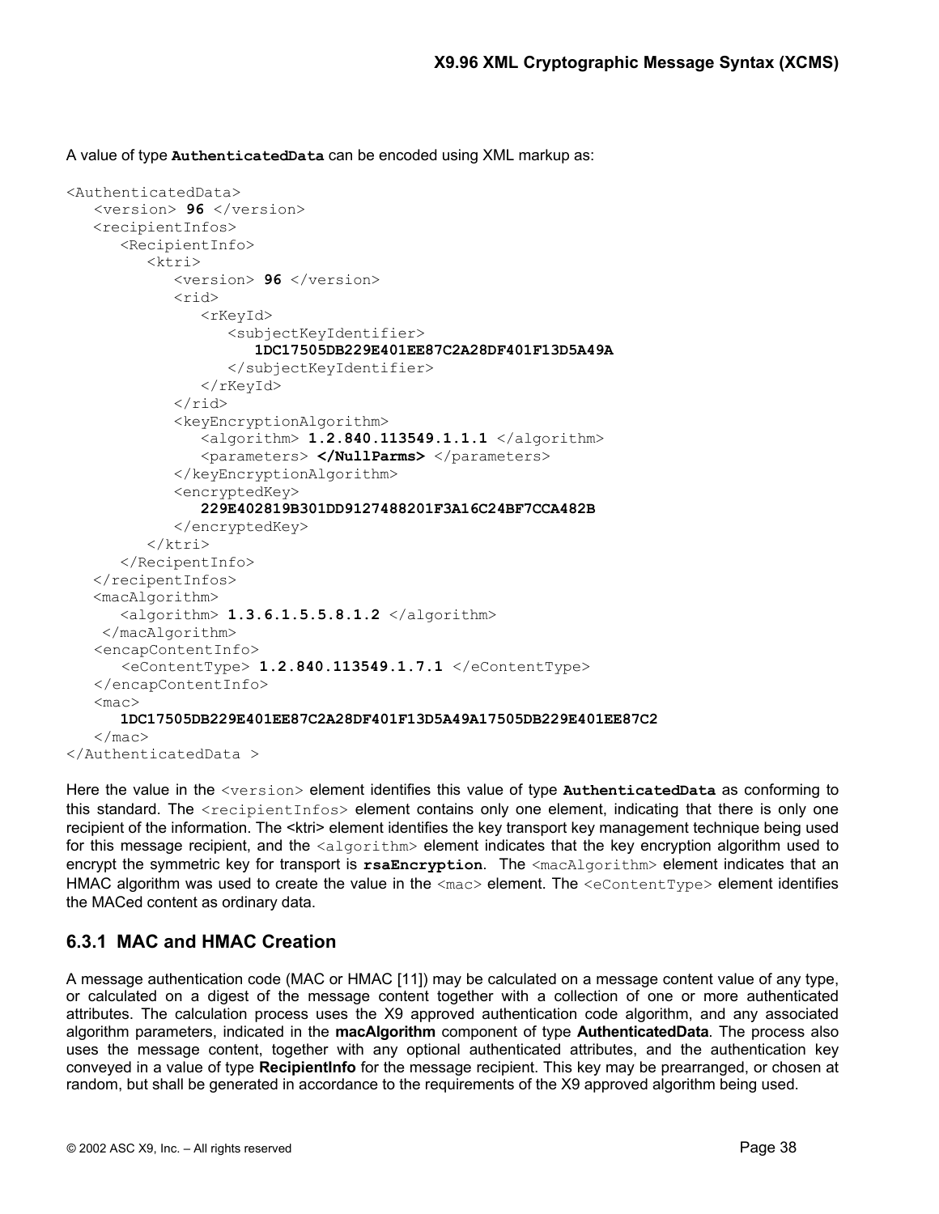A value of type **AuthenticatedData** can be encoded using XML markup as:

```
<AuthenticatedData>
   <version> 96 </version>
   <recipientInfos>
      <RecipientInfo>
         <ktri>
            <version> 96 </version>
            <rid>
               <rKeyId>
                  <subjectKeyIdentifier>
                     1DC17505DB229E401EE87C2A28DF401F13D5A49A
                  </subjectKeyIdentifier>
               </rKeyId>
            </rid>
            <keyEncryptionAlgorithm>
               <algorithm> 1.2.840.113549.1.1.1 </algorithm>
               <parameters> </NullParms> </parameters>
            </keyEncryptionAlgorithm>
            <encryptedKey>
               229E402819B301DD9127488201F3A16C24BF7CCA482B
            </encryptedKey>
         </ktri>
      </RecipientInfo>
   </recipientInfos>
   <macAlgorithm>
      <algorithm> 1.3.6.1.5.5.8.1.2 </algorithm>
    </macAlgorithm>
   <encapContentInfo>
      <eContentType> 1.2.840.113549.1.7.1 </eContentType>
   </encapContentInfo>
   <mac>
      1DC17505DB229E401EE87C2A28DF401F13D5A49A17505DB229E401EE87C2
   </mac>
</AuthenticatedData >
```

Here the value in the `<version>` element identifies this value of type **AuthenticatedData** as conforming to this standard. The `<recipientInfos>` element contains only one element, indicating that there is only one recipient of the information. The <ktri> element identifies the key transport key management technique being used for this message recipient, and the `<algorithm>` element indicates that the key encryption algorithm used to encrypt the symmetric key for transport is **rsaEncryption**. The `<macAlgorithm>` element indicates that an HMAC algorithm was used to create the value in the `<mac>` element. The `<eContentType>` element identifies the MACed content as ordinary data.

### 6.3.1 MAC and HMAC Creation

A message authentication code (MAC or HMAC [11]) may be calculated on a message content value of any type, or calculated on a digest of the message content together with a collection of one or more authenticated attributes. The calculation process uses the X9 approved authentication code algorithm, and any associated algorithm parameters, indicated in the **macAlgorithm** component of type **AuthenticatedData**. The process also uses the message content, together with any optional authenticated attributes, and the authentication key conveyed in a value of type **RecipientInfo** for the message recipient. This key may be prearranged, or chosen at random, but shall be generated in accordance to the requirements of the X9 approved algorithm being used.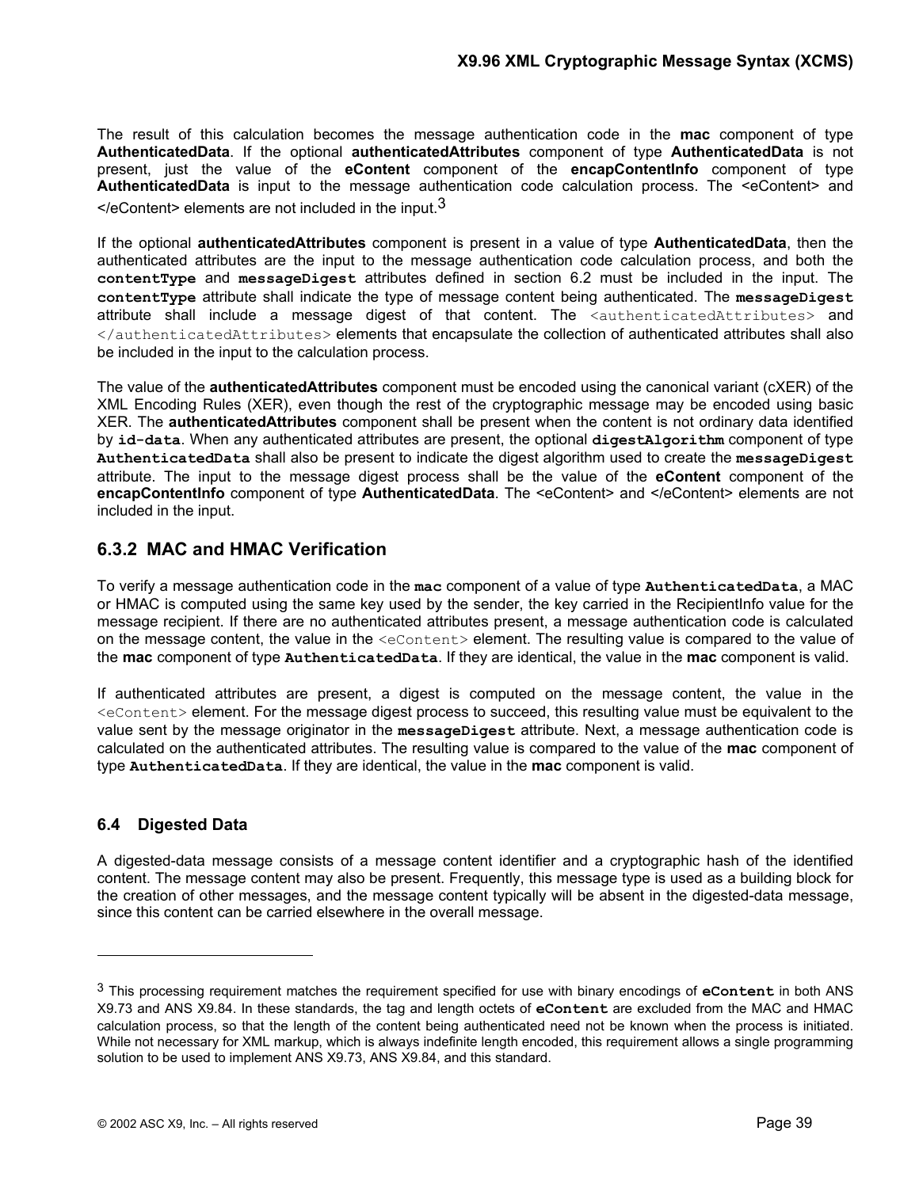The result of this calculation becomes the message authentication code in the **mac** component of type **AuthenticatedData**. If the optional **authenticatedAttributes** component of type **AuthenticatedData** is not present, just the value of the **eContent** component of the **encapContentInfo** component of type **AuthenticatedData** is input to the message authentication code calculation process. The <eContent> and </eContent> elements are not included in the input.[3]

If the optional **authenticatedAttributes** component is present in a value of type **AuthenticatedData**, then the authenticated attributes are the input to the message authentication code calculation process, and both the **contentType** and **messageDigest** attributes defined in section 6.2 must be included in the input. The **contentType** attribute shall indicate the type of message content being authenticated. The **messageDigest** attribute shall include a message digest of that content. The `<authenticatedAttributes>` and `</authenticatedAttributes>` elements that encapsulate the collection of authenticated attributes shall also be included in the input to the calculation process.

The value of the **authenticatedAttributes** component must be encoded using the canonical variant (cXER) of the XML Encoding Rules (XER), even though the rest of the cryptographic message may be encoded using basic XER. The **authenticatedAttributes** component shall be present when the content is not ordinary data identified by **id-data**. When any authenticated attributes are present, the optional **digestAlgorithm** component of type **AuthenticatedData** shall also be present to indicate the digest algorithm used to create the **messageDigest** attribute. The input to the message digest process shall be the value of the **eContent** component of the **encapContentInfo** component of type **AuthenticatedData**. The <eContent> and </eContent> elements are not included in the input.

### 6.3.2 MAC and HMAC Verification

To verify a message authentication code in the **mac** component of a value of type **AuthenticatedData**, a MAC or HMAC is computed using the same key used by the sender, the key carried in the RecipientInfo value for the message recipient. If there are no authenticated attributes present, a message authentication code is calculated on the message content, the value in the `<eContent>` element. The resulting value is compared to the value of the **mac** component of type **AuthenticatedData**. If they are identical, the value in the **mac** component is valid.

If authenticated attributes are present, a digest is computed on the message content, the value in the `<eContent>` element. For the message digest process to succeed, this resulting value must be equivalent to the value sent by the message originator in the **messageDigest** attribute. Next, a message authentication code is calculated on the authenticated attributes. The resulting value is compared to the value of the **mac** component of type **AuthenticatedData**. If they are identical, the value in the **mac** component is valid.

## 6.4 Digested Data

A digested-data message consists of a message content identifier and a cryptographic hash of the identified content. The message content may also be present. Frequently, this message type is used as a building block for the creation of other messages, and the message content typically will be absent in the digested-data message, since this content can be carried elsewhere in the overall message.

---

[3] This processing requirement matches the requirement specified for use with binary encodings of **eContent** in both ANS X9.73 and ANS X9.84. In these standards, the tag and length octets of **eContent** are excluded from the MAC and HMAC calculation process, so that the length of the content being authenticated need not be known when the process is initiated. While not necessary for XML markup, which is always indefinite length encoded, this requirement allows a single programming solution to be used to implement ANS X9.73, ANS X9.84, and this standard.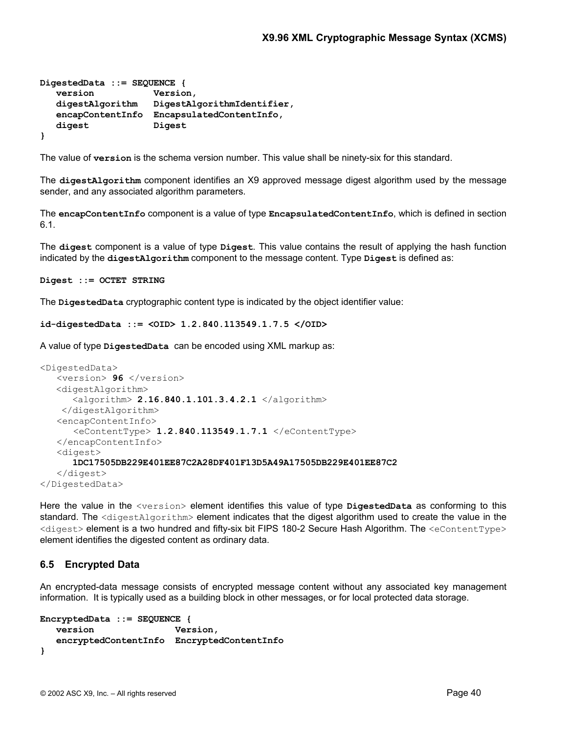```
DigestedData ::= SEQUENCE {
   version           Version,
   digestAlgorithm   DigestAlgorithmIdentifier,
   encapContentInfo  EncapsulatedContentInfo,
   digest            Digest
}
```

The value of **version** is the schema version number. This value shall be ninety-six for this standard.

The **digestAlgorithm** component identifies an X9 approved message digest algorithm used by the message sender, and any associated algorithm parameters.

The **encapContentInfo** component is a value of type **EncapsulatedContentInfo**, which is defined in section 6.1.

The **digest** component is a value of type **Digest**. This value contains the result of applying the hash function indicated by the **digestAlgorithm** component to the message content. Type **Digest** is defined as:

```
Digest ::= OCTET STRING
```

The **DigestedData** cryptographic content type is indicated by the object identifier value:

```
id-digestedData ::= <OID> 1.2.840.113549.1.7.5 </OID>
```

A value of type **DigestedData** can be encoded using XML markup as:

```
<DigestedData>
   <version> 96 </version>
   <digestAlgorithm>
      <algorithm> 2.16.840.1.101.3.4.2.1 </algorithm>
    </digestAlgorithm>
   <encapContentInfo>
      <eContentType> 1.2.840.113549.1.7.1 </eContentType>
   </encapContentInfo>
   <digest>
      1DC17505DB229E401EE87C2A28DF401F13D5A49A17505DB229E401EE87C2
   </digest>
</DigestedData>
```

Here the value in the `<version>` element identifies this value of type **DigestedData** as conforming to this standard. The `<digestAlgorithm>` element indicates that the digest algorithm used to create the value in the `<digest>` element is a two hundred and fifty-six bit FIPS 180-2 Secure Hash Algorithm. The `<eContentType>` element identifies the digested content as ordinary data.

## 6.5 Encrypted Data

An encrypted-data message consists of encrypted message content without any associated key management information. It is typically used as a building block in other messages, or for local protected data storage.

```
EncryptedData ::= SEQUENCE {
   version               Version,
   encryptedContentInfo  EncryptedContentInfo
}
```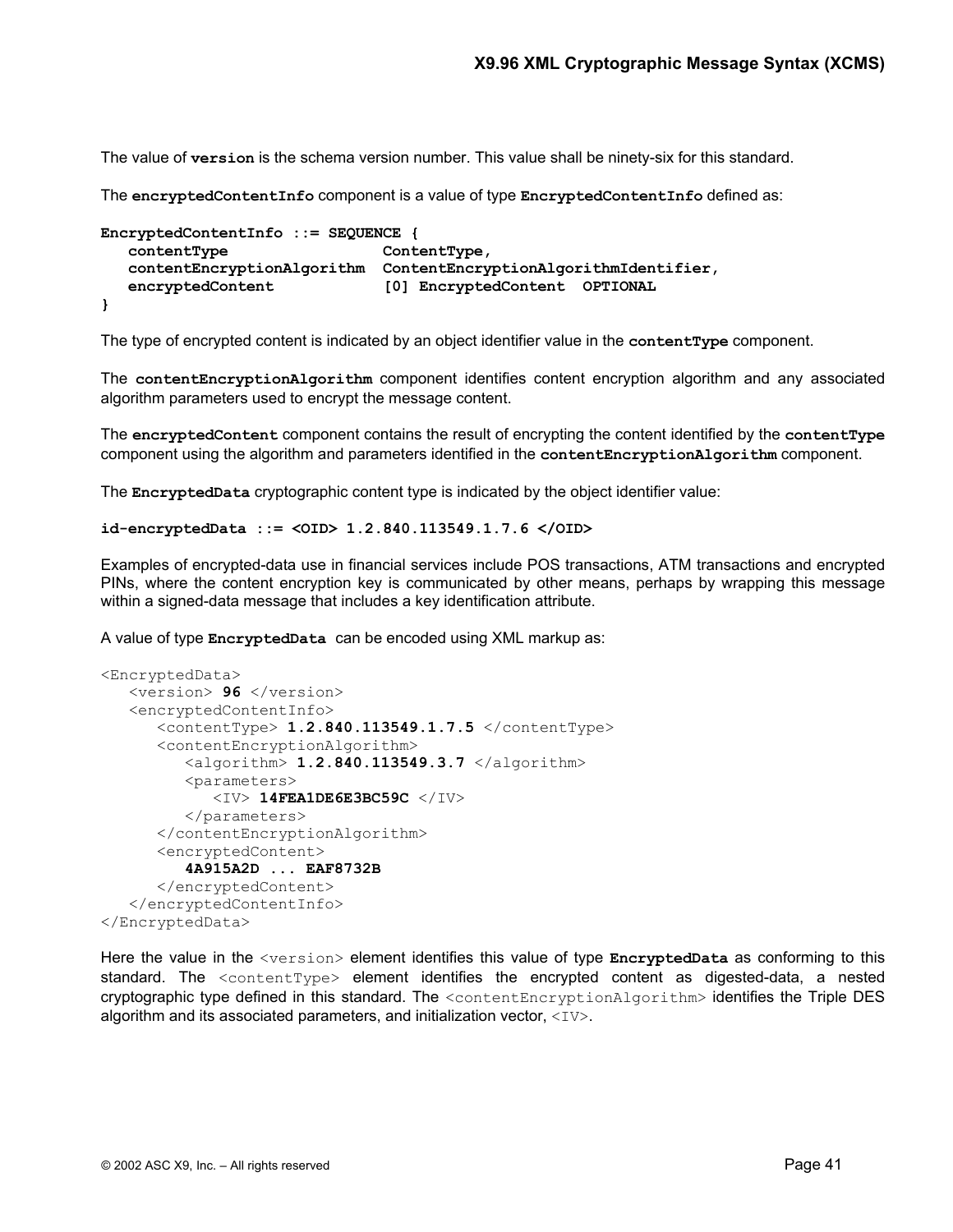The value of **version** is the schema version number. This value shall be ninety-six for this standard.

The **encryptedContentInfo** component is a value of type **EncryptedContentInfo** defined as:

```
EncryptedContentInfo ::= SEQUENCE {
   contentType                 ContentType,
   contentEncryptionAlgorithm  ContentEncryptionAlgorithmIdentifier,
   encryptedContent            [0] EncryptedContent  OPTIONAL
}
```

The type of encrypted content is indicated by an object identifier value in the **contentType** component.

The **contentEncryptionAlgorithm** component identifies content encryption algorithm and any associated algorithm parameters used to encrypt the message content.

The **encryptedContent** component contains the result of encrypting the content identified by the **contentType** component using the algorithm and parameters identified in the **contentEncryptionAlgorithm** component.

The **EncryptedData** cryptographic content type is indicated by the object identifier value:

```
id-encryptedData ::= <OID> 1.2.840.113549.1.7.6 </OID>
```

Examples of encrypted-data use in financial services include POS transactions, ATM transactions and encrypted PINs, where the content encryption key is communicated by other means, perhaps by wrapping this message within a signed-data message that includes a key identification attribute.

A value of type **EncryptedData** can be encoded using XML markup as:

```
<EncryptedData>
   <version> 96 </version>
   <encryptedContentInfo>
      <contentType> 1.2.840.113549.1.7.5 </contentType>
      <contentEncryptionAlgorithm>
         <algorithm> 1.2.840.113549.3.7 </algorithm>
         <parameters>
            <IV> 14FEA1DE6E3BC59C </IV>
         </parameters>
      </contentEncryptionAlgorithm>
      <encryptedContent>
         4A915A2D ... EAF8732B
      </encryptedContent>
   </encryptedContentInfo>
</EncryptedData>
```

Here the value in the `<version>` element identifies this value of type **EncryptedData** as conforming to this standard. The `<contentType>` element identifies the encrypted content as digested-data, a nested cryptographic type defined in this standard. The `<contentEncryptionAlgorithm>` identifies the Triple DES algorithm and its associated parameters, and initialization vector, `<IV>`.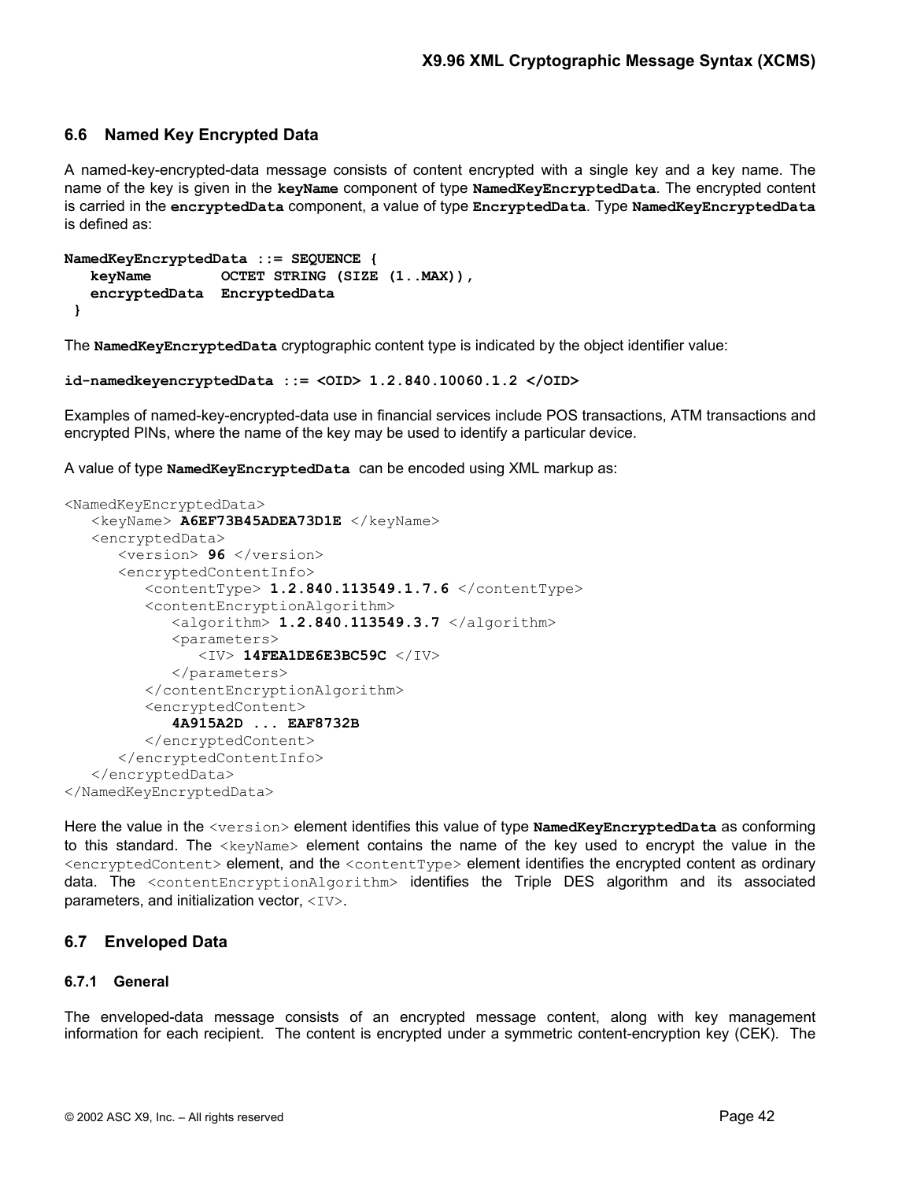## 6.6 Named Key Encrypted Data

A named-key-encrypted-data message consists of content encrypted with a single key and a key name. The name of the key is given in the **keyName** component of type **NamedKeyEncryptedData**. The encrypted content is carried in the **encryptedData** component, a value of type **EncryptedData**. Type **NamedKeyEncryptedData** is defined as:

```
NamedKeyEncryptedData ::= SEQUENCE {
   keyName        OCTET STRING (SIZE (1..MAX)),
   encryptedData  EncryptedData
 }
```

The **NamedKeyEncryptedData** cryptographic content type is indicated by the object identifier value:

**id-namedkeyencryptedData ::= <OID> 1.2.840.10060.1.2 </OID>**

Examples of named-key-encrypted-data use in financial services include POS transactions, ATM transactions and encrypted PINs, where the name of the key may be used to identify a particular device.

A value of type **NamedKeyEncryptedData** can be encoded using XML markup as:

```
<NamedKeyEncryptedData>
   <keyName> A6EF73B45ADEA73D1E </keyName>
   <encryptedData>
      <version> 96 </version>
      <encryptedContentInfo>
         <contentType> 1.2.840.113549.1.7.6 </contentType>
         <contentEncryptionAlgorithm>
            <algorithm> 1.2.840.113549.3.7 </algorithm>
            <parameters>
               <IV> 14FEA1DE6E3BC59C </IV>
            </parameters>
         </contentEncryptionAlgorithm>
         <encryptedContent>
            4A915A2D ... EAF8732B
         </encryptedContent>
      </encryptedContentInfo>
   </encryptedData>
</NamedKeyEncryptedData>
```

Here the value in the `<version>` element identifies this value of type **NamedKeyEncryptedData** as conforming to this standard. The `<keyName>` element contains the name of the key used to encrypt the value in the `<encryptedContent>` element, and the `<contentType>` element identifies the encrypted content as ordinary data. The `<contentEncryptionAlgorithm>` identifies the Triple DES algorithm and its associated parameters, and initialization vector, `<IV>`.

## 6.7 Enveloped Data

### 6.7.1 General

The enveloped-data message consists of an encrypted message content, along with key management information for each recipient. The content is encrypted under a symmetric content-encryption key (CEK). The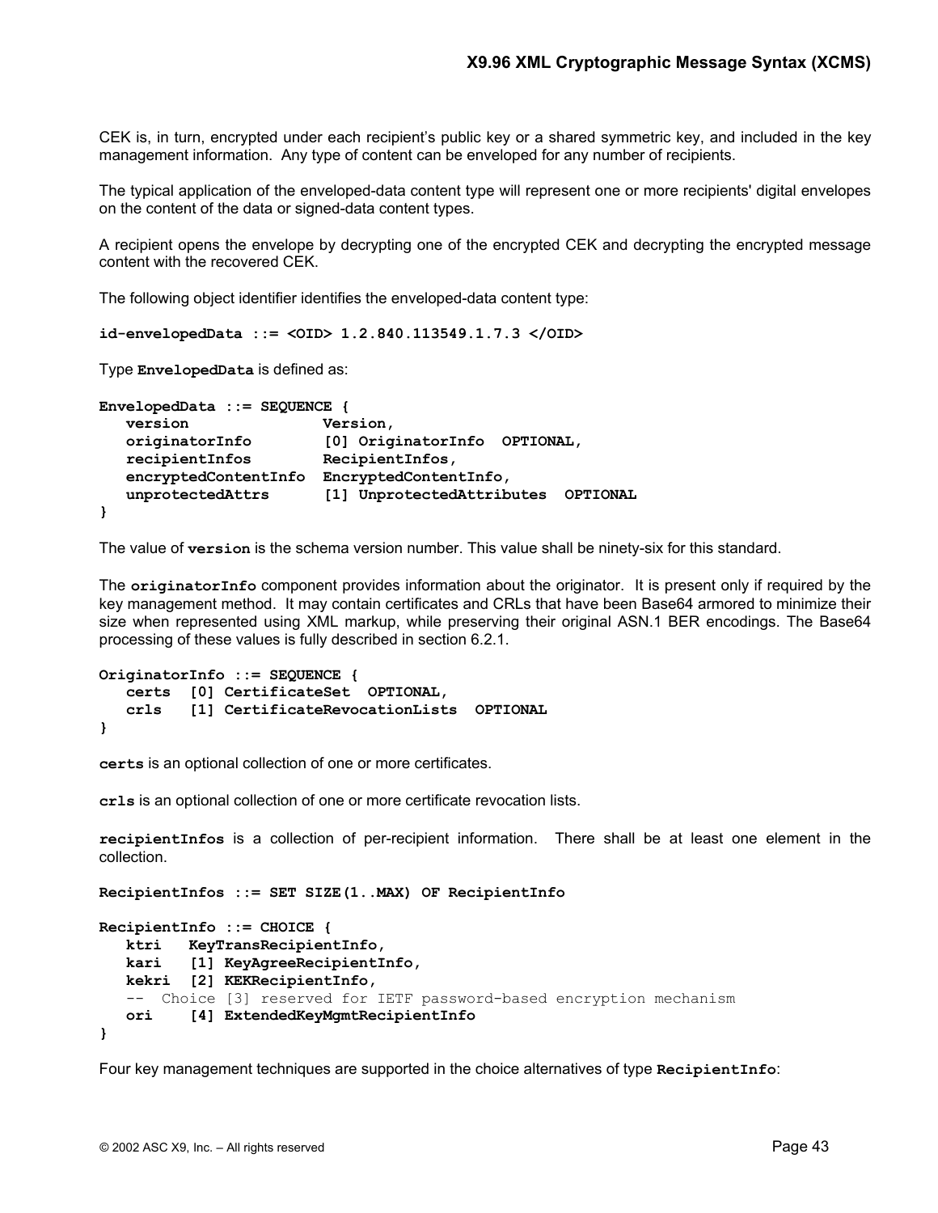CEK is, in turn, encrypted under each recipient's public key or a shared symmetric key, and included in the key management information. Any type of content can be enveloped for any number of recipients.

The typical application of the enveloped-data content type will represent one or more recipients' digital envelopes on the content of the data or signed-data content types.

A recipient opens the envelope by decrypting one of the encrypted CEK and decrypting the encrypted message content with the recovered CEK.

The following object identifier identifies the enveloped-data content type:

```
id-envelopedData ::= <OID> 1.2.840.113549.1.7.3 </OID>
```

Type **EnvelopedData** is defined as:

```
EnvelopedData ::= SEQUENCE {
   version              Version,
   originatorInfo       [0] OriginatorInfo  OPTIONAL,
   recipientInfos       RecipientInfos,
   encryptedContentInfo EncryptedContentInfo,
   unprotectedAttrs     [1] UnprotectedAttributes  OPTIONAL
}
```

The value of **version** is the schema version number. This value shall be ninety-six for this standard.

The **originatorInfo** component provides information about the originator. It is present only if required by the key management method. It may contain certificates and CRLs that have been Base64 armored to minimize their size when represented using XML markup, while preserving their original ASN.1 BER encodings. The Base64 processing of these values is fully described in section 6.2.1.

```
OriginatorInfo ::= SEQUENCE {
   certs  [0] CertificateSet  OPTIONAL,
   crls   [1] CertificateRevocationLists  OPTIONAL
}
```

**certs** is an optional collection of one or more certificates.

**crls** is an optional collection of one or more certificate revocation lists.

**recipientInfos** is a collection of per-recipient information. There shall be at least one element in the collection.

```
RecipientInfos ::= SET SIZE(1..MAX) OF RecipientInfo

RecipientInfo ::= CHOICE {
   ktri   KeyTransRecipientInfo,
   kari   [1] KeyAgreeRecipientInfo,
   kekri  [2] KEKRecipientInfo,
   --  Choice [3] reserved for IETF password-based encryption mechanism
   ori    [4] ExtendedKeyMgmtRecipientInfo
}
```

Four key management techniques are supported in the choice alternatives of type **RecipientInfo**: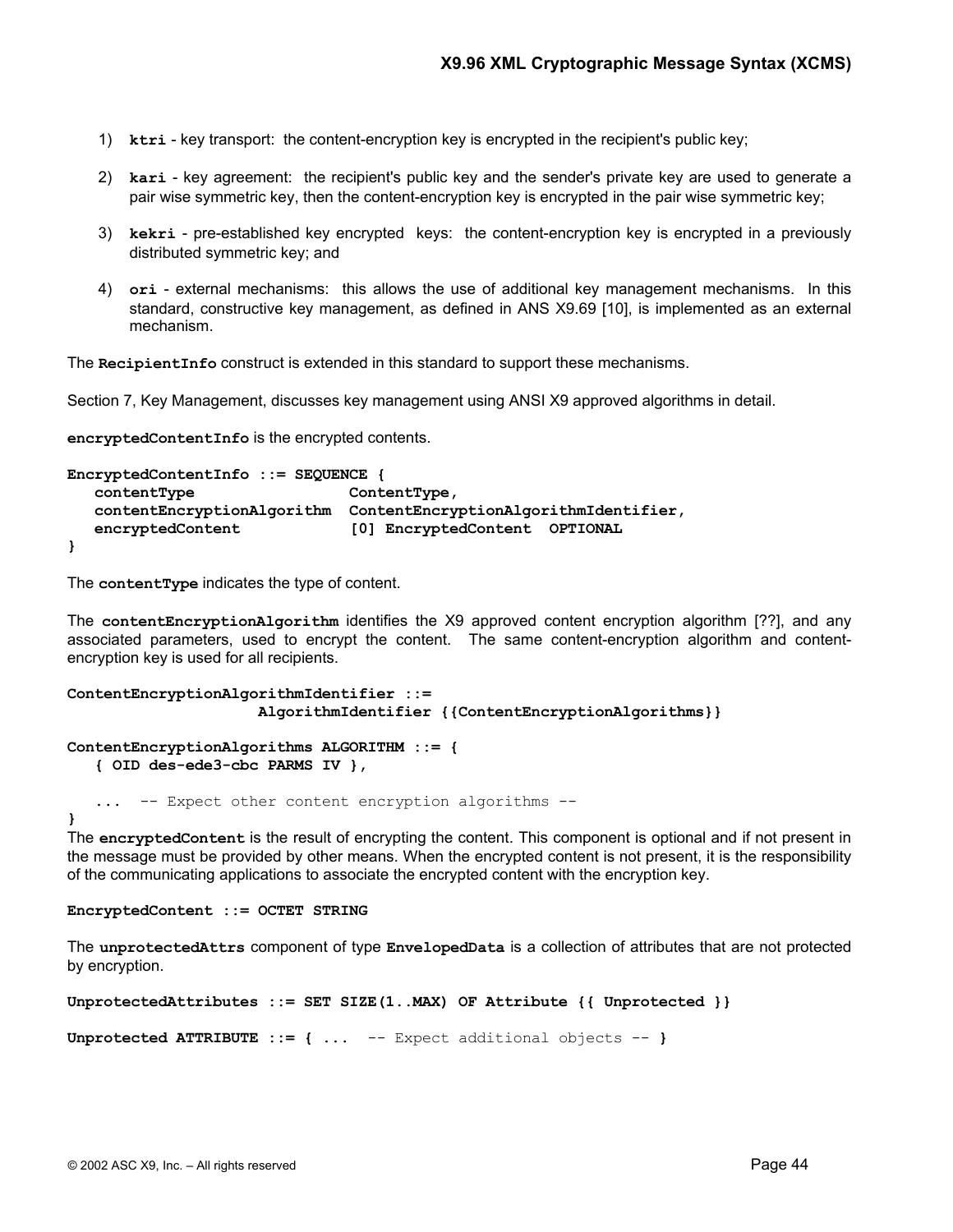1) **ktri** - key transport: the content-encryption key is encrypted in the recipient's public key;

2) **kari** - key agreement: the recipient's public key and the sender's private key are used to generate a pair wise symmetric key, then the content-encryption key is encrypted in the pair wise symmetric key;

3) **kekri** - pre-established key encrypted keys: the content-encryption key is encrypted in a previously distributed symmetric key; and

4) **ori** - external mechanisms: this allows the use of additional key management mechanisms. In this standard, constructive key management, as defined in ANS X9.69 [10], is implemented as an external mechanism.

The **RecipientInfo** construct is extended in this standard to support these mechanisms.

Section 7, Key Management, discusses key management using ANSI X9 approved algorithms in detail.

**encryptedContentInfo** is the encrypted contents.

```
EncryptedContentInfo ::= SEQUENCE {
   contentType                  ContentType,
   contentEncryptionAlgorithm  ContentEncryptionAlgorithmIdentifier,
   encryptedContent            [0] EncryptedContent  OPTIONAL
}
```

The **contentType** indicates the type of content.

The **contentEncryptionAlgorithm** identifies the X9 approved content encryption algorithm [??], and any associated parameters, used to encrypt the content. The same content-encryption algorithm and content-encryption key is used for all recipients.

```
ContentEncryptionAlgorithmIdentifier ::=
                     AlgorithmIdentifier {{ContentEncryptionAlgorithms}}

ContentEncryptionAlgorithms ALGORITHM ::= {
   { OID des-ede3-cbc PARMS IV },

   ...  -- Expect other content encryption algorithms --
}
```

The **encryptedContent** is the result of encrypting the content. This component is optional and if not present in the message must be provided by other means. When the encrypted content is not present, it is the responsibility of the communicating applications to associate the encrypted content with the encryption key.

```
EncryptedContent ::= OCTET STRING
```

The **unprotectedAttrs** component of type **EnvelopedData** is a collection of attributes that are not protected by encryption.

```
UnprotectedAttributes ::= SET SIZE(1..MAX) OF Attribute {{ Unprotected }}

Unprotected ATTRIBUTE ::= { ...  -- Expect additional objects -- }
```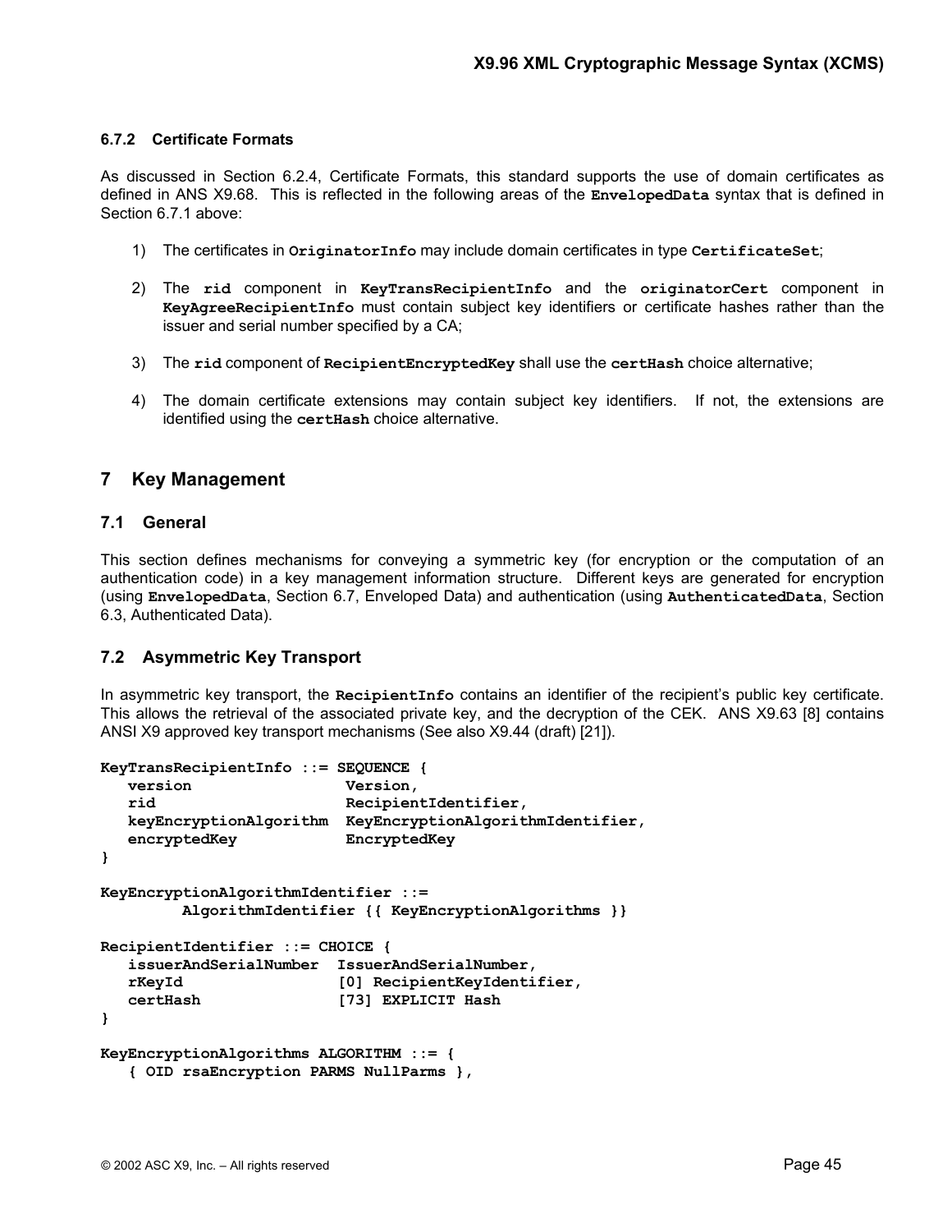### 6.7.2 Certificate Formats

As discussed in Section 6.2.4, Certificate Formats, this standard supports the use of domain certificates as defined in ANS X9.68. This is reflected in the following areas of the **EnvelopedData** syntax that is defined in Section 6.7.1 above:

1) The certificates in **OriginatorInfo** may include domain certificates in type **CertificateSet**;

2) The **rid** component in **KeyTransRecipientInfo** and the **originatorCert** component in **KeyAgreeRecipientInfo** must contain subject key identifiers or certificate hashes rather than the issuer and serial number specified by a CA;

3) The **rid** component of **RecipientEncryptedKey** shall use the **certHash** choice alternative;

4) The domain certificate extensions may contain subject key identifiers. If not, the extensions are identified using the **certHash** choice alternative.

## 7 Key Management

### 7.1 General

This section defines mechanisms for conveying a symmetric key (for encryption or the computation of an authentication code) in a key management information structure. Different keys are generated for encryption (using **EnvelopedData**, Section 6.7, Enveloped Data) and authentication (using **AuthenticatedData**, Section 6.3, Authenticated Data).

### 7.2 Asymmetric Key Transport

In asymmetric key transport, the **RecipientInfo** contains an identifier of the recipient's public key certificate. This allows the retrieval of the associated private key, and the decryption of the CEK. ANS X9.63 [8] contains ANSI X9 approved key transport mechanisms (See also X9.44 (draft) [21]).

```
KeyTransRecipientInfo ::= SEQUENCE {
   version                 Version,
   rid                     RecipientIdentifier,
   keyEncryptionAlgorithm  KeyEncryptionAlgorithmIdentifier,
   encryptedKey            EncryptedKey
}

KeyEncryptionAlgorithmIdentifier ::=
         AlgorithmIdentifier {{ KeyEncryptionAlgorithms }}

RecipientIdentifier ::= CHOICE {
   issuerAndSerialNumber  IssuerAndSerialNumber,
   rKeyId                 [0] RecipientKeyIdentifier,
   certHash               [73] EXPLICIT Hash
}

KeyEncryptionAlgorithms ALGORITHM ::= {
   { OID rsaEncryption PARMS NullParms },
```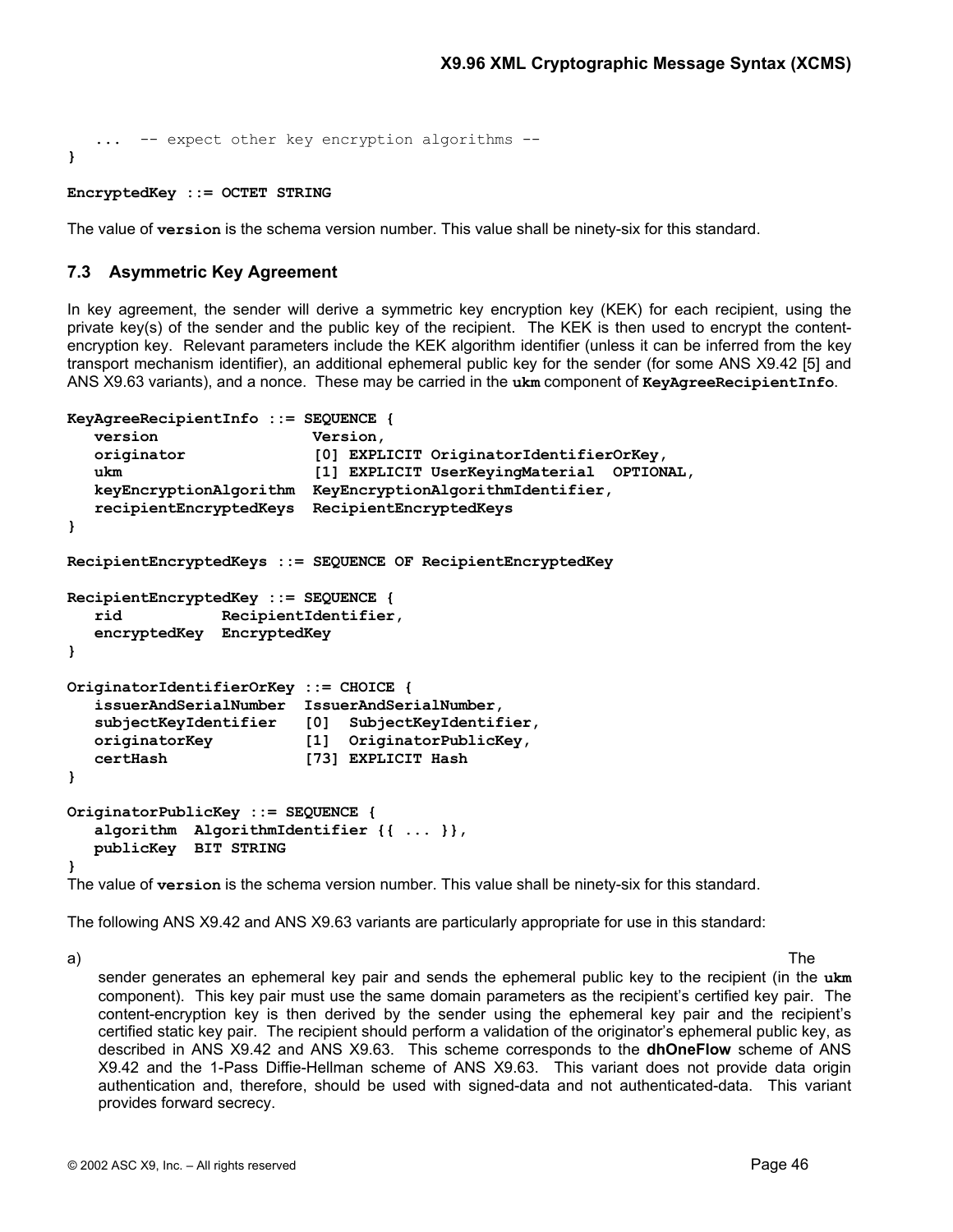```
   ...  -- expect other key encryption algorithms --
}

EncryptedKey ::= OCTET STRING
```

The value of **version** is the schema version number. This value shall be ninety-six for this standard.

### 7.3 Asymmetric Key Agreement

In key agreement, the sender will derive a symmetric key encryption key (KEK) for each recipient, using the private key(s) of the sender and the public key of the recipient. The KEK is then used to encrypt the content-encryption key. Relevant parameters include the KEK algorithm identifier (unless it can be inferred from the key transport mechanism identifier), an additional ephemeral public key for the sender (for some ANS X9.42 [5] and ANS X9.63 variants), and a nonce. These may be carried in the **ukm** component of **KeyAgreeRecipientInfo**.

```
KeyAgreeRecipientInfo ::= SEQUENCE {
   version                 Version,
   originator              [0] EXPLICIT OriginatorIdentifierOrKey,
   ukm                     [1] EXPLICIT UserKeyingMaterial  OPTIONAL,
   keyEncryptionAlgorithm  KeyEncryptionAlgorithmIdentifier,
   recipientEncryptedKeys  RecipientEncryptedKeys
}

RecipientEncryptedKeys ::= SEQUENCE OF RecipientEncryptedKey

RecipientEncryptedKey ::= SEQUENCE {
   rid           RecipientIdentifier,
   encryptedKey  EncryptedKey
}

OriginatorIdentifierOrKey ::= CHOICE {
   issuerAndSerialNumber  IssuerAndSerialNumber,
   subjectKeyIdentifier   [0]  SubjectKeyIdentifier,
   originatorKey          [1]  OriginatorPublicKey,
   certHash               [73] EXPLICIT Hash
}

OriginatorPublicKey ::= SEQUENCE {
   algorithm  AlgorithmIdentifier {{ ... }},
   publicKey  BIT STRING
}
```

The value of **version** is the schema version number. This value shall be ninety-six for this standard.

The following ANS X9.42 and ANS X9.63 variants are particularly appropriate for use in this standard:

a) The sender generates an ephemeral key pair and sends the ephemeral public key to the recipient (in the **ukm** component). This key pair must use the same domain parameters as the recipient's certified key pair. The content-encryption key is then derived by the sender using the ephemeral key pair and the recipient's certified static key pair. The recipient should perform a validation of the originator's ephemeral public key, as described in ANS X9.42 and ANS X9.63. This scheme corresponds to the **dhOneFlow** scheme of ANS X9.42 and the 1-Pass Diffie-Hellman scheme of ANS X9.63. This variant does not provide data origin authentication and, therefore, should be used with signed-data and not authenticated-data. This variant provides forward secrecy.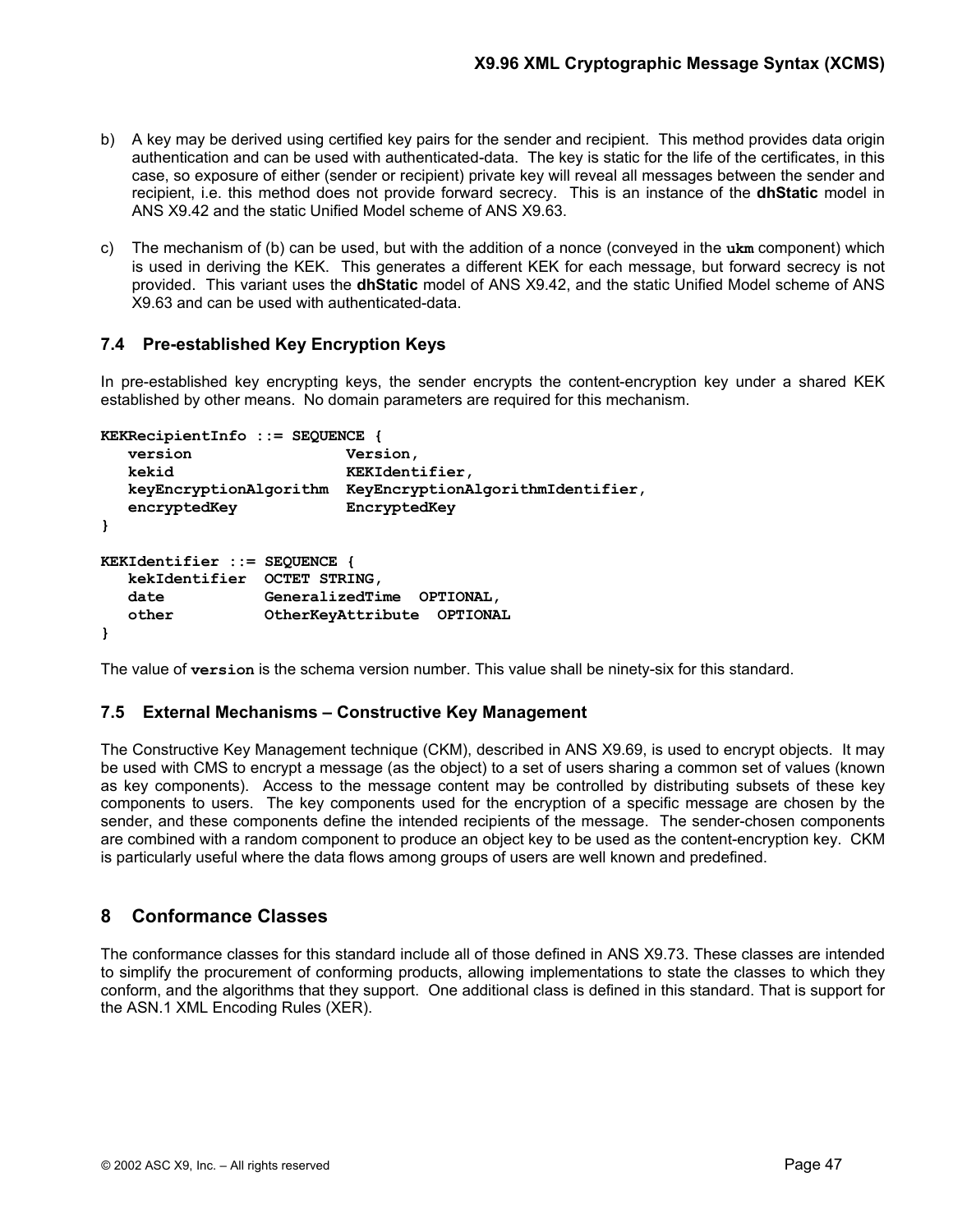b) A key may be derived using certified key pairs for the sender and recipient. This method provides data origin authentication and can be used with authenticated-data. The key is static for the life of the certificates, in this case, so exposure of either (sender or recipient) private key will reveal all messages between the sender and recipient, i.e. this method does not provide forward secrecy. This is an instance of the **dhStatic** model in ANS X9.42 and the static Unified Model scheme of ANS X9.63.

c) The mechanism of (b) can be used, but with the addition of a nonce (conveyed in the `ukm` component) which is used in deriving the KEK. This generates a different KEK for each message, but forward secrecy is not provided. This variant uses the **dhStatic** model of ANS X9.42, and the static Unified Model scheme of ANS X9.63 and can be used with authenticated-data.

### 7.4 Pre-established Key Encryption Keys

In pre-established key encrypting keys, the sender encrypts the content-encryption key under a shared KEK established by other means. No domain parameters are required for this mechanism.

```
KEKRecipientInfo ::= SEQUENCE {
   version                Version,
   kekid                  KEKIdentifier,
   keyEncryptionAlgorithm  KeyEncryptionAlgorithmIdentifier,
   encryptedKey           EncryptedKey
}

KEKIdentifier ::= SEQUENCE {
   kekIdentifier  OCTET STRING,
   date           GeneralizedTime  OPTIONAL,
   other          OtherKeyAttribute  OPTIONAL
}
```

The value of `version` is the schema version number. This value shall be ninety-six for this standard.

### 7.5 External Mechanisms – Constructive Key Management

The Constructive Key Management technique (CKM), described in ANS X9.69, is used to encrypt objects. It may be used with CMS to encrypt a message (as the object) to a set of users sharing a common set of values (known as key components). Access to the message content may be controlled by distributing subsets of these key components to users. The key components used for the encryption of a specific message are chosen by the sender, and these components define the intended recipients of the message. The sender-chosen components are combined with a random component to produce an object key to be used as the content-encryption key. CKM is particularly useful where the data flows among groups of users are well known and predefined.

## 8 Conformance Classes

The conformance classes for this standard include all of those defined in ANS X9.73. These classes are intended to simplify the procurement of conforming products, allowing implementations to state the classes to which they conform, and the algorithms that they support. One additional class is defined in this standard. That is support for the ASN.1 XML Encoding Rules (XER).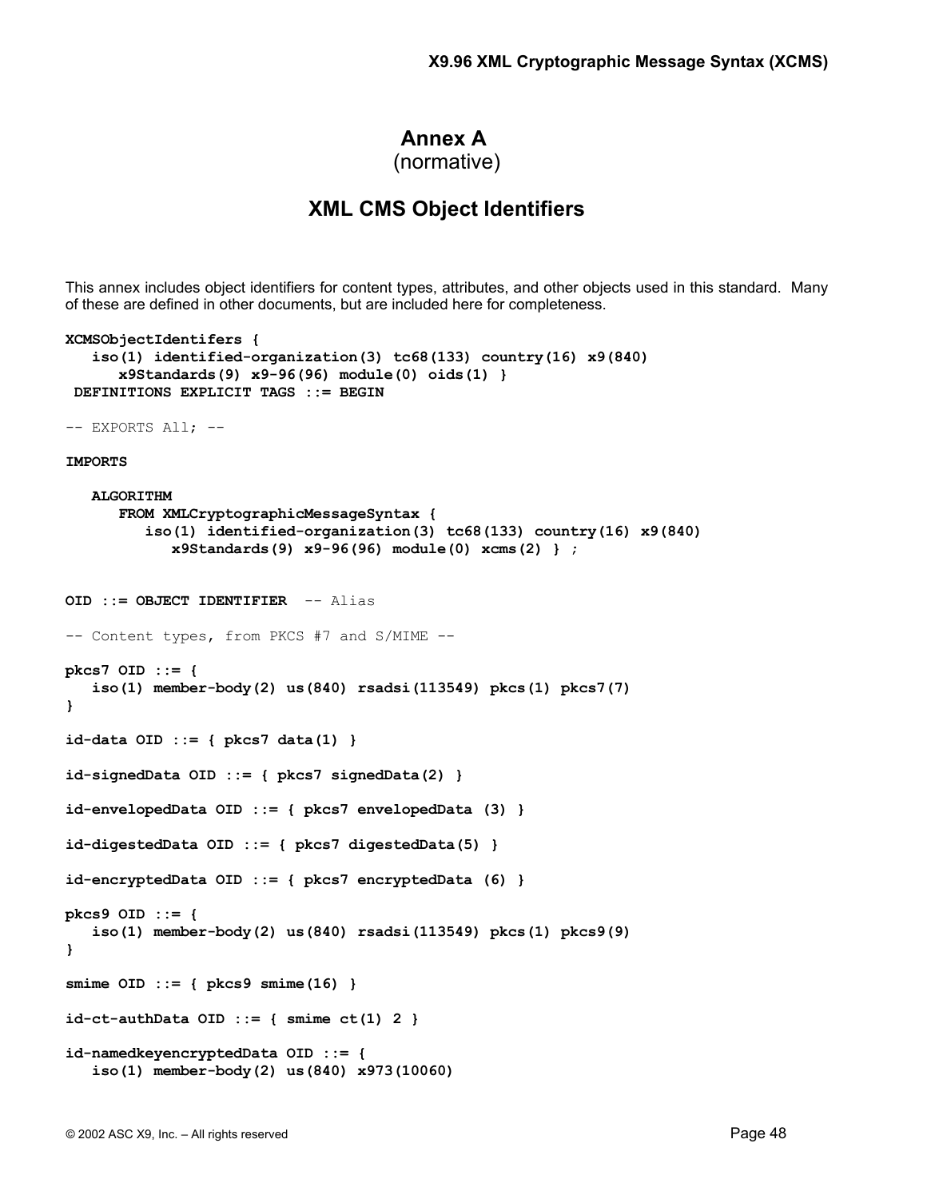# Annex A
(normative)

## XML CMS Object Identifiers

This annex includes object identifiers for content types, attributes, and other objects used in this standard. Many of these are defined in other documents, but are included here for completeness.

```
XCMSObjectIdentifers {
   iso(1) identified-organization(3) tc68(133) country(16) x9(840)
      x9Standards(9) x9-96(96) module(0) oids(1) }
 DEFINITIONS EXPLICIT TAGS ::= BEGIN

-- EXPORTS All; --

IMPORTS

   ALGORITHM
      FROM XMLCryptographicMessageSyntax {
         iso(1) identified-organization(3) tc68(133) country(16) x9(840)
            x9Standards(9) x9-96(96) module(0) xcms(2) } ;


OID ::= OBJECT IDENTIFIER  -- Alias

-- Content types, from PKCS #7 and S/MIME --

pkcs7 OID ::= {
   iso(1) member-body(2) us(840) rsadsi(113549) pkcs(1) pkcs7(7)
}

id-data OID ::= { pkcs7 data(1) }

id-signedData OID ::= { pkcs7 signedData(2) }

id-envelopedData OID ::= { pkcs7 envelopedData (3) }

id-digestedData OID ::= { pkcs7 digestedData(5) }

id-encryptedData OID ::= { pkcs7 encryptedData (6) }

pkcs9 OID ::= {
   iso(1) member-body(2) us(840) rsadsi(113549) pkcs(1) pkcs9(9)
}

smime OID ::= { pkcs9 smime(16) }

id-ct-authData OID ::= { smime ct(1) 2 }

id-namedkeyencryptedData OID ::= {
   iso(1) member-body(2) us(840) x973(10060)
```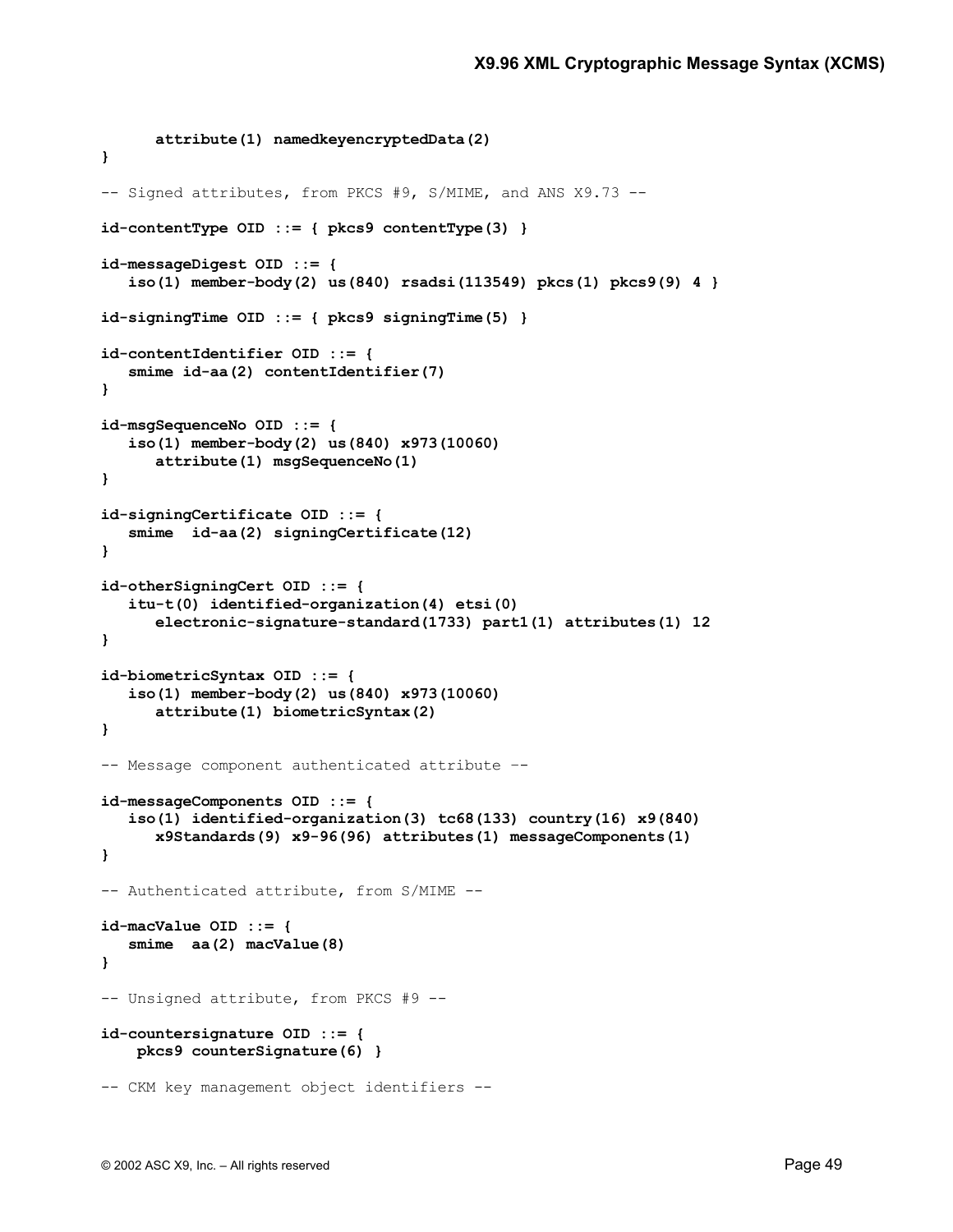```
      attribute(1) namedkeyencryptedData(2)
}

-- Signed attributes, from PKCS #9, S/MIME, and ANS X9.73 --

id-contentType OID ::= { pkcs9 contentType(3) }

id-messageDigest OID ::= {
   iso(1) member-body(2) us(840) rsadsi(113549) pkcs(1) pkcs9(9) 4 }

id-signingTime OID ::= { pkcs9 signingTime(5) }

id-contentIdentifier OID ::= {
   smime id-aa(2) contentIdentifier(7)
}

id-msgSequenceNo OID ::= {
   iso(1) member-body(2) us(840) x973(10060)
      attribute(1) msgSequenceNo(1)
}

id-signingCertificate OID ::= {
   smime  id-aa(2) signingCertificate(12)
}

id-otherSigningCert OID ::= {
   itu-t(0) identified-organization(4) etsi(0)
      electronic-signature-standard(1733) part1(1) attributes(1) 12
}

id-biometricSyntax OID ::= {
   iso(1) member-body(2) us(840) x973(10060)
      attribute(1) biometricSyntax(2)
}

-- Message component authenticated attribute --

id-messageComponents OID ::= {
   iso(1) identified-organization(3) tc68(133) country(16) x9(840)
      x9Standards(9) x9-96(96) attributes(1) messageComponents(1)
}

-- Authenticated attribute, from S/MIME --

id-macValue OID ::= {
   smime  aa(2) macValue(8)
}

-- Unsigned attribute, from PKCS #9 --

id-countersignature OID ::= {
    pkcs9 counterSignature(6) }

-- CKM key management object identifiers --
```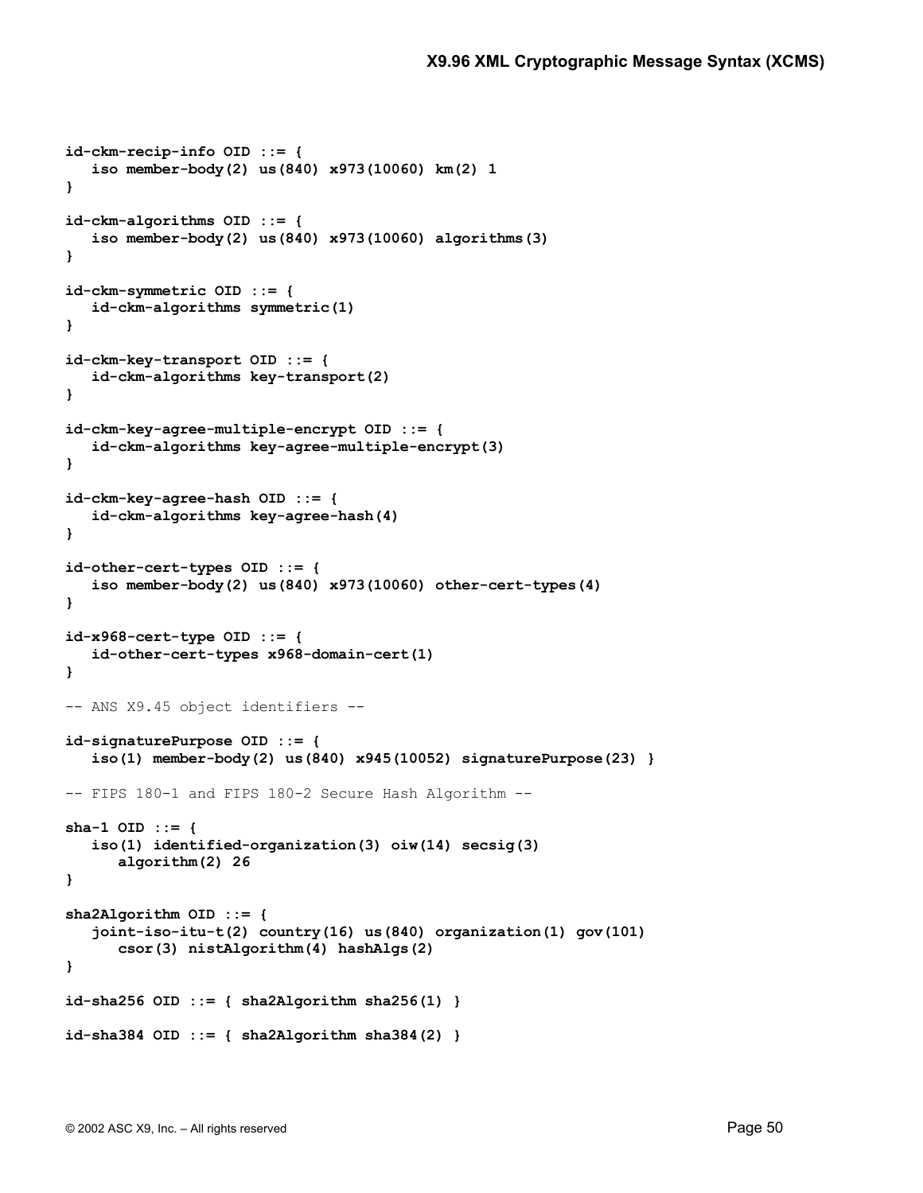```
id-ckm-recip-info OID ::= {
   iso member-body(2) us(840) x973(10060) km(2) 1
}

id-ckm-algorithms OID ::= {
   iso member-body(2) us(840) x973(10060) algorithms(3)
}

id-ckm-symmetric OID ::= {
   id-ckm-algorithms symmetric(1)
}

id-ckm-key-transport OID ::= {
   id-ckm-algorithms key-transport(2)
}

id-ckm-key-agree-multiple-encrypt OID ::= {
   id-ckm-algorithms key-agree-multiple-encrypt(3)
}

id-ckm-key-agree-hash OID ::= {
   id-ckm-algorithms key-agree-hash(4)
}

id-other-cert-types OID ::= {
   iso member-body(2) us(840) x973(10060) other-cert-types(4)
}

id-x968-cert-type OID ::= {
   id-other-cert-types x968-domain-cert(1)
}

-- ANS X9.45 object identifiers --

id-signaturePurpose OID ::= {
   iso(1) member-body(2) us(840) x945(10052) signaturePurpose(23) }

-- FIPS 180-1 and FIPS 180-2 Secure Hash Algorithm --

sha-1 OID ::= {
   iso(1) identified-organization(3) oiw(14) secsig(3)
      algorithm(2) 26
}

sha2Algorithm OID ::= {
   joint-iso-itu-t(2) country(16) us(840) organization(1) gov(101)
      csor(3) nistAlgorithm(4) hashAlgs(2)
}

id-sha256 OID ::= { sha2Algorithm sha256(1) }

id-sha384 OID ::= { sha2Algorithm sha384(2) }
```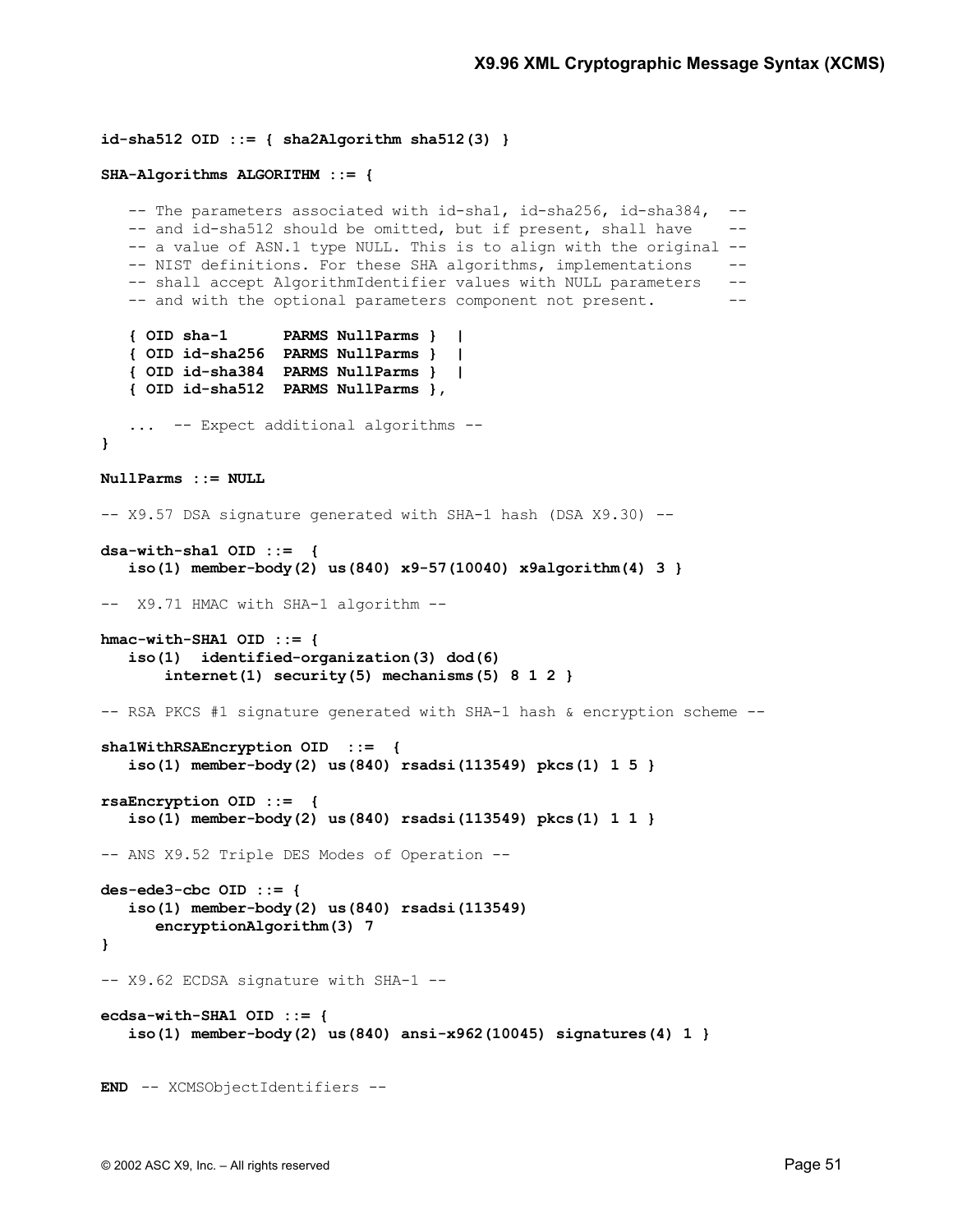```
id-sha512 OID ::= { sha2Algorithm sha512(3) }

SHA-Algorithms ALGORITHM ::= {

   -- The parameters associated with id-sha1, id-sha256, id-sha384,  --
   -- and id-sha512 should be omitted, but if present, shall have    --
   -- a value of ASN.1 type NULL. This is to align with the original --
   -- NIST definitions. For these SHA algorithms, implementations    --
   -- shall accept AlgorithmIdentifier values with NULL parameters   --
   -- and with the optional parameters component not present.        --

   { OID sha-1      PARMS NullParms }  |
   { OID id-sha256  PARMS NullParms }  |
   { OID id-sha384  PARMS NullParms }  |
   { OID id-sha512  PARMS NullParms },

   ...  -- Expect additional algorithms --
}

NullParms ::= NULL

-- X9.57 DSA signature generated with SHA-1 hash (DSA X9.30) --

dsa-with-sha1 OID ::=  {
   iso(1) member-body(2) us(840) x9-57(10040) x9algorithm(4) 3 }

--  X9.71 HMAC with SHA-1 algorithm --

hmac-with-SHA1 OID ::= {
   iso(1)  identified-organization(3) dod(6)
       internet(1) security(5) mechanisms(5) 8 1 2 }

-- RSA PKCS #1 signature generated with SHA-1 hash & encryption scheme --

sha1WithRSAEncryption OID  ::=  {
   iso(1) member-body(2) us(840) rsadsi(113549) pkcs(1) 1 5 }

rsaEncryption OID ::=  {
   iso(1) member-body(2) us(840) rsadsi(113549) pkcs(1) 1 1 }

-- ANS X9.52 Triple DES Modes of Operation --

des-ede3-cbc OID ::= {
   iso(1) member-body(2) us(840) rsadsi(113549)
      encryptionAlgorithm(3) 7
}

-- X9.62 ECDSA signature with SHA-1 --

ecdsa-with-SHA1 OID ::= {
   iso(1) member-body(2) us(840) ansi-x962(10045) signatures(4) 1 }


END -- XCMSObjectIdentifiers --
```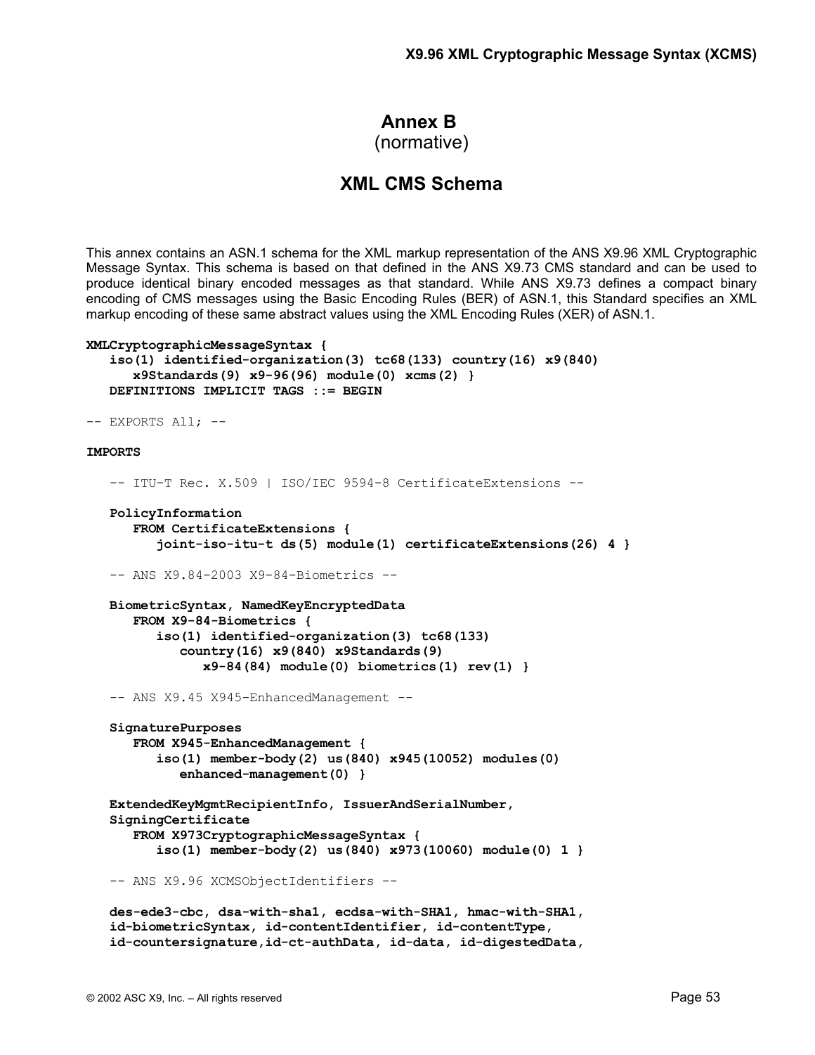# Annex B
(normative)

## XML CMS Schema

This annex contains an ASN.1 schema for the XML markup representation of the ANS X9.96 XML Cryptographic Message Syntax. This schema is based on that defined in the ANS X9.73 CMS standard and can be used to produce identical binary encoded messages as that standard. While ANS X9.73 defines a compact binary encoding of CMS messages using the Basic Encoding Rules (BER) of ASN.1, this Standard specifies an XML markup encoding of these same abstract values using the XML Encoding Rules (XER) of ASN.1.

```
XMLCryptographicMessageSyntax {
   iso(1) identified-organization(3) tc68(133) country(16) x9(840)
      x9Standards(9) x9-96(96) module(0) xcms(2) }
   DEFINITIONS IMPLICIT TAGS ::= BEGIN

-- EXPORTS All; --

IMPORTS

   -- ITU-T Rec. X.509 | ISO/IEC 9594-8 CertificateExtensions --

   PolicyInformation
      FROM CertificateExtensions {
         joint-iso-itu-t ds(5) module(1) certificateExtensions(26) 4 }

   -- ANS X9.84-2003 X9-84-Biometrics --

   BiometricSyntax, NamedKeyEncryptedData
      FROM X9-84-Biometrics {
         iso(1) identified-organization(3) tc68(133)
            country(16) x9(840) x9Standards(9)
               x9-84(84) module(0) biometrics(1) rev(1) }

   -- ANS X9.45 X945-EnhancedManagement --

   SignaturePurposes
      FROM X945-EnhancedManagement {
         iso(1) member-body(2) us(840) x945(10052) modules(0)
            enhanced-management(0) }

   ExtendedKeyMgmtRecipientInfo, IssuerAndSerialNumber,
   SigningCertificate
      FROM X973CryptographicMessageSyntax {
         iso(1) member-body(2) us(840) x973(10060) module(0) 1 }

   -- ANS X9.96 XCMSObjectIdentifiers --

   des-ede3-cbc, dsa-with-sha1, ecdsa-with-SHA1, hmac-with-SHA1,
   id-biometricSyntax, id-contentIdentifier, id-contentType,
   id-countersignature,id-ct-authData, id-data, id-digestedData,
```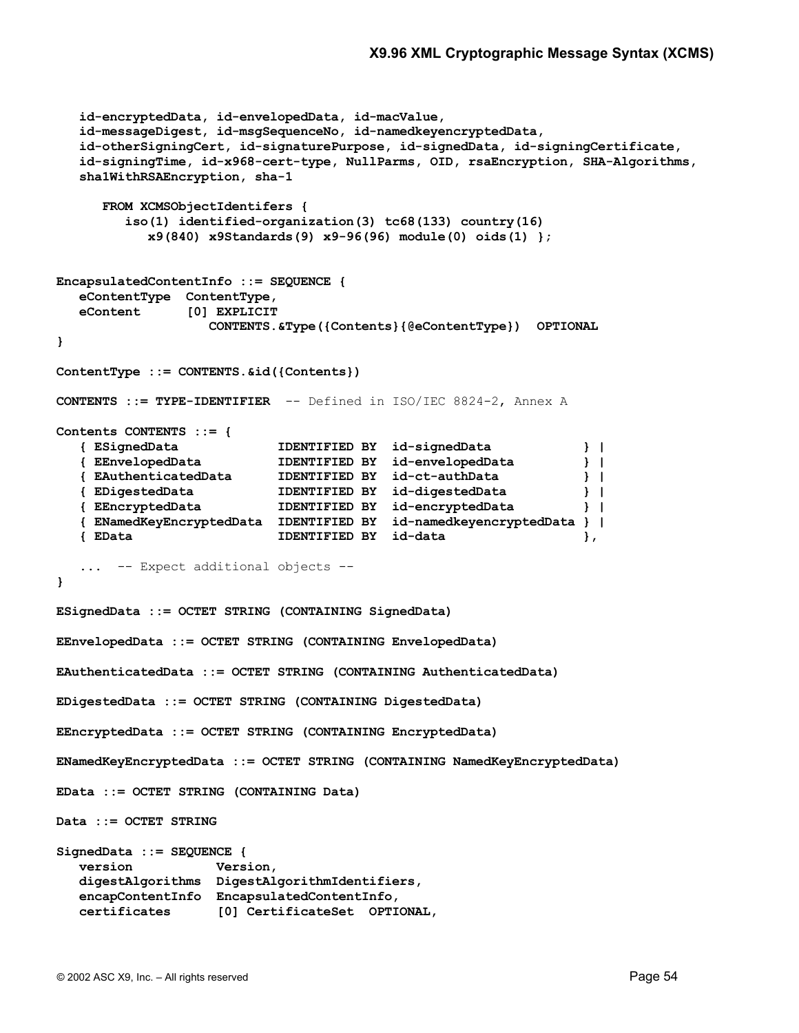```
   id-encryptedData, id-envelopedData, id-macValue,
   id-messageDigest, id-msgSequenceNo, id-namedkeyencryptedData,
   id-otherSigningCert, id-signaturePurpose, id-signedData, id-signingCertificate,
   id-signingTime, id-x968-cert-type, NullParms, OID, rsaEncryption, SHA-Algorithms,
   sha1WithRSAEncryption, sha-1

      FROM XCMSObjectIdentifers {
         iso(1) identified-organization(3) tc68(133) country(16)
            x9(840) x9Standards(9) x9-96(96) module(0) oids(1) };


EncapsulatedContentInfo ::= SEQUENCE {
   eContentType  ContentType,
   eContent      [0] EXPLICIT
                    CONTENTS.&Type({Contents}{@eContentType})  OPTIONAL
}

ContentType ::= CONTENTS.&id({Contents})

CONTENTS ::= TYPE-IDENTIFIER  -- Defined in ISO/IEC 8824-2, Annex A

Contents CONTENTS ::= {
   { ESignedData             IDENTIFIED BY  id-signedData           } |
   { EEnvelopedData          IDENTIFIED BY  id-envelopedData        } |
   { EAuthenticatedData      IDENTIFIED BY  id-ct-authData          } |
   { EDigestedData           IDENTIFIED BY  id-digestedData         } |
   { EEncryptedData          IDENTIFIED BY  id-encryptedData        } |
   { ENamedKeyEncryptedData  IDENTIFIED BY  id-namedkeyencryptedData } |
   { EData                   IDENTIFIED BY  id-data                 },

   ...  -- Expect additional objects --
}

ESignedData ::= OCTET STRING (CONTAINING SignedData)

EEnvelopedData ::= OCTET STRING (CONTAINING EnvelopedData)

EAuthenticatedData ::= OCTET STRING (CONTAINING AuthenticatedData)

EDigestedData ::= OCTET STRING (CONTAINING DigestedData)

EEncryptedData ::= OCTET STRING (CONTAINING EncryptedData)

ENamedKeyEncryptedData ::= OCTET STRING (CONTAINING NamedKeyEncryptedData)

EData ::= OCTET STRING (CONTAINING Data)

Data ::= OCTET STRING

SignedData ::= SEQUENCE {
   version           Version,
   digestAlgorithms  DigestAlgorithmIdentifiers,
   encapContentInfo  EncapsulatedContentInfo,
   certificates      [0] CertificateSet  OPTIONAL,
```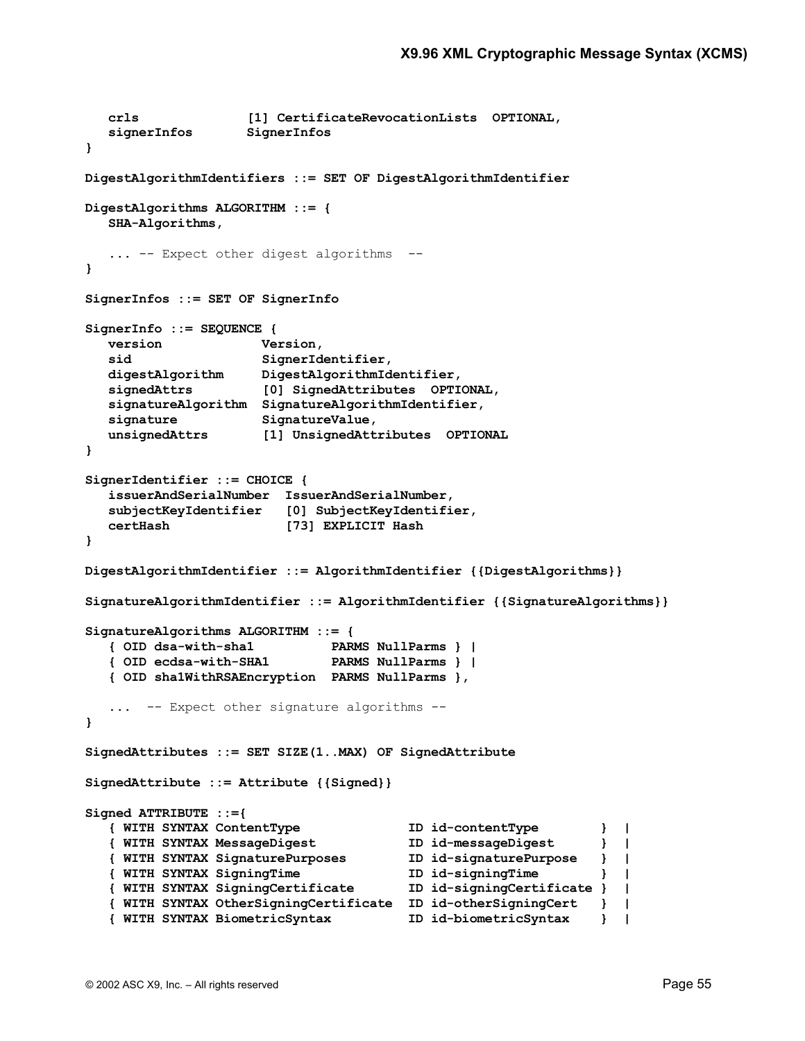```
   crls              [1] CertificateRevocationLists  OPTIONAL,
   signerInfos       SignerInfos
}

DigestAlgorithmIdentifiers ::= SET OF DigestAlgorithmIdentifier

DigestAlgorithms ALGORITHM ::= {
   SHA-Algorithms,

   ... -- Expect other digest algorithms  --
}

SignerInfos ::= SET OF SignerInfo

SignerInfo ::= SEQUENCE {
   version             Version,
   sid                 SignerIdentifier,
   digestAlgorithm     DigestAlgorithmIdentifier,
   signedAttrs         [0] SignedAttributes  OPTIONAL,
   signatureAlgorithm  SignatureAlgorithmIdentifier,
   signature           SignatureValue,
   unsignedAttrs       [1] UnsignedAttributes  OPTIONAL
}

SignerIdentifier ::= CHOICE {
   issuerAndSerialNumber  IssuerAndSerialNumber,
   subjectKeyIdentifier   [0] SubjectKeyIdentifier,
   certHash               [73] EXPLICIT Hash
}

DigestAlgorithmIdentifier ::= AlgorithmIdentifier {{DigestAlgorithms}}

SignatureAlgorithmIdentifier ::= AlgorithmIdentifier {{SignatureAlgorithms}}

SignatureAlgorithms ALGORITHM ::= {
   { OID dsa-with-sha1          PARMS NullParms } |
   { OID ecdsa-with-SHA1        PARMS NullParms } |
   { OID sha1WithRSAEncryption  PARMS NullParms },

   ...  -- Expect other signature algorithms --
}

SignedAttributes ::= SET SIZE(1..MAX) OF SignedAttribute

SignedAttribute ::= Attribute {{Signed}}

Signed ATTRIBUTE ::={
   { WITH SYNTAX ContentType              ID id-contentType        }  |
   { WITH SYNTAX MessageDigest            ID id-messageDigest      }  |
   { WITH SYNTAX SignaturePurposes        ID id-signaturePurpose   }  |
   { WITH SYNTAX SigningTime              ID id-signingTime        }  |
   { WITH SYNTAX SigningCertificate       ID id-signingCertificate }  |
   { WITH SYNTAX OtherSigningCertificate  ID id-otherSigningCert   }  |
   { WITH SYNTAX BiometricSyntax          ID id-biometricSyntax    }  |
```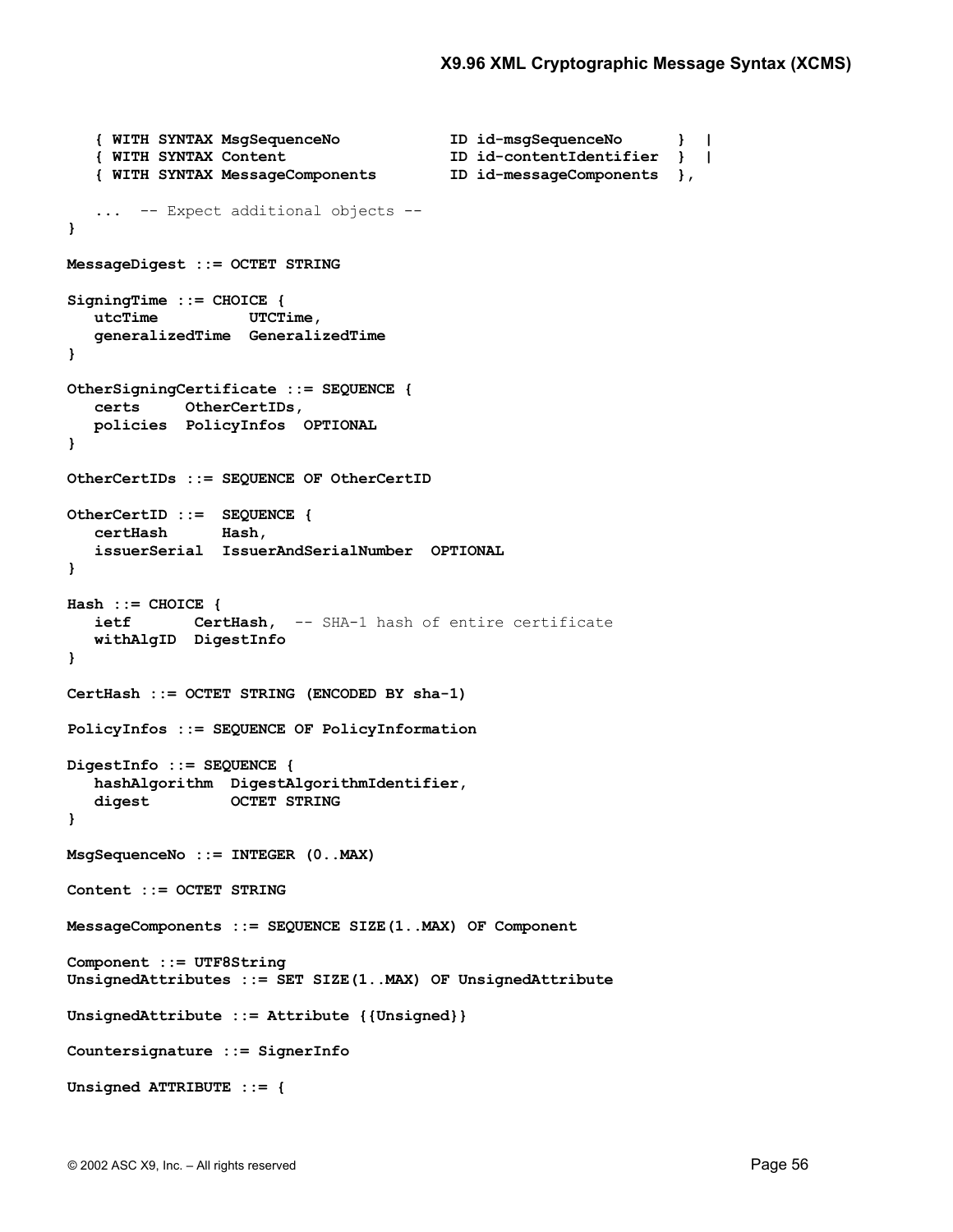```
   { WITH SYNTAX MsgSequenceNo            ID id-msgSequenceNo      }  |
   { WITH SYNTAX Content                  ID id-contentIdentifier  }  |
   { WITH SYNTAX MessageComponents        ID id-messageComponents  },

   ...  -- Expect additional objects --
}

MessageDigest ::= OCTET STRING

SigningTime ::= CHOICE {
   utcTime          UTCTime,
   generalizedTime  GeneralizedTime
}

OtherSigningCertificate ::= SEQUENCE {
   certs     OtherCertIDs,
   policies  PolicyInfos  OPTIONAL
}

OtherCertIDs ::= SEQUENCE OF OtherCertID

OtherCertID ::=  SEQUENCE {
   certHash      Hash,
   issuerSerial  IssuerAndSerialNumber  OPTIONAL
}

Hash ::= CHOICE {
   ietf       CertHash,  -- SHA-1 hash of entire certificate
   withAlgID  DigestInfo
}

CertHash ::= OCTET STRING (ENCODED BY sha-1)

PolicyInfos ::= SEQUENCE OF PolicyInformation

DigestInfo ::= SEQUENCE {
   hashAlgorithm  DigestAlgorithmIdentifier,
   digest         OCTET STRING
}

MsgSequenceNo ::= INTEGER (0..MAX)

Content ::= OCTET STRING

MessageComponents ::= SEQUENCE SIZE(1..MAX) OF Component

Component ::= UTF8String
UnsignedAttributes ::= SET SIZE(1..MAX) OF UnsignedAttribute

UnsignedAttribute ::= Attribute {{Unsigned}}

Countersignature ::= SignerInfo

Unsigned ATTRIBUTE ::= {
```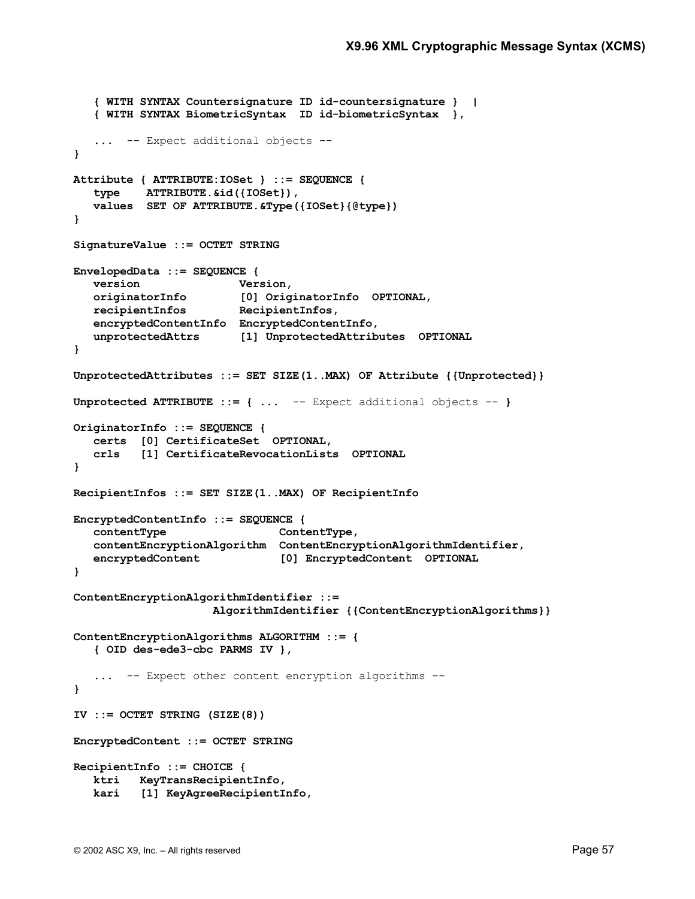```
   { WITH SYNTAX Countersignature ID id-countersignature }  |
   { WITH SYNTAX BiometricSyntax  ID id-biometricSyntax  },

   ...  -- Expect additional objects --
}

Attribute { ATTRIBUTE:IOSet } ::= SEQUENCE {
   type    ATTRIBUTE.&id({IOSet}),
   values  SET OF ATTRIBUTE.&Type({IOSet}{@type})
}

SignatureValue ::= OCTET STRING

EnvelopedData ::= SEQUENCE {
   version               Version,
   originatorInfo        [0] OriginatorInfo  OPTIONAL,
   recipientInfos        RecipientInfos,
   encryptedContentInfo  EncryptedContentInfo,
   unprotectedAttrs      [1] UnprotectedAttributes  OPTIONAL
}

UnprotectedAttributes ::= SET SIZE(1..MAX) OF Attribute {{Unprotected}}

Unprotected ATTRIBUTE ::= { ...  -- Expect additional objects -- }

OriginatorInfo ::= SEQUENCE {
   certs  [0] CertificateSet  OPTIONAL,
   crls   [1] CertificateRevocationLists  OPTIONAL
}

RecipientInfos ::= SET SIZE(1..MAX) OF RecipientInfo

EncryptedContentInfo ::= SEQUENCE {
   contentType                 ContentType,
   contentEncryptionAlgorithm  ContentEncryptionAlgorithmIdentifier,
   encryptedContent            [0] EncryptedContent  OPTIONAL
}

ContentEncryptionAlgorithmIdentifier ::=
                    AlgorithmIdentifier {{ContentEncryptionAlgorithms}}

ContentEncryptionAlgorithms ALGORITHM ::= {
   { OID des-ede3-cbc PARMS IV },

   ...  -- Expect other content encryption algorithms --
}

IV ::= OCTET STRING (SIZE(8))

EncryptedContent ::= OCTET STRING

RecipientInfo ::= CHOICE {
   ktri   KeyTransRecipientInfo,
   kari   [1] KeyAgreeRecipientInfo,
```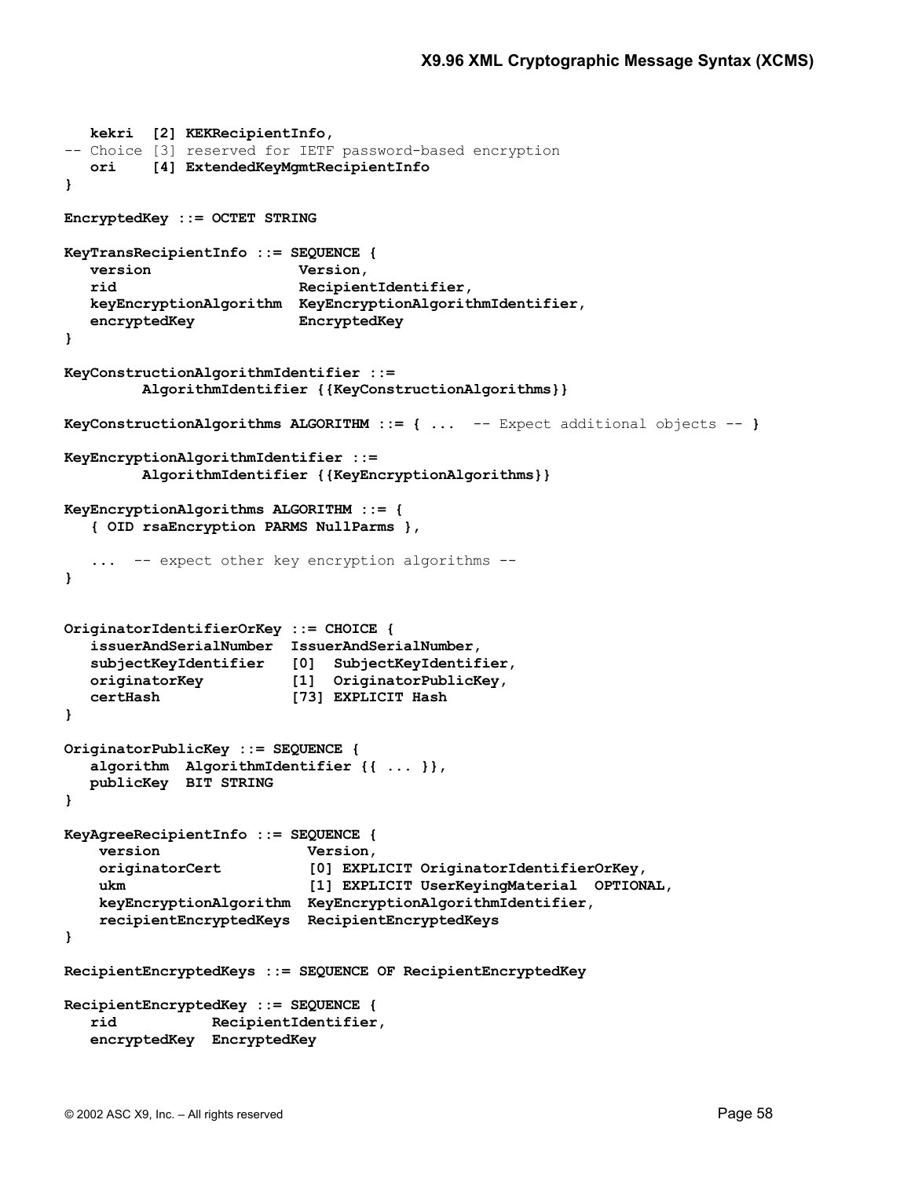```
   kekri  [2] KEKRecipientInfo,
-- Choice [3] reserved for IETF password-based encryption
   ori    [4] ExtendedKeyMgmtRecipientInfo
}

EncryptedKey ::= OCTET STRING

KeyTransRecipientInfo ::= SEQUENCE {
   version                 Version,
   rid                     RecipientIdentifier,
   keyEncryptionAlgorithm  KeyEncryptionAlgorithmIdentifier,
   encryptedKey            EncryptedKey
}

KeyConstructionAlgorithmIdentifier ::=
         AlgorithmIdentifier {{KeyConstructionAlgorithms}}

KeyConstructionAlgorithms ALGORITHM ::= { ...  -- Expect additional objects -- }

KeyEncryptionAlgorithmIdentifier ::=
         AlgorithmIdentifier {{KeyEncryptionAlgorithms}}

KeyEncryptionAlgorithms ALGORITHM ::= {
   { OID rsaEncryption PARMS NullParms },

   ...  -- expect other key encryption algorithms --
}


OriginatorIdentifierOrKey ::= CHOICE {
   issuerAndSerialNumber  IssuerAndSerialNumber,
   subjectKeyIdentifier   [0]  SubjectKeyIdentifier,
   originatorKey          [1]  OriginatorPublicKey,
   certHash               [73] EXPLICIT Hash
}

OriginatorPublicKey ::= SEQUENCE {
   algorithm  AlgorithmIdentifier {{ ... }},
   publicKey  BIT STRING
}

KeyAgreeRecipientInfo ::= SEQUENCE {
    version                 Version,
    originatorCert          [0] EXPLICIT OriginatorIdentifierOrKey,
    ukm                     [1] EXPLICIT UserKeyingMaterial  OPTIONAL,
    keyEncryptionAlgorithm  KeyEncryptionAlgorithmIdentifier,
    recipientEncryptedKeys  RecipientEncryptedKeys
}

RecipientEncryptedKeys ::= SEQUENCE OF RecipientEncryptedKey

RecipientEncryptedKey ::= SEQUENCE {
   rid           RecipientIdentifier,
   encryptedKey  EncryptedKey
```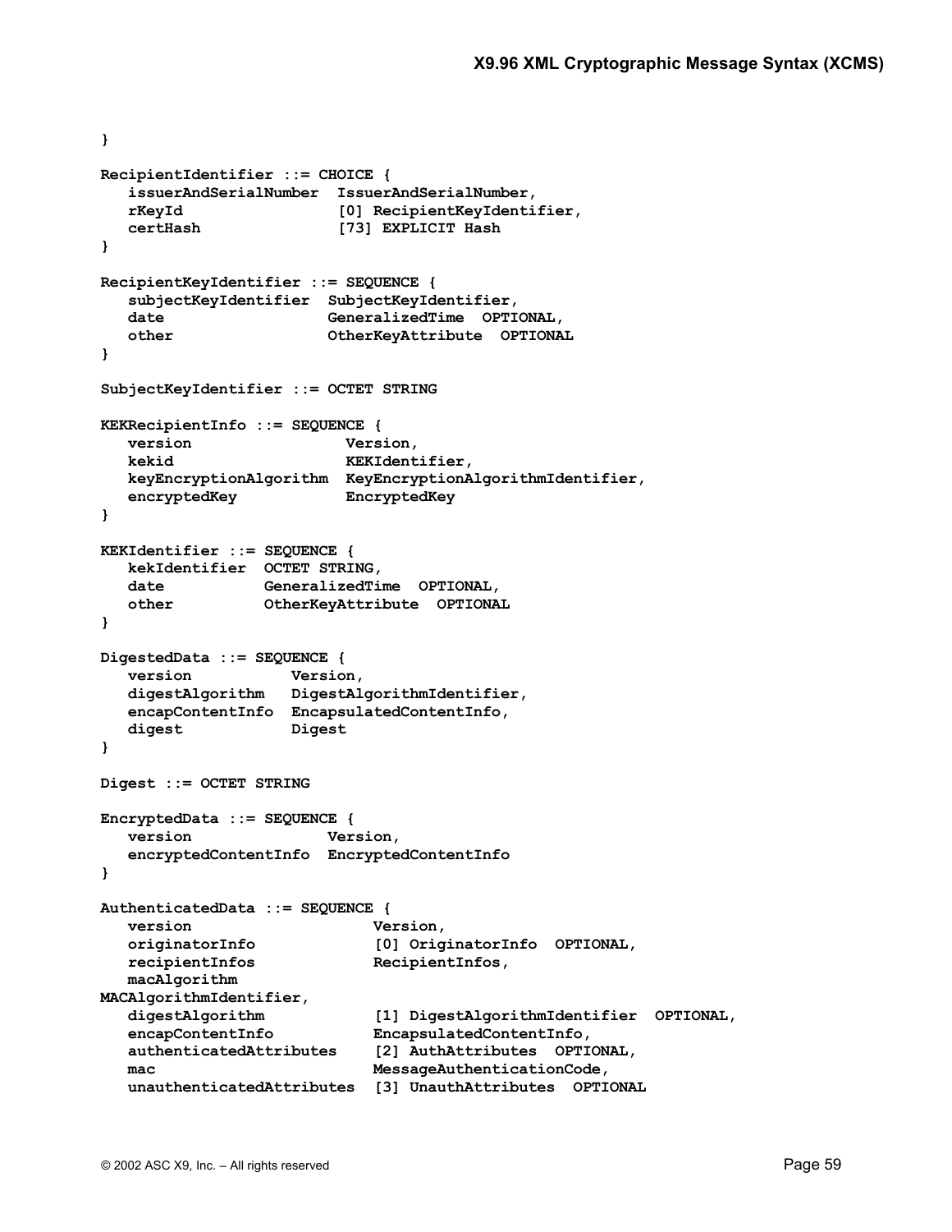```
}

RecipientIdentifier ::= CHOICE {
   issuerAndSerialNumber  IssuerAndSerialNumber,
   rKeyId                 [0] RecipientKeyIdentifier,
   certHash               [73] EXPLICIT Hash
}

RecipientKeyIdentifier ::= SEQUENCE {
   subjectKeyIdentifier  SubjectKeyIdentifier,
   date                  GeneralizedTime  OPTIONAL,
   other                 OtherKeyAttribute  OPTIONAL
}

SubjectKeyIdentifier ::= OCTET STRING

KEKRecipientInfo ::= SEQUENCE {
   version                 Version,
   kekid                   KEKIdentifier,
   keyEncryptionAlgorithm  KeyEncryptionAlgorithmIdentifier,
   encryptedKey            EncryptedKey
}

KEKIdentifier ::= SEQUENCE {
   kekIdentifier  OCTET STRING,
   date           GeneralizedTime  OPTIONAL,
   other          OtherKeyAttribute  OPTIONAL
}

DigestedData ::= SEQUENCE {
   version           Version,
   digestAlgorithm   DigestAlgorithmIdentifier,
   encapContentInfo  EncapsulatedContentInfo,
   digest            Digest
}

Digest ::= OCTET STRING

EncryptedData ::= SEQUENCE {
   version               Version,
   encryptedContentInfo  EncryptedContentInfo
}

AuthenticatedData ::= SEQUENCE {
   version                    Version,
   originatorInfo             [0] OriginatorInfo  OPTIONAL,
   recipientInfos             RecipientInfos,
   macAlgorithm
MACAlgorithmIdentifier,
   digestAlgorithm            [1] DigestAlgorithmIdentifier  OPTIONAL,
   encapContentInfo           EncapsulatedContentInfo,
   authenticatedAttributes    [2] AuthAttributes  OPTIONAL,
   mac                        MessageAuthenticationCode,
   unauthenticatedAttributes  [3] UnauthAttributes  OPTIONAL
```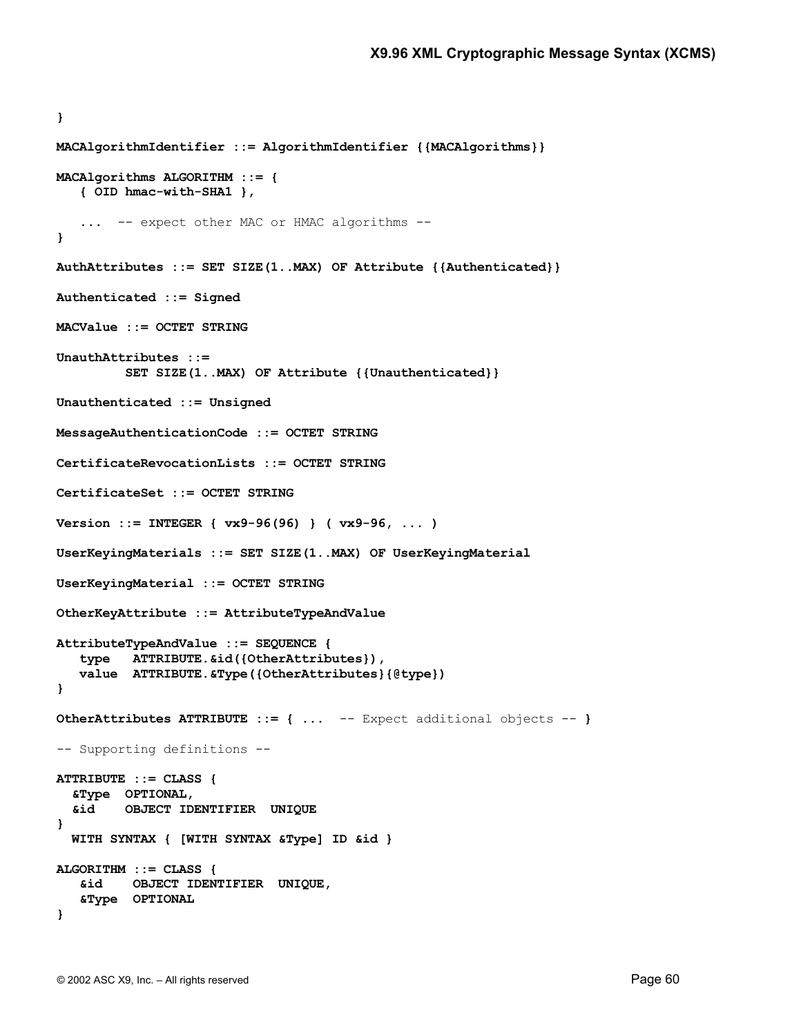```
}

MACAlgorithmIdentifier ::= AlgorithmIdentifier {{MACAlgorithms}}

MACAlgorithms ALGORITHM ::= {
   { OID hmac-with-SHA1 },

   ...  -- expect other MAC or HMAC algorithms --
}

AuthAttributes ::= SET SIZE(1..MAX) OF Attribute {{Authenticated}}

Authenticated ::= Signed

MACValue ::= OCTET STRING

UnauthAttributes ::=
         SET SIZE(1..MAX) OF Attribute {{Unauthenticated}}

Unauthenticated ::= Unsigned

MessageAuthenticationCode ::= OCTET STRING

CertificateRevocationLists ::= OCTET STRING

CertificateSet ::= OCTET STRING

Version ::= INTEGER { vx9-96(96) } ( vx9-96, ... )

UserKeyingMaterials ::= SET SIZE(1..MAX) OF UserKeyingMaterial

UserKeyingMaterial ::= OCTET STRING

OtherKeyAttribute ::= AttributeTypeAndValue

AttributeTypeAndValue ::= SEQUENCE {
   type   ATTRIBUTE.&id({OtherAttributes}),
   value  ATTRIBUTE.&Type({OtherAttributes}{@type})
}

OtherAttributes ATTRIBUTE ::= { ...  -- Expect additional objects -- }

-- Supporting definitions --

ATTRIBUTE ::= CLASS {
  &Type  OPTIONAL,
  &id    OBJECT IDENTIFIER  UNIQUE
}
  WITH SYNTAX { [WITH SYNTAX &Type] ID &id }

ALGORITHM ::= CLASS {
   &id    OBJECT IDENTIFIER  UNIQUE,
   &Type  OPTIONAL
}
```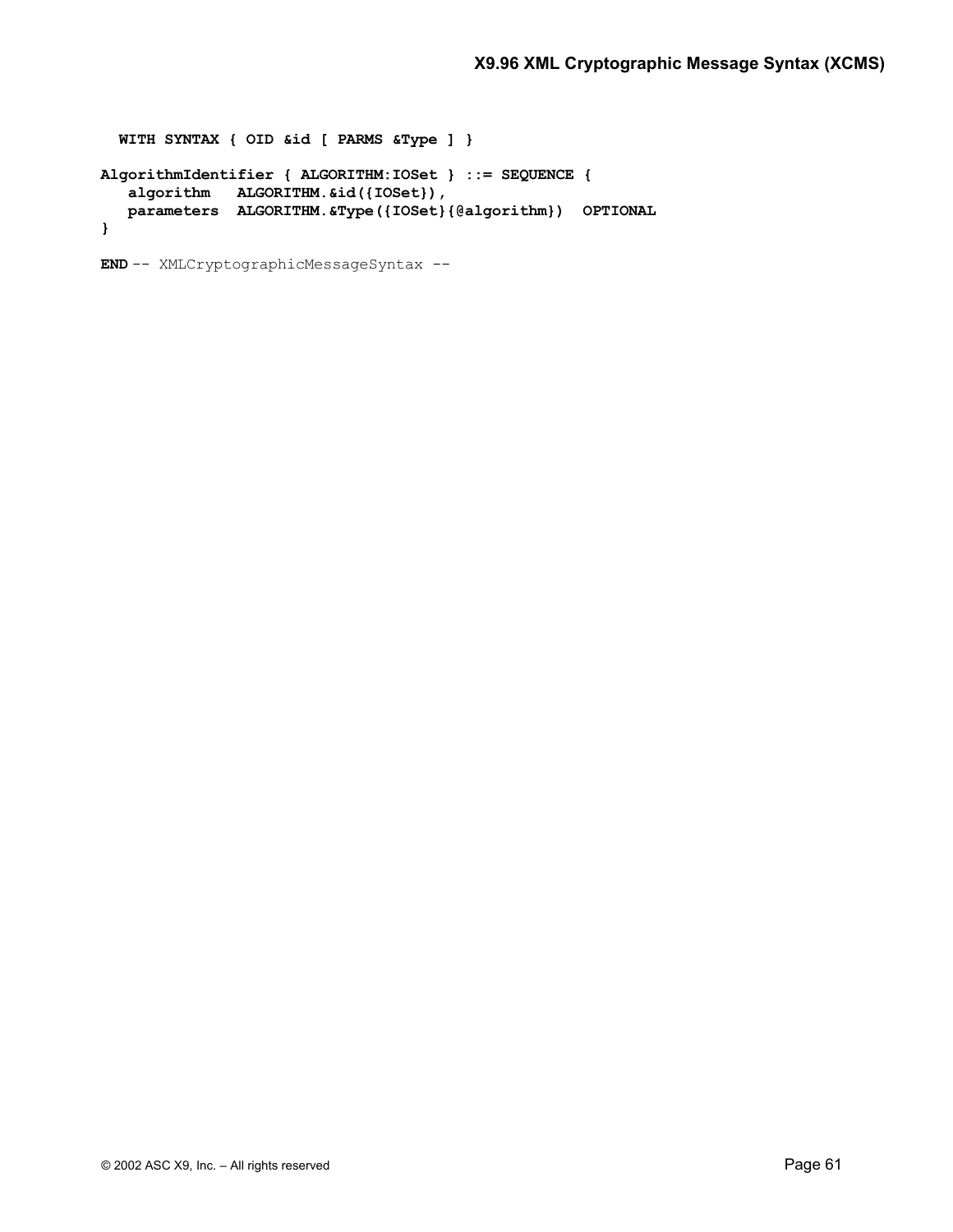```
  WITH SYNTAX { OID &id [ PARMS &Type ] }

AlgorithmIdentifier { ALGORITHM:IOSet } ::= SEQUENCE {
   algorithm   ALGORITHM.&id({IOSet}),
   parameters  ALGORITHM.&Type({IOSet}{@algorithm})  OPTIONAL
}

END -- XMLCryptographicMessageSyntax --
```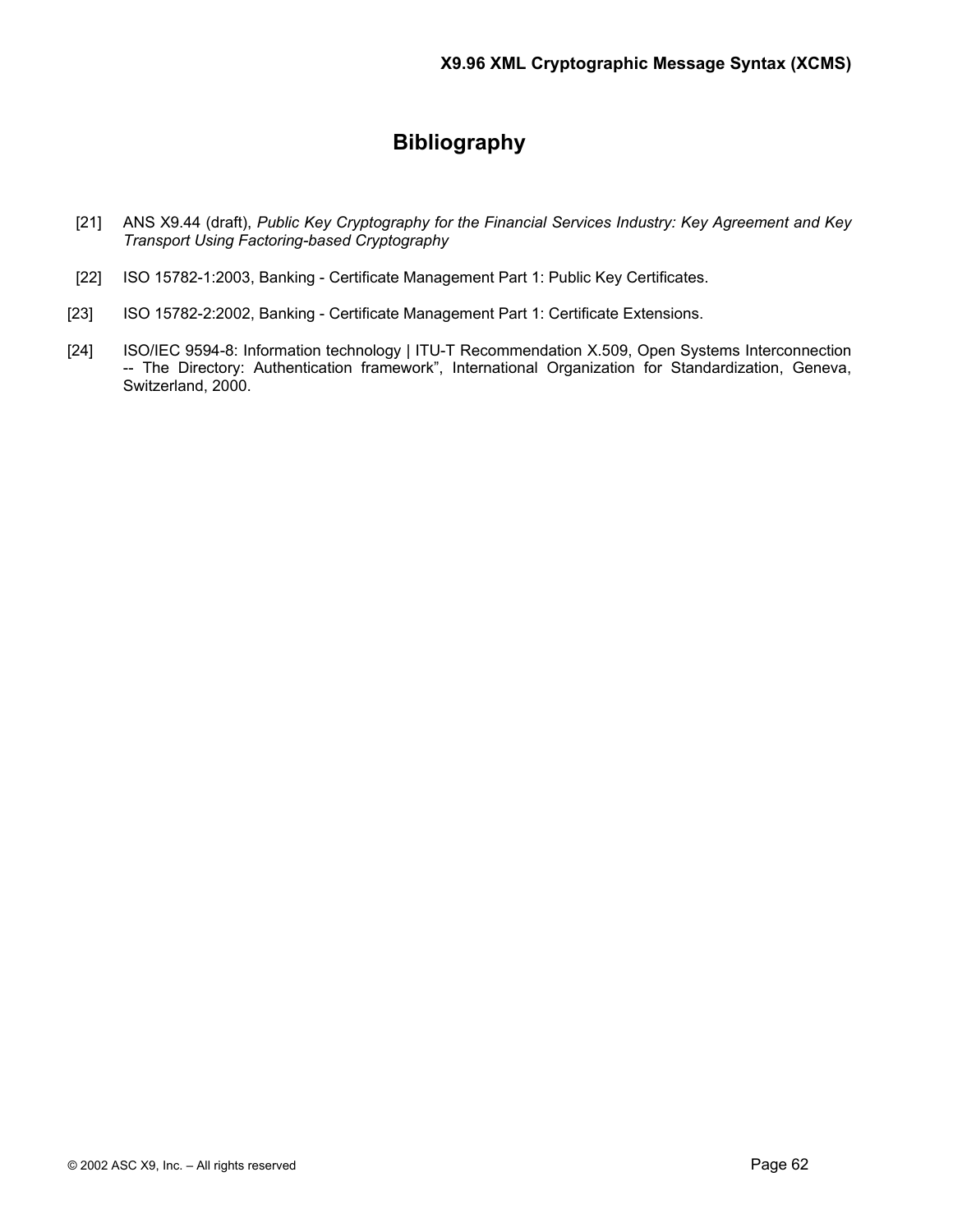# Bibliography

[21] ANS X9.44 (draft), *Public Key Cryptography for the Financial Services Industry: Key Agreement and Key Transport Using Factoring-based Cryptography*

[22] ISO 15782-1:2003, Banking - Certificate Management Part 1: Public Key Certificates.

[23] ISO 15782-2:2002, Banking - Certificate Management Part 1: Certificate Extensions.

[24] ISO/IEC 9594-8: Information technology | ITU-T Recommendation X.509, Open Systems Interconnection -- The Directory: Authentication framework", International Organization for Standardization, Geneva, Switzerland, 2000.